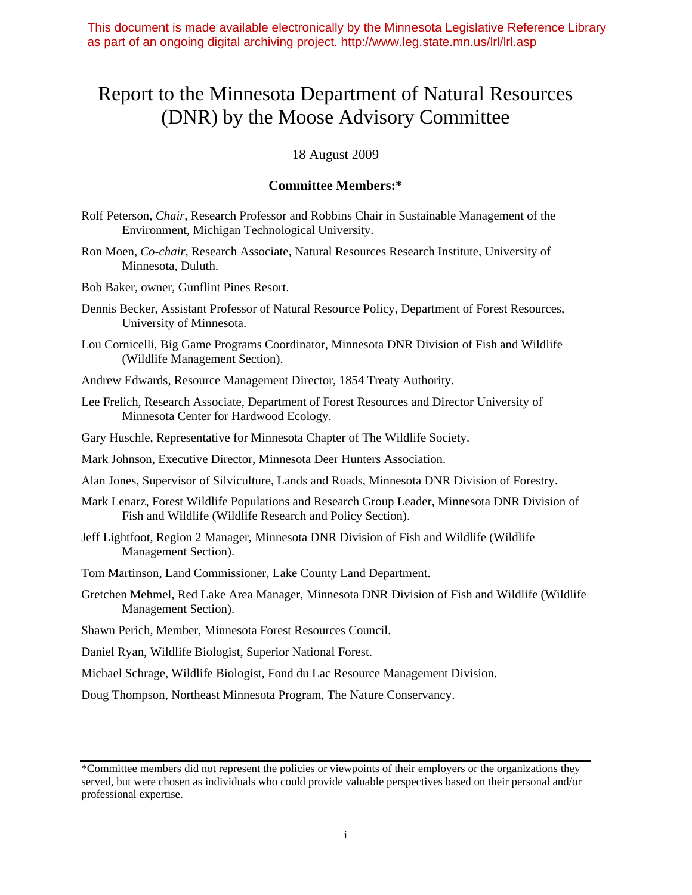This document is made available electronically by the Minnesota Legislative Reference Library as part of an ongoing digital archiving project. http://www.leg.state.mn.us/lrl/lrl.asp

# Report to the Minnesota Department of Natural Resources (DNR) by the Moose Advisory Committee

18 August 2009

**Committee Members:***

Rolf Peterson, *Chair*, Research Professor and Robbins Chair in Sustainable Management of the Environment, Michigan Technological University.

Ron Moen, *Co-chair*, Research Associate, Natural Resources Research Institute, University of Minnesota, Duluth.

Bob Baker, owner, Gunflint Pines Resort.

Dennis Becker, Assistant Professor of Natural Resource Policy, Department of Forest Resources, University of Minnesota.

Lou Cornicelli, Big Game Programs Coordinator, Minnesota DNR Division of Fish and Wildlife (Wildlife Management Section).

Andrew Edwards, Resource Management Director, 1854 Treaty Authority.

Lee Frelich, Research Associate, Department of Forest Resources and Director University of Minnesota Center for Hardwood Ecology.

Gary Huschle, Representative for Minnesota Chapter of The Wildlife Society.

Mark Johnson, Executive Director, Minnesota Deer Hunters Association.

Alan Jones, Supervisor of Silviculture, Lands and Roads, Minnesota DNR Division of Forestry.

Mark Lenarz, Forest Wildlife Populations and Research Group Leader, Minnesota DNR Division of Fish and Wildlife (Wildlife Research and Policy Section).

Jeff Lightfoot, Region 2 Manager, Minnesota DNR Division of Fish and Wildlife (Wildlife Management Section).

Tom Martinson, Land Commissioner, Lake County Land Department.

Gretchen Mehmel, Red Lake Area Manager, Minnesota DNR Division of Fish and Wildlife (Wildlife Management Section).

Shawn Perich, Member, Minnesota Forest Resources Council.

Daniel Ryan, Wildlife Biologist, Superior National Forest.

Michael Schrage, Wildlife Biologist, Fond du Lac Resource Management Division.

Doug Thompson, Northeast Minnesota Program, The Nature Conservancy.

---

*Committee members did not represent the policies or viewpoints of their employers or the organizations they served, but were chosen as individuals who could provide valuable perspectives based on their personal and/or professional expertise.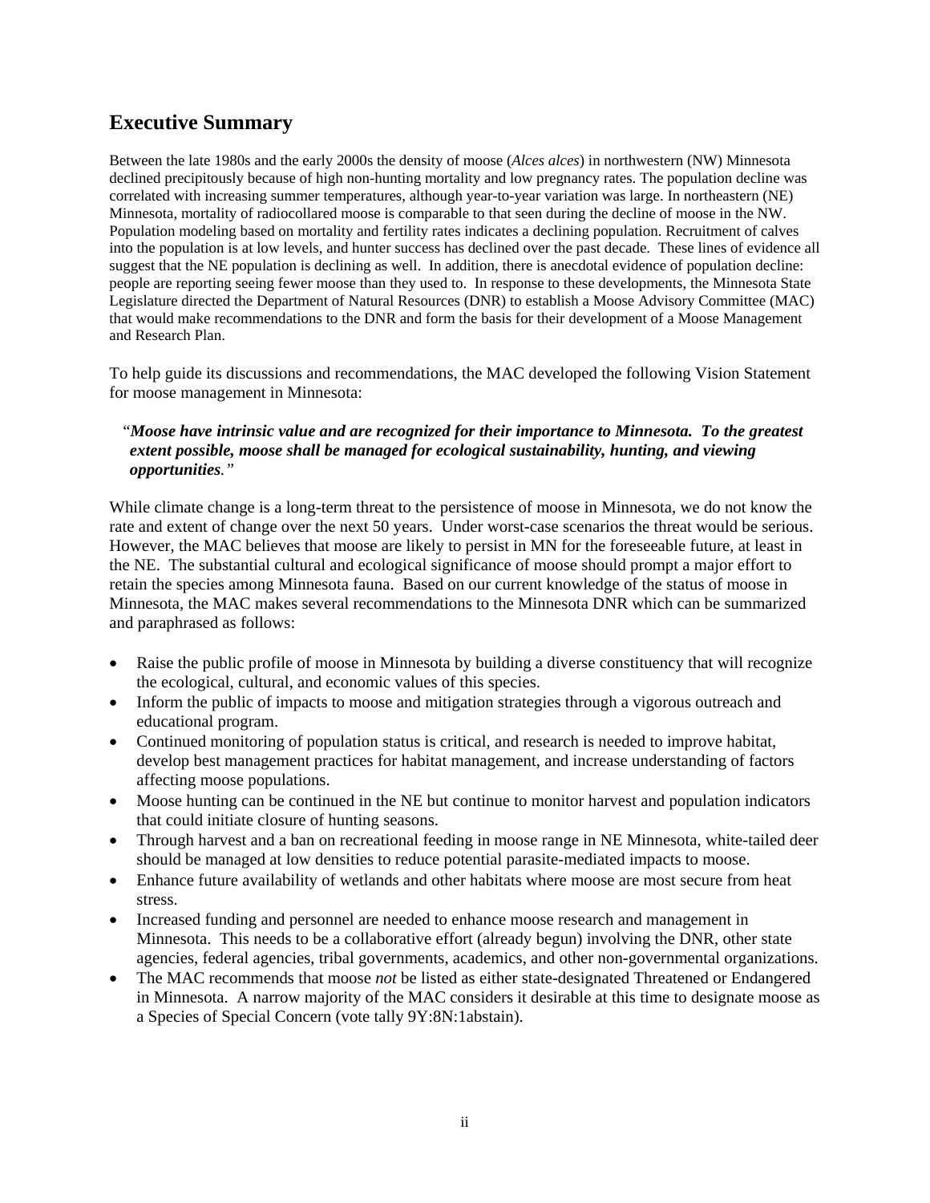## Executive Summary

Between the late 1980s and the early 2000s the density of moose (*Alces alces*) in northwestern (NW) Minnesota declined precipitously because of high non-hunting mortality and low pregnancy rates. The population decline was correlated with increasing summer temperatures, although year-to-year variation was large. In northeastern (NE) Minnesota, mortality of radiocollared moose is comparable to that seen during the decline of moose in the NW. Population modeling based on mortality and fertility rates indicates a declining population. Recruitment of calves into the population is at low levels, and hunter success has declined over the past decade. These lines of evidence all suggest that the NE population is declining as well. In addition, there is anecdotal evidence of population decline: people are reporting seeing fewer moose than they used to. In response to these developments, the Minnesota State Legislature directed the Department of Natural Resources (DNR) to establish a Moose Advisory Committee (MAC) that would make recommendations to the DNR and form the basis for their development of a Moose Management and Research Plan.

To help guide its discussions and recommendations, the MAC developed the following Vision Statement for moose management in Minnesota:

"***Moose have intrinsic value and are recognized for their importance to Minnesota. To the greatest extent possible, moose shall be managed for ecological sustainability, hunting, and viewing opportunities****."*

While climate change is a long-term threat to the persistence of moose in Minnesota, we do not know the rate and extent of change over the next 50 years. Under worst-case scenarios the threat would be serious. However, the MAC believes that moose are likely to persist in MN for the foreseeable future, at least in the NE. The substantial cultural and ecological significance of moose should prompt a major effort to retain the species among Minnesota fauna. Based on our current knowledge of the status of moose in Minnesota, the MAC makes several recommendations to the Minnesota DNR which can be summarized and paraphrased as follows:

- Raise the public profile of moose in Minnesota by building a diverse constituency that will recognize the ecological, cultural, and economic values of this species.
- Inform the public of impacts to moose and mitigation strategies through a vigorous outreach and educational program.
- Continued monitoring of population status is critical, and research is needed to improve habitat, develop best management practices for habitat management, and increase understanding of factors affecting moose populations.
- Moose hunting can be continued in the NE but continue to monitor harvest and population indicators that could initiate closure of hunting seasons.
- Through harvest and a ban on recreational feeding in moose range in NE Minnesota, white-tailed deer should be managed at low densities to reduce potential parasite-mediated impacts to moose.
- Enhance future availability of wetlands and other habitats where moose are most secure from heat stress.
- Increased funding and personnel are needed to enhance moose research and management in Minnesota. This needs to be a collaborative effort (already begun) involving the DNR, other state agencies, federal agencies, tribal governments, academics, and other non-governmental organizations.
- The MAC recommends that moose *not* be listed as either state-designated Threatened or Endangered in Minnesota. A narrow majority of the MAC considers it desirable at this time to designate moose as a Species of Special Concern (vote tally 9Y:8N:1abstain).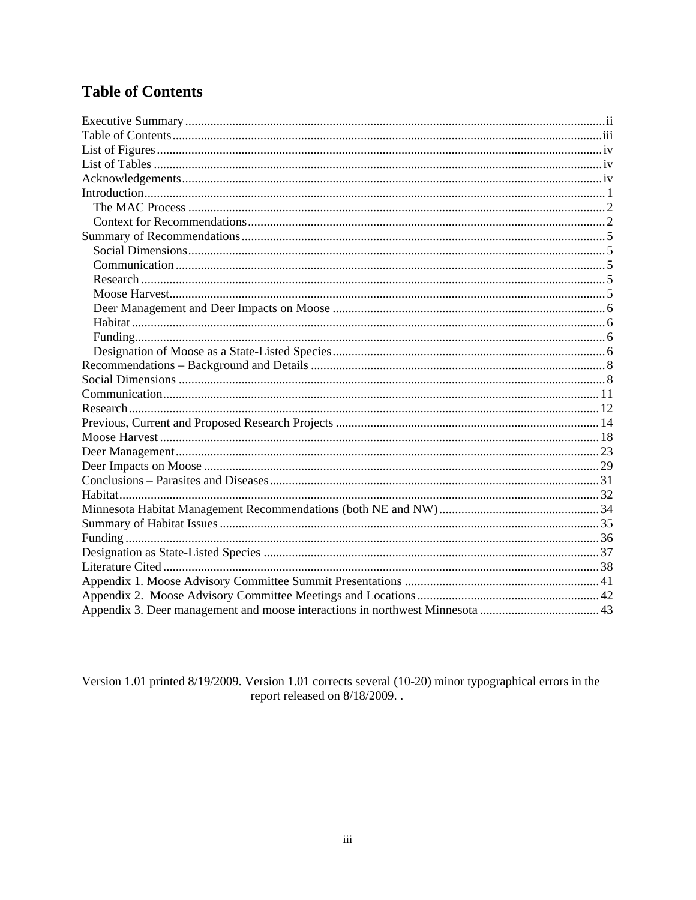# Table of Contents

Executive Summary ..................................................................................................................... ii
Table of Contents ..................................................................................................................... iii
List of Figures .......................................................................................................................... iv
List of Tables ........................................................................................................................... iv
Acknowledgements .................................................................................................................. iv
Introduction ............................................................................................................................... 1
  The MAC Process .................................................................................................................. 2
  Context for Recommendations ............................................................................................... 2
Summary of Recommendations ................................................................................................ 5
  Social Dimensions .................................................................................................................. 5
  Communication ...................................................................................................................... 5
  Research ................................................................................................................................. 5
  Moose Harvest ........................................................................................................................ 5
  Deer Management and Deer Impacts on Moose .................................................................... 6
  Habitat .................................................................................................................................... 6
  Funding ................................................................................................................................... 6
  Designation of Moose as a State-Listed Species .................................................................... 6
Recommendations – Background and Details ........................................................................... 8
Social Dimensions ..................................................................................................................... 8
Communication ........................................................................................................................ 11
Research ................................................................................................................................... 12
Previous, Current and Proposed Research Projects ................................................................. 14
Moose Harvest ......................................................................................................................... 18
Deer Management .................................................................................................................... 23
Deer Impacts on Moose ........................................................................................................... 29
Conclusions – Parasites and Diseases ...................................................................................... 31
Habitat ..................................................................................................................................... 32
Minnesota Habitat Management Recommendations (both NE and NW) ................................. 34
Summary of Habitat Issues ...................................................................................................... 35
Funding .................................................................................................................................... 36
Designation as State-Listed Species ........................................................................................ 37
Literature Cited ........................................................................................................................ 38
Appendix 1. Moose Advisory Committee Summit Presentations ........................................... 41
Appendix 2. Moose Advisory Committee Meetings and Locations ......................................... 42
Appendix 3. Deer management and moose interactions in northwest Minnesota .................... 43

Version 1.01 printed 8/19/2009. Version 1.01 corrects several (10-20) minor typographical errors in the report released on 8/18/2009. .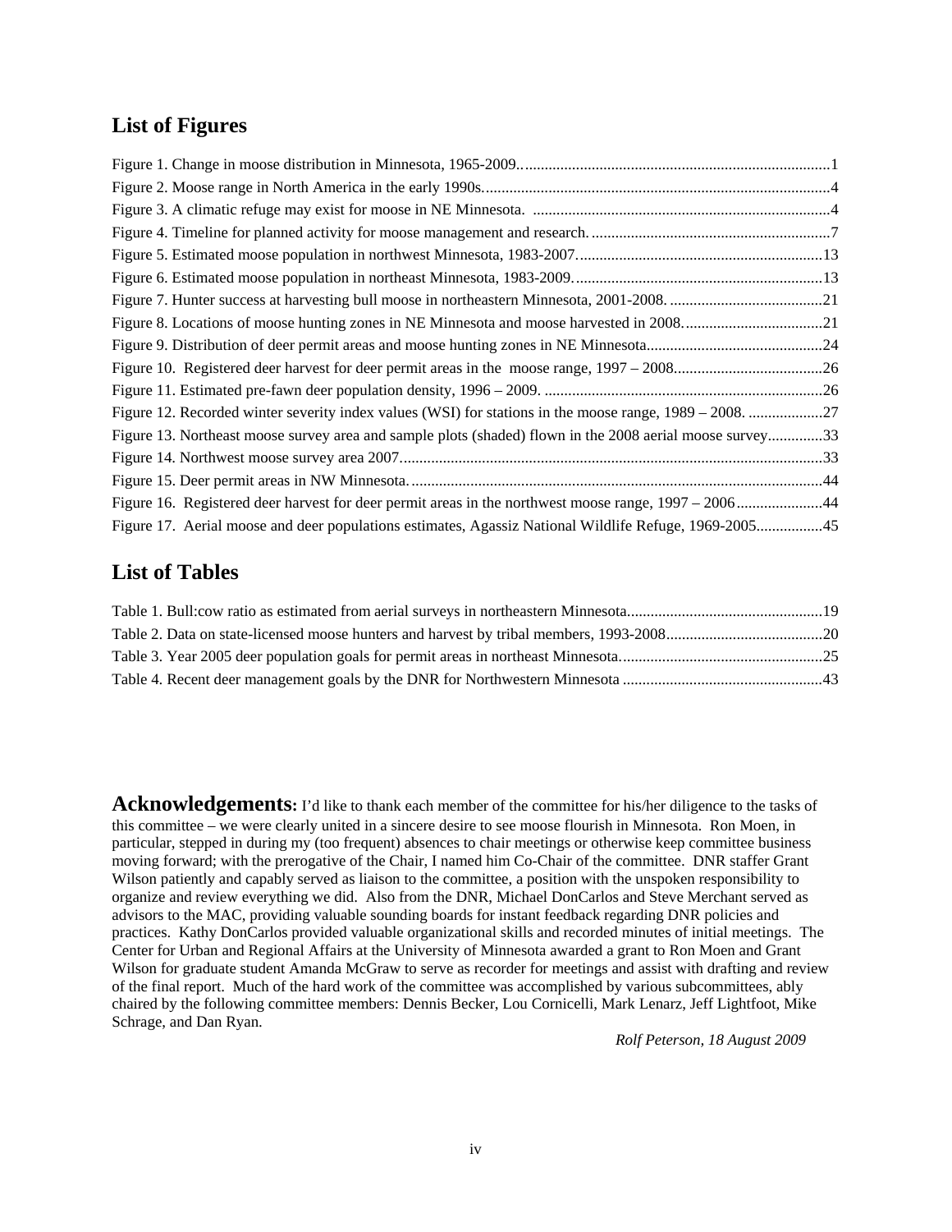## List of Figures

Figure 1. Change in moose distribution in Minnesota, 1965-2009................................................................................1
Figure 2. Moose range in North America in the early 1990s.........................................................................................4
Figure 3. A climatic refuge may exist for moose in NE Minnesota. ............................................................................4
Figure 4. Timeline for planned activity for moose management and research.............................................................7
Figure 5. Estimated moose population in northwest Minnesota, 1983-2007...............................................................13
Figure 6. Estimated moose population in northeast Minnesota, 1983-2009................................................................13
Figure 7. Hunter success at harvesting bull moose in northeastern Minnesota, 2001-2008........................................21
Figure 8. Locations of moose hunting zones in NE Minnesota and moose harvested in 2008....................................21
Figure 9. Distribution of deer permit areas and moose hunting zones in NE Minnesota.............................................24
Figure 10. Registered deer harvest for deer permit areas in the moose range, 1997 – 2008......................................26
Figure 11. Estimated pre-fawn deer population density, 1996 – 2009. .......................................................................26
Figure 12. Recorded winter severity index values (WSI) for stations in the moose range, 1989 – 2008. ..................27
Figure 13. Northeast moose survey area and sample plots (shaded) flown in the 2008 aerial moose survey..............33
Figure 14. Northwest moose survey area 2007............................................................................................................33
Figure 15. Deer permit areas in NW Minnesota..........................................................................................................44
Figure 16. Registered deer harvest for deer permit areas in the northwest moose range, 1997 – 2006......................44
Figure 17. Aerial moose and deer populations estimates, Agassiz National Wildlife Refuge, 1969-2005................45

## List of Tables

Table 1. Bull:cow ratio as estimated from aerial surveys in northeastern Minnesota..................................................19
Table 2. Data on state-licensed moose hunters and harvest by tribal members, 1993-2008........................................20
Table 3. Year 2005 deer population goals for permit areas in northeast Minnesota....................................................25
Table 4. Recent deer management goals by the DNR for Northwestern Minnesota ...................................................43

**Acknowledgements:** I'd like to thank each member of the committee for his/her diligence to the tasks of this committee – we were clearly united in a sincere desire to see moose flourish in Minnesota. Ron Moen, in particular, stepped in during my (too frequent) absences to chair meetings or otherwise keep committee business moving forward; with the prerogative of the Chair, I named him Co-Chair of the committee. DNR staffer Grant Wilson patiently and capably served as liaison to the committee, a position with the unspoken responsibility to organize and review everything we did. Also from the DNR, Michael DonCarlos and Steve Merchant served as advisors to the MAC, providing valuable sounding boards for instant feedback regarding DNR policies and practices. Kathy DonCarlos provided valuable organizational skills and recorded minutes of initial meetings. The Center for Urban and Regional Affairs at the University of Minnesota awarded a grant to Ron Moen and Grant Wilson for graduate student Amanda McGraw to serve as recorder for meetings and assist with drafting and review of the final report. Much of the hard work of the committee was accomplished by various subcommittees, ably chaired by the following committee members: Dennis Becker, Lou Cornicelli, Mark Lenarz, Jeff Lightfoot, Mike Schrage, and Dan Ryan.

*Rolf Peterson, 18 August 2009*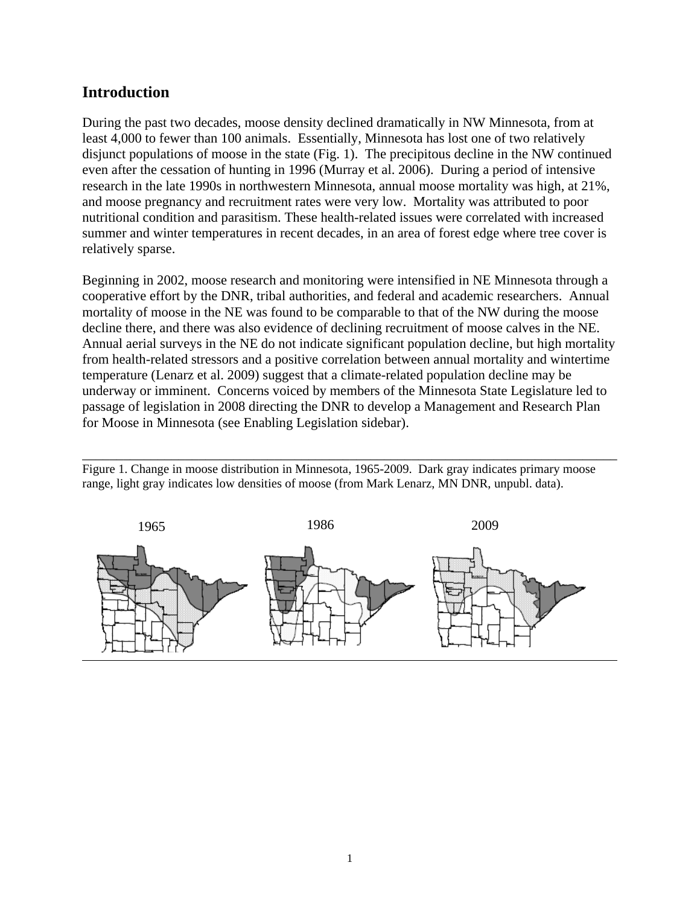## Introduction

During the past two decades, moose density declined dramatically in NW Minnesota, from at least 4,000 to fewer than 100 animals. Essentially, Minnesota has lost one of two relatively disjunct populations of moose in the state (Fig. 1). The precipitous decline in the NW continued even after the cessation of hunting in 1996 (Murray et al. 2006). During a period of intensive research in the late 1990s in northwestern Minnesota, annual moose mortality was high, at 21%, and moose pregnancy and recruitment rates were very low. Mortality was attributed to poor nutritional condition and parasitism. These health-related issues were correlated with increased summer and winter temperatures in recent decades, in an area of forest edge where tree cover is relatively sparse.

Beginning in 2002, moose research and monitoring were intensified in NE Minnesota through a cooperative effort by the DNR, tribal authorities, and federal and academic researchers. Annual mortality of moose in the NE was found to be comparable to that of the NW during the moose decline there, and there was also evidence of declining recruitment of moose calves in the NE. Annual aerial surveys in the NE do not indicate significant population decline, but high mortality from health-related stressors and a positive correlation between annual mortality and wintertime temperature (Lenarz et al. 2009) suggest that a climate-related population decline may be underway or imminent. Concerns voiced by members of the Minnesota State Legislature led to passage of legislation in 2008 directing the DNR to develop a Management and Research Plan for Moose in Minnesota (see Enabling Legislation sidebar).

Figure 1. Change in moose distribution in Minnesota, 1965-2009. Dark gray indicates primary moose range, light gray indicates low densities of moose (from Mark Lenarz, MN DNR, unpubl. data).

1965 1986 2009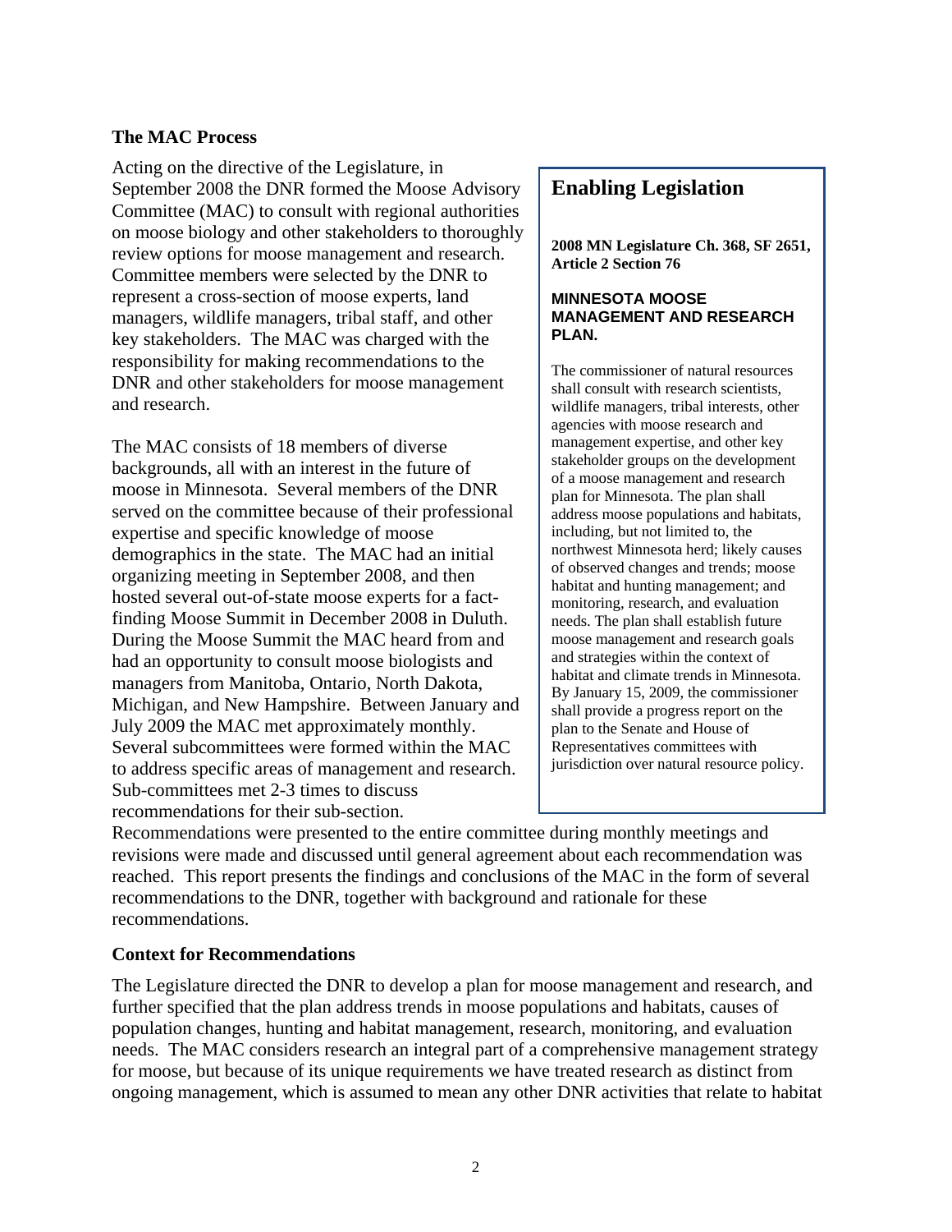## The MAC Process

Acting on the directive of the Legislature, in September 2008 the DNR formed the Moose Advisory Committee (MAC) to consult with regional authorities on moose biology and other stakeholders to thoroughly review options for moose management and research. Committee members were selected by the DNR to represent a cross-section of moose experts, land managers, wildlife managers, tribal staff, and other key stakeholders. The MAC was charged with the responsibility for making recommendations to the DNR and other stakeholders for moose management and research.

The MAC consists of 18 members of diverse backgrounds, all with an interest in the future of moose in Minnesota. Several members of the DNR served on the committee because of their professional expertise and specific knowledge of moose demographics in the state. The MAC had an initial organizing meeting in September 2008, and then hosted several out-of-state moose experts for a fact-finding Moose Summit in December 2008 in Duluth. During the Moose Summit the MAC heard from and had an opportunity to consult moose biologists and managers from Manitoba, Ontario, North Dakota, Michigan, and New Hampshire. Between January and July 2009 the MAC met approximately monthly. Several subcommittees were formed within the MAC to address specific areas of management and research. Sub-committees met 2-3 times to discuss recommendations for their sub-section. Recommendations were presented to the entire committee during monthly meetings and revisions were made and discussed until general agreement about each recommendation was reached. This report presents the findings and conclusions of the MAC in the form of several recommendations to the DNR, together with background and rationale for these recommendations.

> ## Enabling Legislation
>
> **2008 MN Legislature Ch. 368, SF 2651, Article 2 Section 76**
>
> **MINNESOTA MOOSE MANAGEMENT AND RESEARCH PLAN.**
>
> The commissioner of natural resources shall consult with research scientists, wildlife managers, tribal interests, other agencies with moose research and management expertise, and other key stakeholder groups on the development of a moose management and research plan for Minnesota. The plan shall address moose populations and habitats, including, but not limited to, the northwest Minnesota herd; likely causes of observed changes and trends; moose habitat and hunting management; and monitoring, research, and evaluation needs. The plan shall establish future moose management and research goals and strategies within the context of habitat and climate trends in Minnesota. By January 15, 2009, the commissioner shall provide a progress report on the plan to the Senate and House of Representatives committees with jurisdiction over natural resource policy.

## Context for Recommendations

The Legislature directed the DNR to develop a plan for moose management and research, and further specified that the plan address trends in moose populations and habitats, causes of population changes, hunting and habitat management, research, monitoring, and evaluation needs. The MAC considers research an integral part of a comprehensive management strategy for moose, but because of its unique requirements we have treated research as distinct from ongoing management, which is assumed to mean any other DNR activities that relate to habitat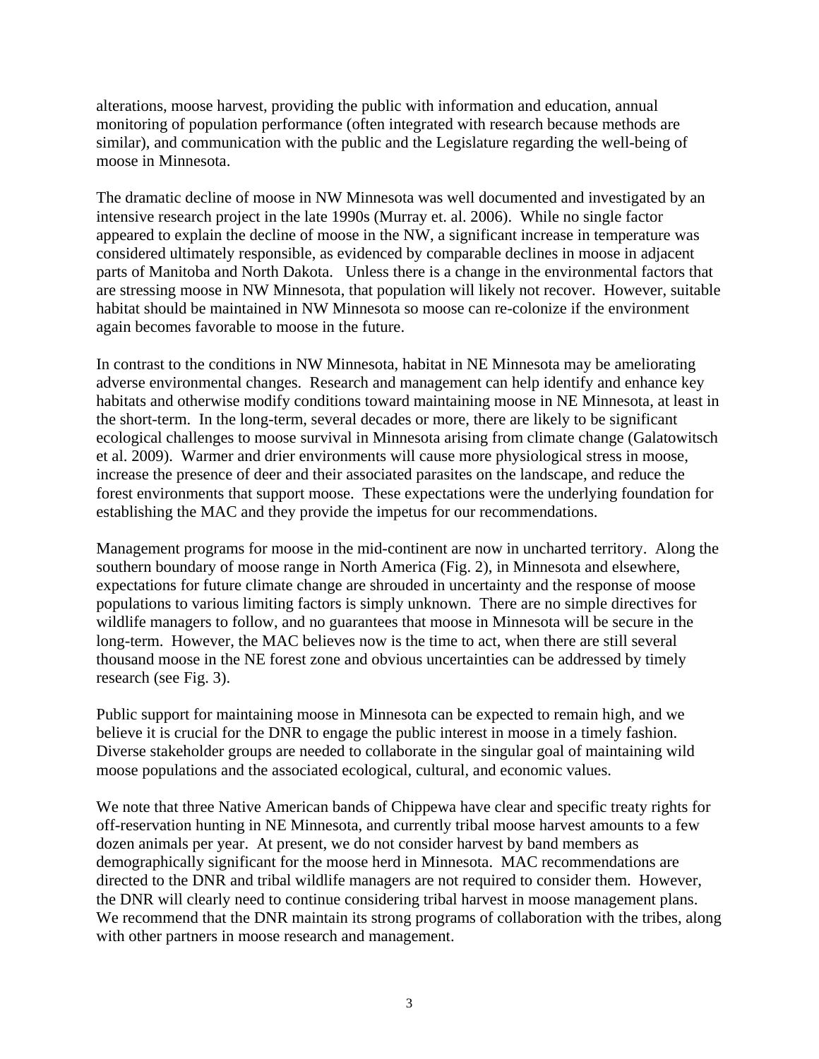alterations, moose harvest, providing the public with information and education, annual monitoring of population performance (often integrated with research because methods are similar), and communication with the public and the Legislature regarding the well-being of moose in Minnesota.

The dramatic decline of moose in NW Minnesota was well documented and investigated by an intensive research project in the late 1990s (Murray et. al. 2006). While no single factor appeared to explain the decline of moose in the NW, a significant increase in temperature was considered ultimately responsible, as evidenced by comparable declines in moose in adjacent parts of Manitoba and North Dakota. Unless there is a change in the environmental factors that are stressing moose in NW Minnesota, that population will likely not recover. However, suitable habitat should be maintained in NW Minnesota so moose can re-colonize if the environment again becomes favorable to moose in the future.

In contrast to the conditions in NW Minnesota, habitat in NE Minnesota may be ameliorating adverse environmental changes. Research and management can help identify and enhance key habitats and otherwise modify conditions toward maintaining moose in NE Minnesota, at least in the short-term. In the long-term, several decades or more, there are likely to be significant ecological challenges to moose survival in Minnesota arising from climate change (Galatowitsch et al. 2009). Warmer and drier environments will cause more physiological stress in moose, increase the presence of deer and their associated parasites on the landscape, and reduce the forest environments that support moose. These expectations were the underlying foundation for establishing the MAC and they provide the impetus for our recommendations.

Management programs for moose in the mid-continent are now in uncharted territory. Along the southern boundary of moose range in North America (Fig. 2), in Minnesota and elsewhere, expectations for future climate change are shrouded in uncertainty and the response of moose populations to various limiting factors is simply unknown. There are no simple directives for wildlife managers to follow, and no guarantees that moose in Minnesota will be secure in the long-term. However, the MAC believes now is the time to act, when there are still several thousand moose in the NE forest zone and obvious uncertainties can be addressed by timely research (see Fig. 3).

Public support for maintaining moose in Minnesota can be expected to remain high, and we believe it is crucial for the DNR to engage the public interest in moose in a timely fashion. Diverse stakeholder groups are needed to collaborate in the singular goal of maintaining wild moose populations and the associated ecological, cultural, and economic values.

We note that three Native American bands of Chippewa have clear and specific treaty rights for off-reservation hunting in NE Minnesota, and currently tribal moose harvest amounts to a few dozen animals per year. At present, we do not consider harvest by band members as demographically significant for the moose herd in Minnesota. MAC recommendations are directed to the DNR and tribal wildlife managers are not required to consider them. However, the DNR will clearly need to continue considering tribal harvest in moose management plans. We recommend that the DNR maintain its strong programs of collaboration with the tribes, along with other partners in moose research and management.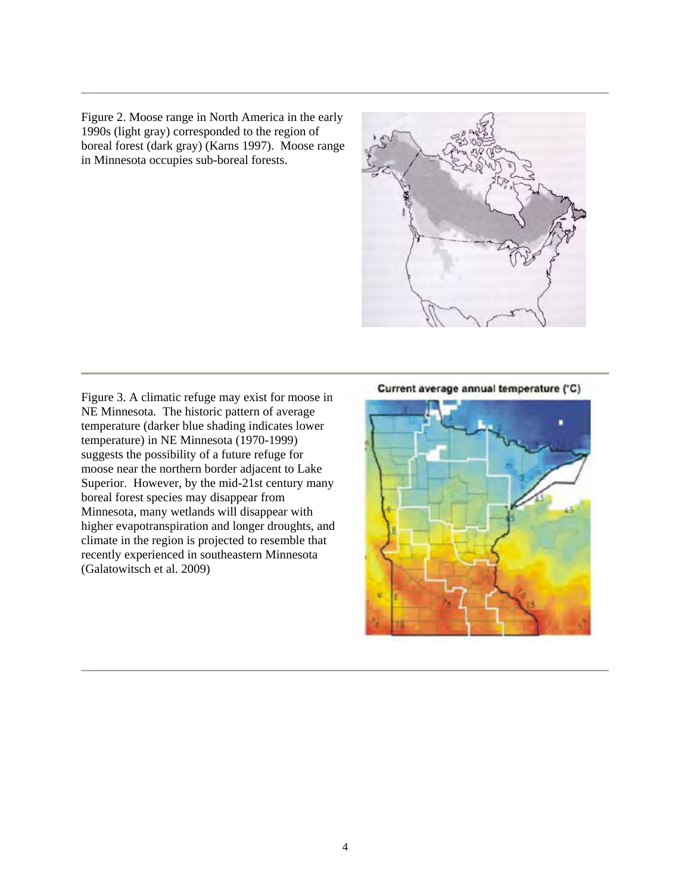Figure 2. Moose range in North America in the early 1990s (light gray) corresponded to the region of boreal forest (dark gray) (Karns 1997). Moose range in Minnesota occupies sub-boreal forests.

Current average annual temperature (°C)

Figure 3. A climatic refuge may exist for moose in NE Minnesota. The historic pattern of average temperature (darker blue shading indicates lower temperature) in NE Minnesota (1970-1999) suggests the possibility of a future refuge for moose near the northern border adjacent to Lake Superior. However, by the mid-21st century many boreal forest species may disappear from Minnesota, many wetlands will disappear with higher evapotranspiration and longer droughts, and climate in the region is projected to resemble that recently experienced in southeastern Minnesota (Galatowitsch et al. 2009)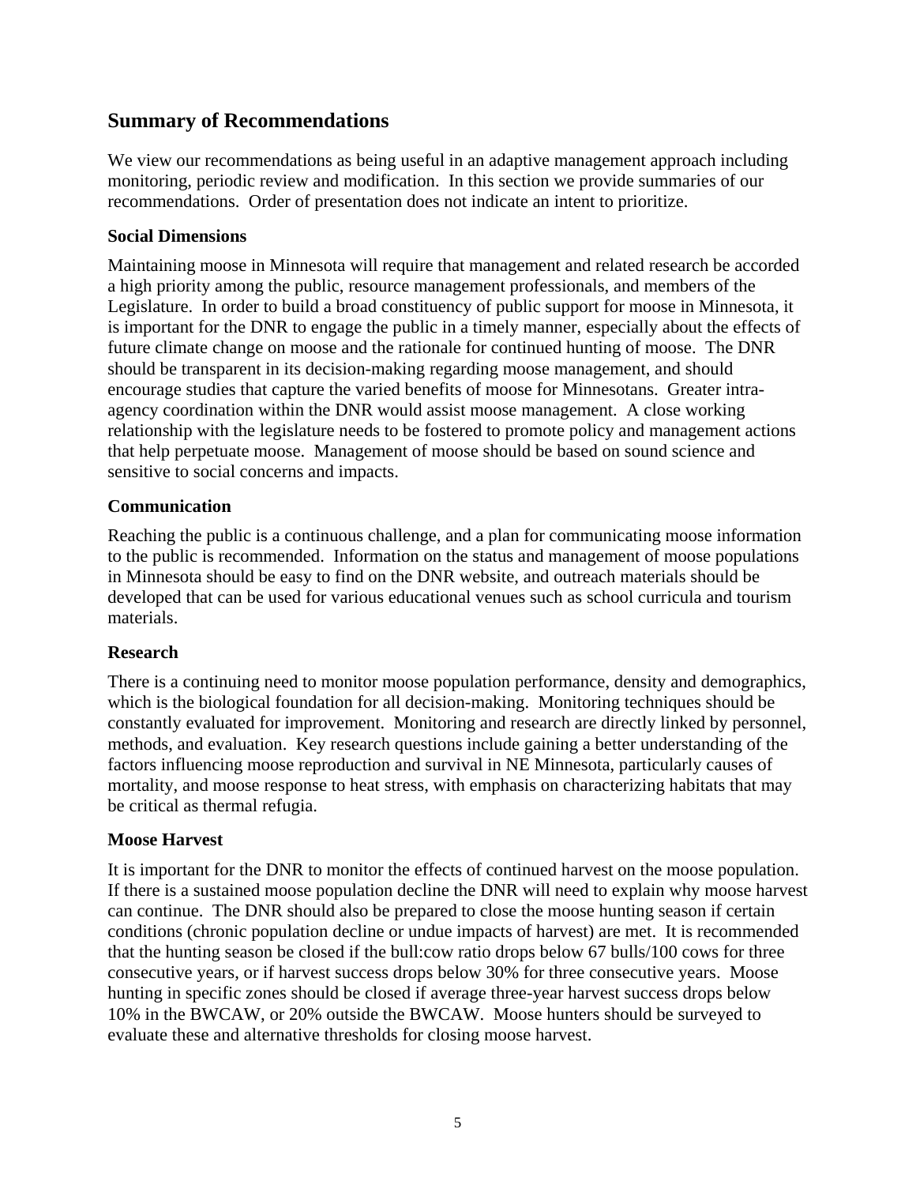## Summary of Recommendations

We view our recommendations as being useful in an adaptive management approach including monitoring, periodic review and modification. In this section we provide summaries of our recommendations. Order of presentation does not indicate an intent to prioritize.

### Social Dimensions

Maintaining moose in Minnesota will require that management and related research be accorded a high priority among the public, resource management professionals, and members of the Legislature. In order to build a broad constituency of public support for moose in Minnesota, it is important for the DNR to engage the public in a timely manner, especially about the effects of future climate change on moose and the rationale for continued hunting of moose. The DNR should be transparent in its decision-making regarding moose management, and should encourage studies that capture the varied benefits of moose for Minnesotans. Greater intra-agency coordination within the DNR would assist moose management. A close working relationship with the legislature needs to be fostered to promote policy and management actions that help perpetuate moose. Management of moose should be based on sound science and sensitive to social concerns and impacts.

### Communication

Reaching the public is a continuous challenge, and a plan for communicating moose information to the public is recommended. Information on the status and management of moose populations in Minnesota should be easy to find on the DNR website, and outreach materials should be developed that can be used for various educational venues such as school curricula and tourism materials.

### Research

There is a continuing need to monitor moose population performance, density and demographics, which is the biological foundation for all decision-making. Monitoring techniques should be constantly evaluated for improvement. Monitoring and research are directly linked by personnel, methods, and evaluation. Key research questions include gaining a better understanding of the factors influencing moose reproduction and survival in NE Minnesota, particularly causes of mortality, and moose response to heat stress, with emphasis on characterizing habitats that may be critical as thermal refugia.

### Moose Harvest

It is important for the DNR to monitor the effects of continued harvest on the moose population. If there is a sustained moose population decline the DNR will need to explain why moose harvest can continue. The DNR should also be prepared to close the moose hunting season if certain conditions (chronic population decline or undue impacts of harvest) are met. It is recommended that the hunting season be closed if the bull:cow ratio drops below 67 bulls/100 cows for three consecutive years, or if harvest success drops below 30% for three consecutive years. Moose hunting in specific zones should be closed if average three-year harvest success drops below 10% in the BWCAW, or 20% outside the BWCAW. Moose hunters should be surveyed to evaluate these and alternative thresholds for closing moose harvest.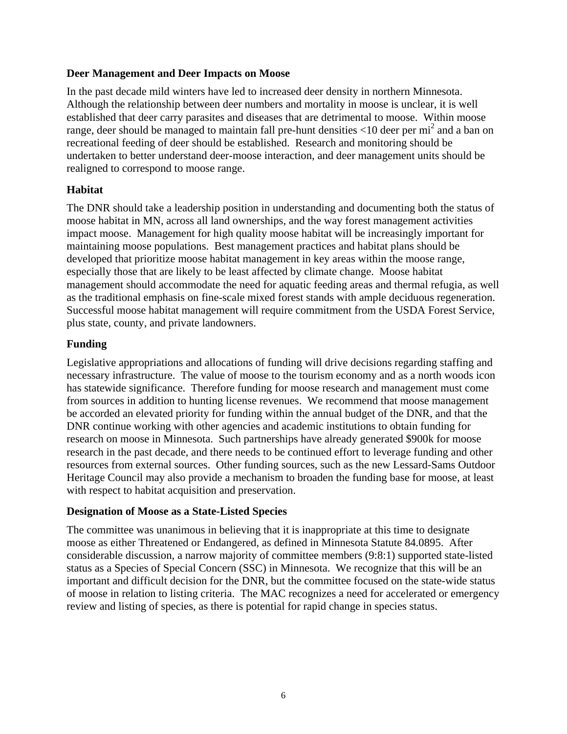**Deer Management and Deer Impacts on Moose**

In the past decade mild winters have led to increased deer density in northern Minnesota. Although the relationship between deer numbers and mortality in moose is unclear, it is well established that deer carry parasites and diseases that are detrimental to moose. Within moose range, deer should be managed to maintain fall pre-hunt densities <10 deer per $mi^2$ and a ban on recreational feeding of deer should be established. Research and monitoring should be undertaken to better understand deer-moose interaction, and deer management units should be realigned to correspond to moose range.

**Habitat**

The DNR should take a leadership position in understanding and documenting both the status of moose habitat in MN, across all land ownerships, and the way forest management activities impact moose. Management for high quality moose habitat will be increasingly important for maintaining moose populations. Best management practices and habitat plans should be developed that prioritize moose habitat management in key areas within the moose range, especially those that are likely to be least affected by climate change. Moose habitat management should accommodate the need for aquatic feeding areas and thermal refugia, as well as the traditional emphasis on fine-scale mixed forest stands with ample deciduous regeneration. Successful moose habitat management will require commitment from the USDA Forest Service, plus state, county, and private landowners.

**Funding**

Legislative appropriations and allocations of funding will drive decisions regarding staffing and necessary infrastructure. The value of moose to the tourism economy and as a north woods icon has statewide significance. Therefore funding for moose research and management must come from sources in addition to hunting license revenues. We recommend that moose management be accorded an elevated priority for funding within the annual budget of the DNR, and that the DNR continue working with other agencies and academic institutions to obtain funding for research on moose in Minnesota. Such partnerships have already generated $900k for moose research in the past decade, and there needs to be continued effort to leverage funding and other resources from external sources. Other funding sources, such as the new Lessard-Sams Outdoor Heritage Council may also provide a mechanism to broaden the funding base for moose, at least with respect to habitat acquisition and preservation.

**Designation of Moose as a State-Listed Species**

The committee was unanimous in believing that it is inappropriate at this time to designate moose as either Threatened or Endangered, as defined in Minnesota Statute 84.0895. After considerable discussion, a narrow majority of committee members (9:8:1) supported state-listed status as a Species of Special Concern (SSC) in Minnesota. We recognize that this will be an important and difficult decision for the DNR, but the committee focused on the state-wide status of moose in relation to listing criteria. The MAC recognizes a need for accelerated or emergency review and listing of species, as there is potential for rapid change in species status.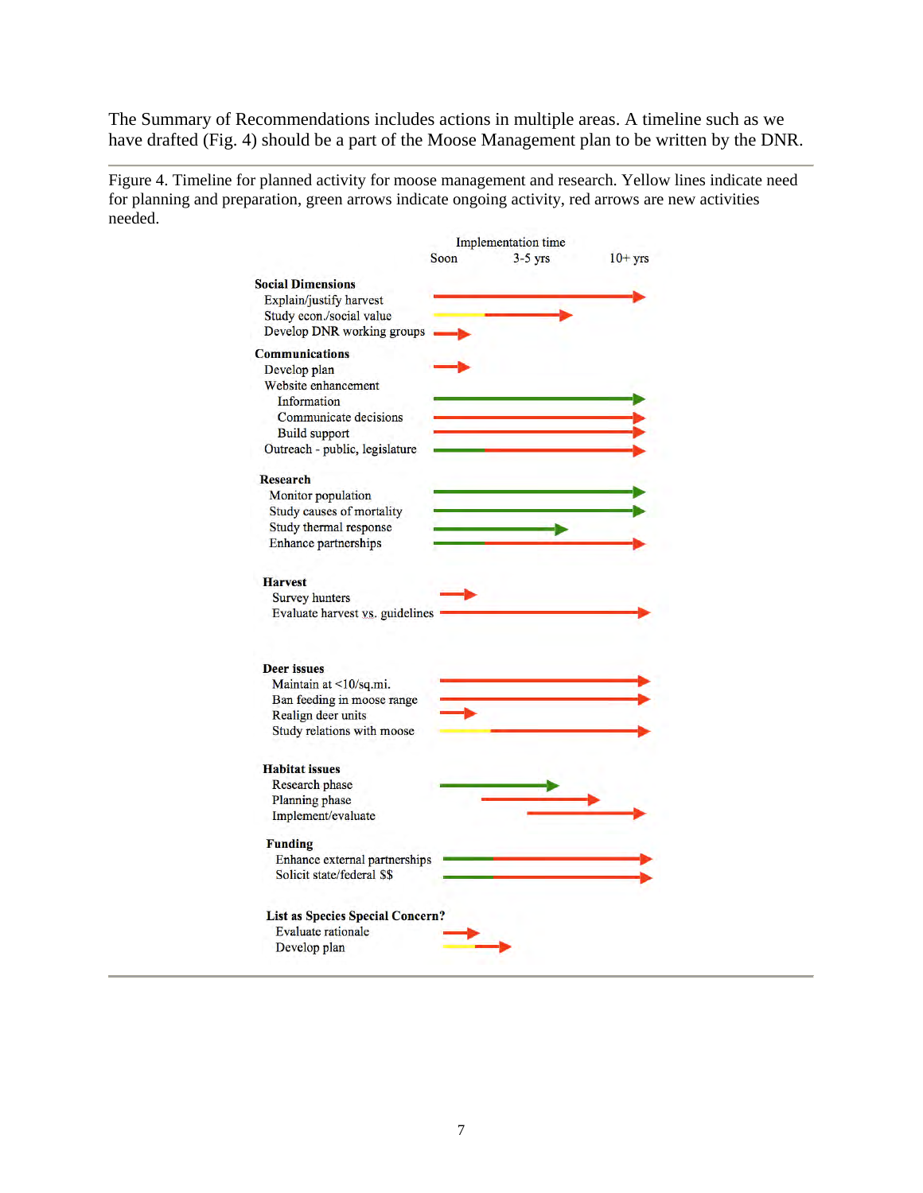The Summary of Recommendations includes actions in multiple areas. A timeline such as we have drafted (Fig. 4) should be a part of the Moose Management plan to be written by the DNR.

Figure 4. Timeline for planned activity for moose management and research. Yellow lines indicate need for planning and preparation, green arrows indicate ongoing activity, red arrows are new activities needed.

Implementation time: Soon | 3-5 yrs | 10+ yrs

**Social Dimensions**
- Explain/justify harvest
- Study econ./social value
- Develop DNR working groups

**Communications**
- Develop plan
- Website enhancement
  - Information
  - Communicate decisions
  - Build support
- Outreach - public, legislature

**Research**
- Monitor population
- Study causes of mortality
- Study thermal response
- Enhance partnerships

**Harvest**
- Survey hunters
- Evaluate harvest vs. guidelines

**Deer issues**
- Maintain at <10/sq.mi.
- Ban feeding in moose range
- Realign deer units
- Study relations with moose

**Habitat issues**
- Research phase
- Planning phase
- Implement/evaluate

**Funding**
- Enhance external partnerships
- Solicit state/federal $$

**List as Species Special Concern?**
- Evaluate rationale
- Develop plan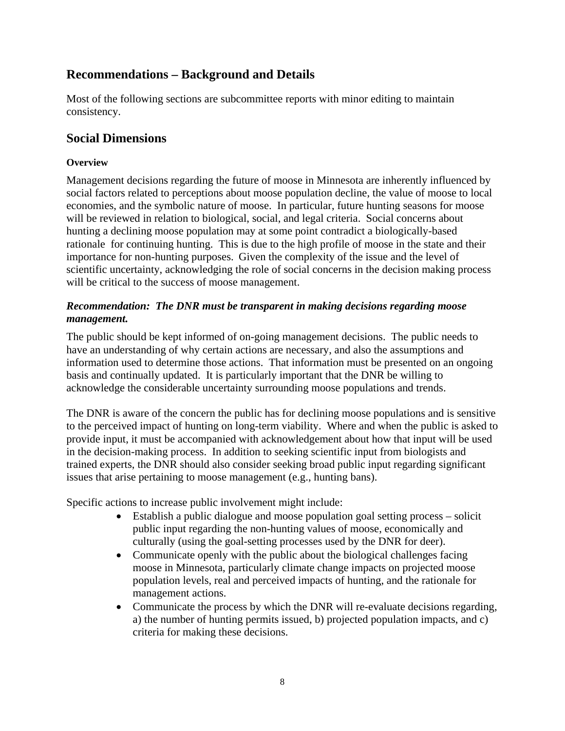## Recommendations – Background and Details

Most of the following sections are subcommittee reports with minor editing to maintain consistency.

## Social Dimensions

**Overview**

Management decisions regarding the future of moose in Minnesota are inherently influenced by social factors related to perceptions about moose population decline, the value of moose to local economies, and the symbolic nature of moose. In particular, future hunting seasons for moose will be reviewed in relation to biological, social, and legal criteria. Social concerns about hunting a declining moose population may at some point contradict a biologically-based rationale for continuing hunting. This is due to the high profile of moose in the state and their importance for non-hunting purposes. Given the complexity of the issue and the level of scientific uncertainty, acknowledging the role of social concerns in the decision making process will be critical to the success of moose management.

***Recommendation: The DNR must be transparent in making decisions regarding moose management.***

The public should be kept informed of on-going management decisions. The public needs to have an understanding of why certain actions are necessary, and also the assumptions and information used to determine those actions. That information must be presented on an ongoing basis and continually updated. It is particularly important that the DNR be willing to acknowledge the considerable uncertainty surrounding moose populations and trends.

The DNR is aware of the concern the public has for declining moose populations and is sensitive to the perceived impact of hunting on long-term viability. Where and when the public is asked to provide input, it must be accompanied with acknowledgement about how that input will be used in the decision-making process. In addition to seeking scientific input from biologists and trained experts, the DNR should also consider seeking broad public input regarding significant issues that arise pertaining to moose management (e.g., hunting bans).

Specific actions to increase public involvement might include:

- Establish a public dialogue and moose population goal setting process – solicit public input regarding the non-hunting values of moose, economically and culturally (using the goal-setting processes used by the DNR for deer).
- Communicate openly with the public about the biological challenges facing moose in Minnesota, particularly climate change impacts on projected moose population levels, real and perceived impacts of hunting, and the rationale for management actions.
- Communicate the process by which the DNR will re-evaluate decisions regarding, a) the number of hunting permits issued, b) projected population impacts, and c) criteria for making these decisions.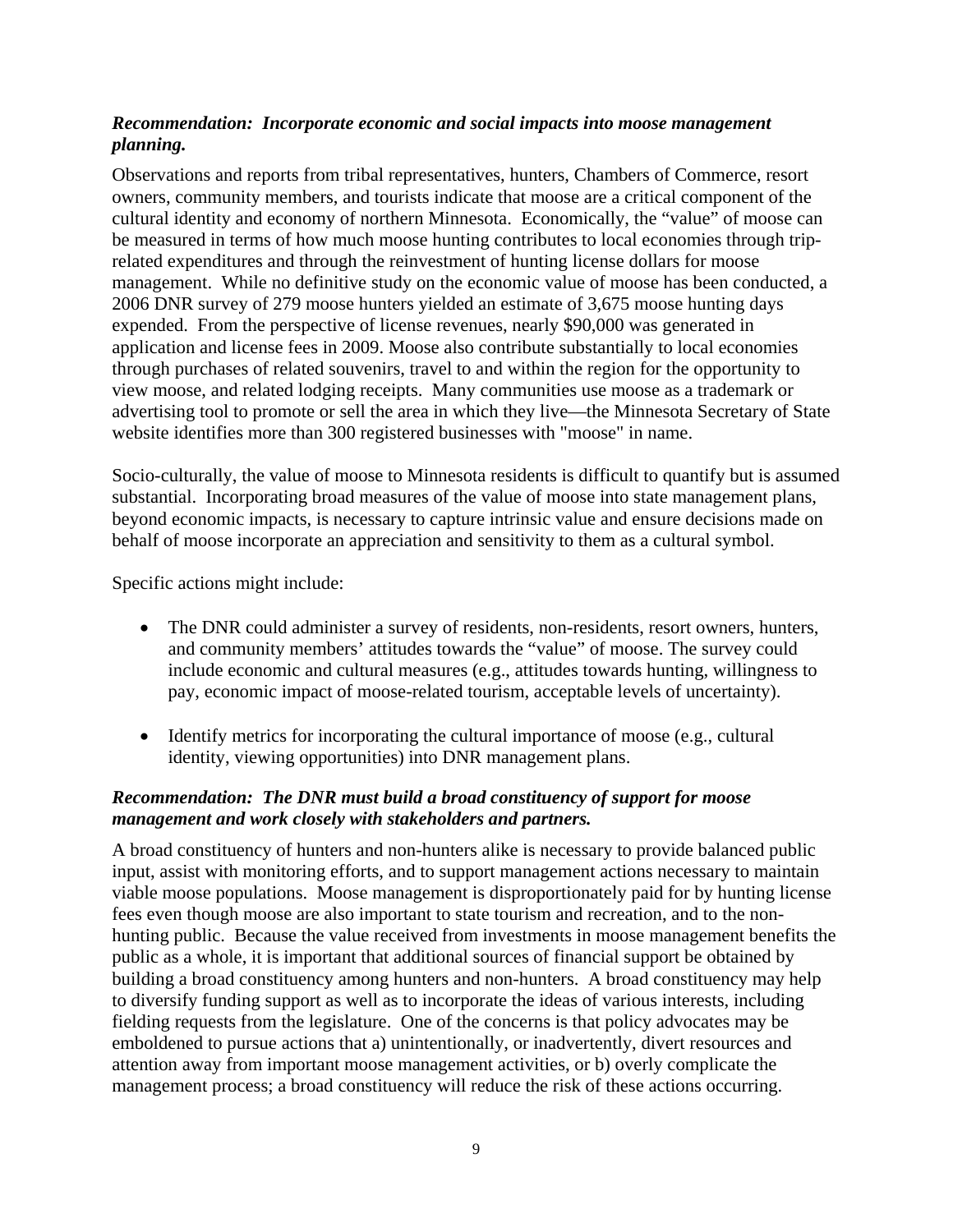***Recommendation: Incorporate economic and social impacts into moose management planning.***

Observations and reports from tribal representatives, hunters, Chambers of Commerce, resort owners, community members, and tourists indicate that moose are a critical component of the cultural identity and economy of northern Minnesota. Economically, the "value" of moose can be measured in terms of how much moose hunting contributes to local economies through trip-related expenditures and through the reinvestment of hunting license dollars for moose management. While no definitive study on the economic value of moose has been conducted, a 2006 DNR survey of 279 moose hunters yielded an estimate of 3,675 moose hunting days expended. From the perspective of license revenues, nearly $90,000 was generated in application and license fees in 2009. Moose also contribute substantially to local economies through purchases of related souvenirs, travel to and within the region for the opportunity to view moose, and related lodging receipts. Many communities use moose as a trademark or advertising tool to promote or sell the area in which they live—the Minnesota Secretary of State website identifies more than 300 registered businesses with "moose" in name.

Socio-culturally, the value of moose to Minnesota residents is difficult to quantify but is assumed substantial. Incorporating broad measures of the value of moose into state management plans, beyond economic impacts, is necessary to capture intrinsic value and ensure decisions made on behalf of moose incorporate an appreciation and sensitivity to them as a cultural symbol.

Specific actions might include:

- The DNR could administer a survey of residents, non-residents, resort owners, hunters, and community members' attitudes towards the "value" of moose. The survey could include economic and cultural measures (e.g., attitudes towards hunting, willingness to pay, economic impact of moose-related tourism, acceptable levels of uncertainty).
- Identify metrics for incorporating the cultural importance of moose (e.g., cultural identity, viewing opportunities) into DNR management plans.

***Recommendation: The DNR must build a broad constituency of support for moose management and work closely with stakeholders and partners.***

A broad constituency of hunters and non-hunters alike is necessary to provide balanced public input, assist with monitoring efforts, and to support management actions necessary to maintain viable moose populations. Moose management is disproportionately paid for by hunting license fees even though moose are also important to state tourism and recreation, and to the non-hunting public. Because the value received from investments in moose management benefits the public as a whole, it is important that additional sources of financial support be obtained by building a broad constituency among hunters and non-hunters. A broad constituency may help to diversify funding support as well as to incorporate the ideas of various interests, including fielding requests from the legislature. One of the concerns is that policy advocates may be emboldened to pursue actions that a) unintentionally, or inadvertently, divert resources and attention away from important moose management activities, or b) overly complicate the management process; a broad constituency will reduce the risk of these actions occurring.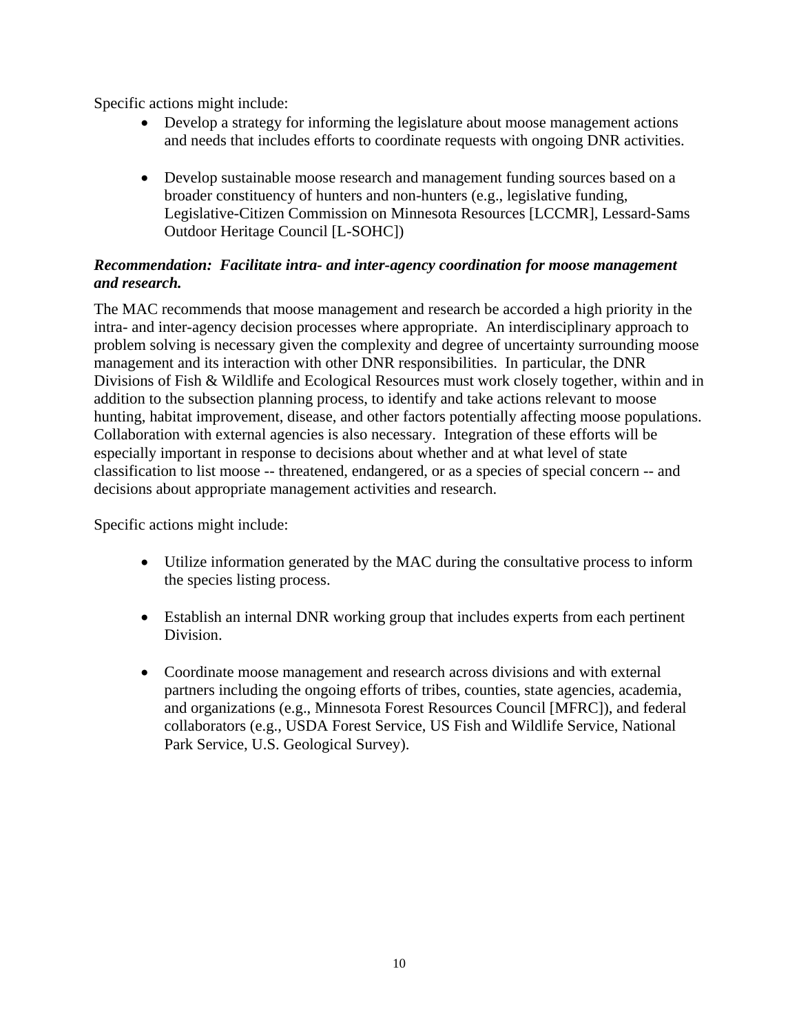Specific actions might include:

- Develop a strategy for informing the legislature about moose management actions and needs that includes efforts to coordinate requests with ongoing DNR activities.

- Develop sustainable moose research and management funding sources based on a broader constituency of hunters and non-hunters (e.g., legislative funding, Legislative-Citizen Commission on Minnesota Resources [LCCMR], Lessard-Sams Outdoor Heritage Council [L-SOHC])

***Recommendation: Facilitate intra- and inter-agency coordination for moose management and research.***

The MAC recommends that moose management and research be accorded a high priority in the intra- and inter-agency decision processes where appropriate. An interdisciplinary approach to problem solving is necessary given the complexity and degree of uncertainty surrounding moose management and its interaction with other DNR responsibilities. In particular, the DNR Divisions of Fish & Wildlife and Ecological Resources must work closely together, within and in addition to the subsection planning process, to identify and take actions relevant to moose hunting, habitat improvement, disease, and other factors potentially affecting moose populations. Collaboration with external agencies is also necessary. Integration of these efforts will be especially important in response to decisions about whether and at what level of state classification to list moose -- threatened, endangered, or as a species of special concern -- and decisions about appropriate management activities and research.

Specific actions might include:

- Utilize information generated by the MAC during the consultative process to inform the species listing process.

- Establish an internal DNR working group that includes experts from each pertinent Division.

- Coordinate moose management and research across divisions and with external partners including the ongoing efforts of tribes, counties, state agencies, academia, and organizations (e.g., Minnesota Forest Resources Council [MFRC]), and federal collaborators (e.g., USDA Forest Service, US Fish and Wildlife Service, National Park Service, U.S. Geological Survey).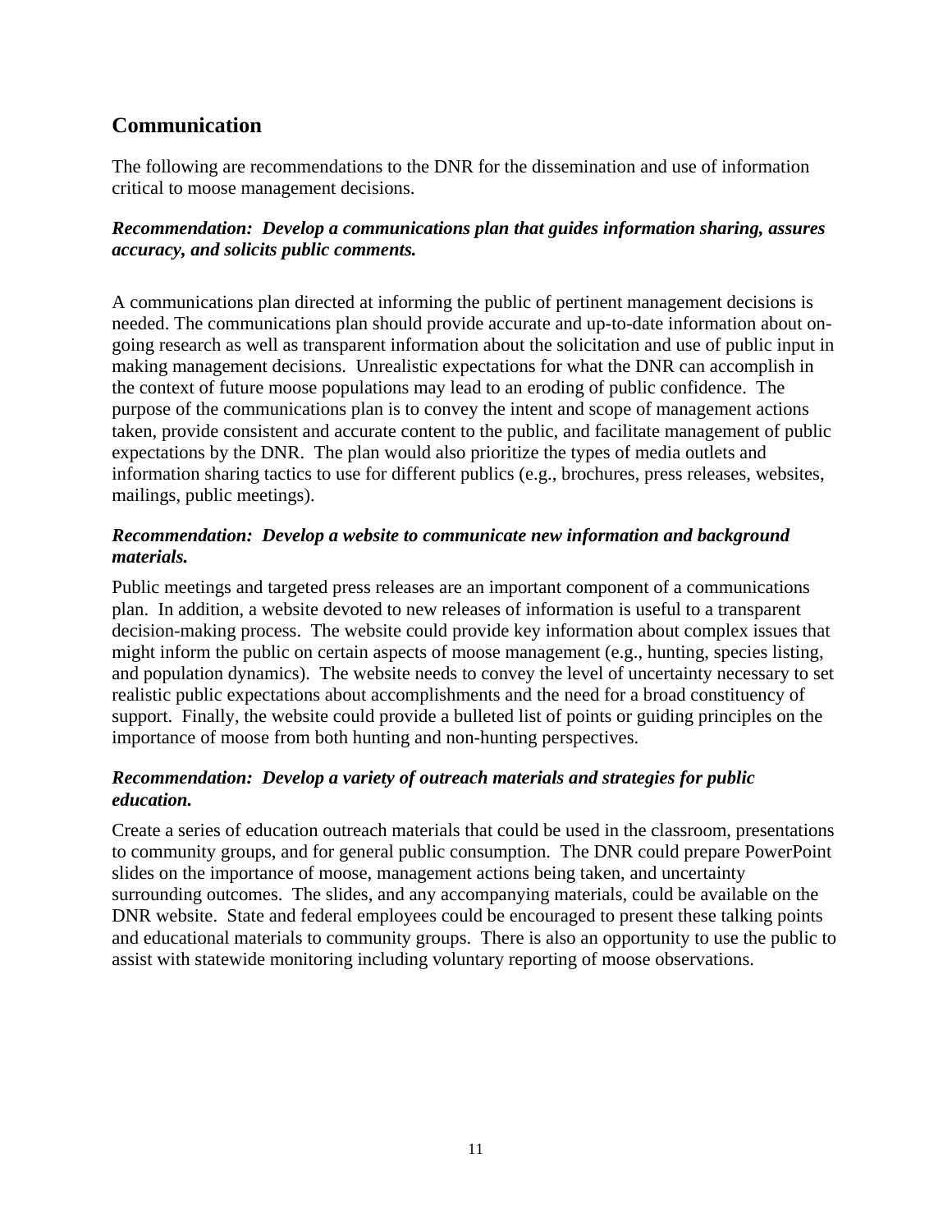## Communication

The following are recommendations to the DNR for the dissemination and use of information critical to moose management decisions.

***Recommendation: Develop a communications plan that guides information sharing, assures accuracy, and solicits public comments.***

A communications plan directed at informing the public of pertinent management decisions is needed. The communications plan should provide accurate and up-to-date information about on-going research as well as transparent information about the solicitation and use of public input in making management decisions. Unrealistic expectations for what the DNR can accomplish in the context of future moose populations may lead to an eroding of public confidence. The purpose of the communications plan is to convey the intent and scope of management actions taken, provide consistent and accurate content to the public, and facilitate management of public expectations by the DNR. The plan would also prioritize the types of media outlets and information sharing tactics to use for different publics (e.g., brochures, press releases, websites, mailings, public meetings).

***Recommendation: Develop a website to communicate new information and background materials.***

Public meetings and targeted press releases are an important component of a communications plan. In addition, a website devoted to new releases of information is useful to a transparent decision-making process. The website could provide key information about complex issues that might inform the public on certain aspects of moose management (e.g., hunting, species listing, and population dynamics). The website needs to convey the level of uncertainty necessary to set realistic public expectations about accomplishments and the need for a broad constituency of support. Finally, the website could provide a bulleted list of points or guiding principles on the importance of moose from both hunting and non-hunting perspectives.

***Recommendation: Develop a variety of outreach materials and strategies for public education.***

Create a series of education outreach materials that could be used in the classroom, presentations to community groups, and for general public consumption. The DNR could prepare PowerPoint slides on the importance of moose, management actions being taken, and uncertainty surrounding outcomes. The slides, and any accompanying materials, could be available on the DNR website. State and federal employees could be encouraged to present these talking points and educational materials to community groups. There is also an opportunity to use the public to assist with statewide monitoring including voluntary reporting of moose observations.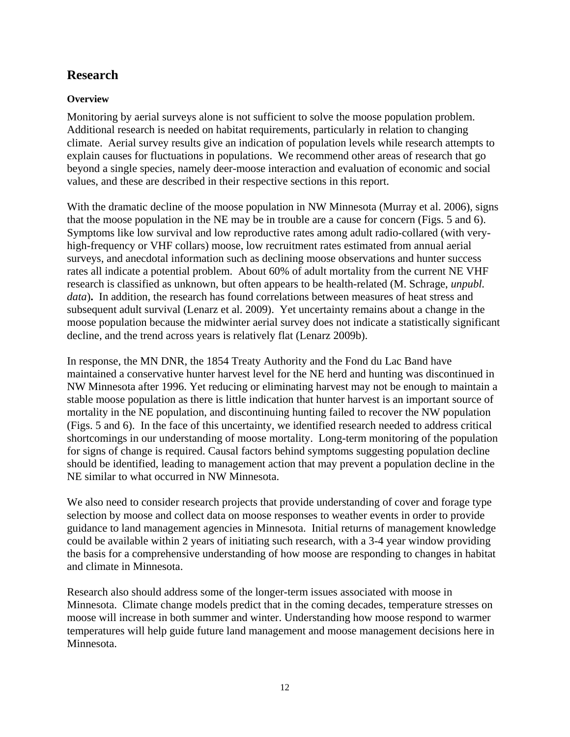## Research

### Overview

Monitoring by aerial surveys alone is not sufficient to solve the moose population problem. Additional research is needed on habitat requirements, particularly in relation to changing climate. Aerial survey results give an indication of population levels while research attempts to explain causes for fluctuations in populations. We recommend other areas of research that go beyond a single species, namely deer-moose interaction and evaluation of economic and social values, and these are described in their respective sections in this report.

With the dramatic decline of the moose population in NW Minnesota (Murray et al. 2006), signs that the moose population in the NE may be in trouble are a cause for concern (Figs. 5 and 6). Symptoms like low survival and low reproductive rates among adult radio-collared (with very-high-frequency or VHF collars) moose, low recruitment rates estimated from annual aerial surveys, and anecdotal information such as declining moose observations and hunter success rates all indicate a potential problem. About 60% of adult mortality from the current NE VHF research is classified as unknown, but often appears to be health-related (M. Schrage, *unpubl. data*). In addition, the research has found correlations between measures of heat stress and subsequent adult survival (Lenarz et al. 2009). Yet uncertainty remains about a change in the moose population because the midwinter aerial survey does not indicate a statistically significant decline, and the trend across years is relatively flat (Lenarz 2009b).

In response, the MN DNR, the 1854 Treaty Authority and the Fond du Lac Band have maintained a conservative hunter harvest level for the NE herd and hunting was discontinued in NW Minnesota after 1996. Yet reducing or eliminating harvest may not be enough to maintain a stable moose population as there is little indication that hunter harvest is an important source of mortality in the NE population, and discontinuing hunting failed to recover the NW population (Figs. 5 and 6). In the face of this uncertainty, we identified research needed to address critical shortcomings in our understanding of moose mortality. Long-term monitoring of the population for signs of change is required. Causal factors behind symptoms suggesting population decline should be identified, leading to management action that may prevent a population decline in the NE similar to what occurred in NW Minnesota.

We also need to consider research projects that provide understanding of cover and forage type selection by moose and collect data on moose responses to weather events in order to provide guidance to land management agencies in Minnesota. Initial returns of management knowledge could be available within 2 years of initiating such research, with a 3-4 year window providing the basis for a comprehensive understanding of how moose are responding to changes in habitat and climate in Minnesota.

Research also should address some of the longer-term issues associated with moose in Minnesota. Climate change models predict that in the coming decades, temperature stresses on moose will increase in both summer and winter. Understanding how moose respond to warmer temperatures will help guide future land management and moose management decisions here in Minnesota.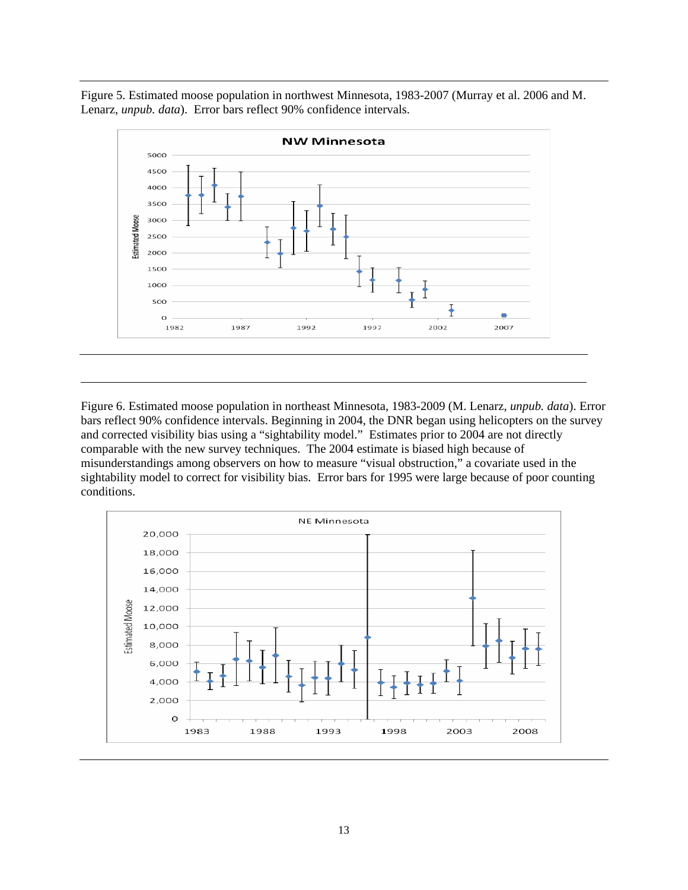Figure 5. Estimated moose population in northwest Minnesota, 1983-2007 (Murray et al. 2006 and M. Lenarz, *unpub. data*). Error bars reflect 90% confidence intervals.

Figure 6. Estimated moose population in northeast Minnesota, 1983-2009 (M. Lenarz, *unpub. data*). Error bars reflect 90% confidence intervals. Beginning in 2004, the DNR began using helicopters on the survey and corrected visibility bias using a "sightability model." Estimates prior to 2004 are not directly comparable with the new survey techniques. The 2004 estimate is biased high because of misunderstandings among observers on how to measure "visual obstruction," a covariate used in the sightability model to correct for visibility bias. Error bars for 1995 were large because of poor counting conditions.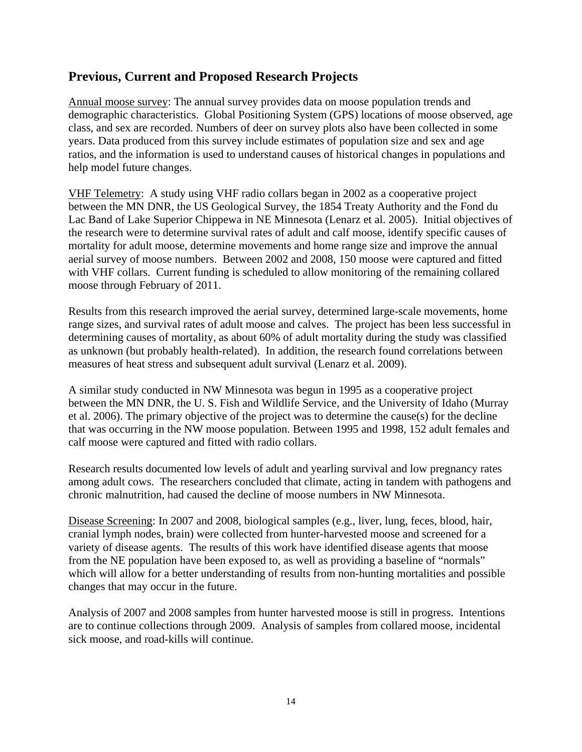## Previous, Current and Proposed Research Projects

Annual moose survey: The annual survey provides data on moose population trends and demographic characteristics. Global Positioning System (GPS) locations of moose observed, age class, and sex are recorded. Numbers of deer on survey plots also have been collected in some years. Data produced from this survey include estimates of population size and sex and age ratios, and the information is used to understand causes of historical changes in populations and help model future changes.

VHF Telemetry: A study using VHF radio collars began in 2002 as a cooperative project between the MN DNR, the US Geological Survey, the 1854 Treaty Authority and the Fond du Lac Band of Lake Superior Chippewa in NE Minnesota (Lenarz et al. 2005). Initial objectives of the research were to determine survival rates of adult and calf moose, identify specific causes of mortality for adult moose, determine movements and home range size and improve the annual aerial survey of moose numbers. Between 2002 and 2008, 150 moose were captured and fitted with VHF collars. Current funding is scheduled to allow monitoring of the remaining collared moose through February of 2011.

Results from this research improved the aerial survey, determined large-scale movements, home range sizes, and survival rates of adult moose and calves. The project has been less successful in determining causes of mortality, as about 60% of adult mortality during the study was classified as unknown (but probably health-related). In addition, the research found correlations between measures of heat stress and subsequent adult survival (Lenarz et al. 2009).

A similar study conducted in NW Minnesota was begun in 1995 as a cooperative project between the MN DNR, the U. S. Fish and Wildlife Service, and the University of Idaho (Murray et al. 2006). The primary objective of the project was to determine the cause(s) for the decline that was occurring in the NW moose population. Between 1995 and 1998, 152 adult females and calf moose were captured and fitted with radio collars.

Research results documented low levels of adult and yearling survival and low pregnancy rates among adult cows. The researchers concluded that climate, acting in tandem with pathogens and chronic malnutrition, had caused the decline of moose numbers in NW Minnesota.

Disease Screening: In 2007 and 2008, biological samples (e.g., liver, lung, feces, blood, hair, cranial lymph nodes, brain) were collected from hunter-harvested moose and screened for a variety of disease agents. The results of this work have identified disease agents that moose from the NE population have been exposed to, as well as providing a baseline of "normals" which will allow for a better understanding of results from non-hunting mortalities and possible changes that may occur in the future.

Analysis of 2007 and 2008 samples from hunter harvested moose is still in progress. Intentions are to continue collections through 2009. Analysis of samples from collared moose, incidental sick moose, and road-kills will continue.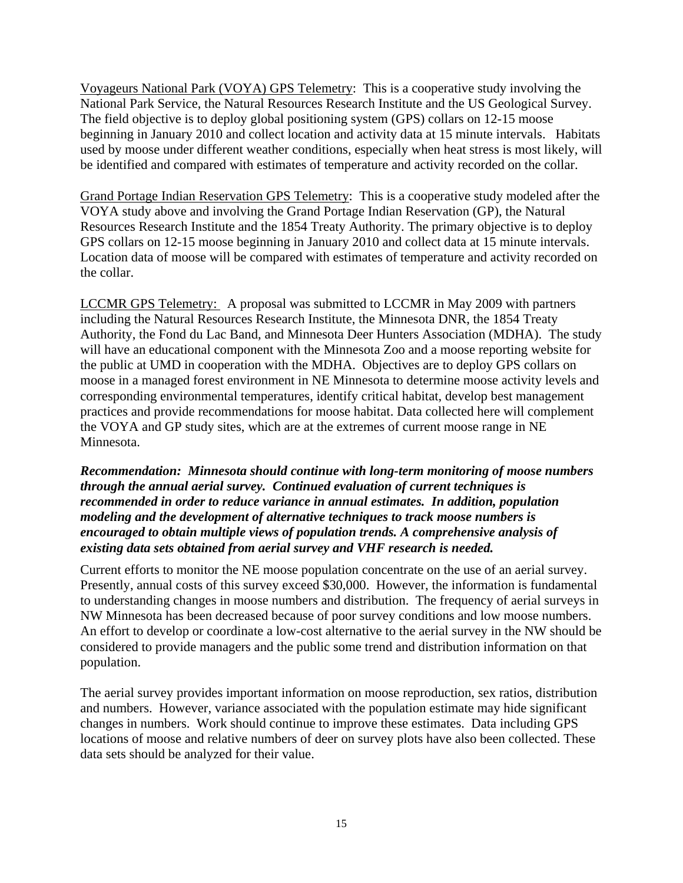Voyageurs National Park (VOYA) GPS Telemetry: This is a cooperative study involving the National Park Service, the Natural Resources Research Institute and the US Geological Survey. The field objective is to deploy global positioning system (GPS) collars on 12-15 moose beginning in January 2010 and collect location and activity data at 15 minute intervals. Habitats used by moose under different weather conditions, especially when heat stress is most likely, will be identified and compared with estimates of temperature and activity recorded on the collar.

Grand Portage Indian Reservation GPS Telemetry: This is a cooperative study modeled after the VOYA study above and involving the Grand Portage Indian Reservation (GP), the Natural Resources Research Institute and the 1854 Treaty Authority. The primary objective is to deploy GPS collars on 12-15 moose beginning in January 2010 and collect data at 15 minute intervals. Location data of moose will be compared with estimates of temperature and activity recorded on the collar.

LCCMR GPS Telemetry: A proposal was submitted to LCCMR in May 2009 with partners including the Natural Resources Research Institute, the Minnesota DNR, the 1854 Treaty Authority, the Fond du Lac Band, and Minnesota Deer Hunters Association (MDHA). The study will have an educational component with the Minnesota Zoo and a moose reporting website for the public at UMD in cooperation with the MDHA. Objectives are to deploy GPS collars on moose in a managed forest environment in NE Minnesota to determine moose activity levels and corresponding environmental temperatures, identify critical habitat, develop best management practices and provide recommendations for moose habitat. Data collected here will complement the VOYA and GP study sites, which are at the extremes of current moose range in NE Minnesota.

***Recommendation: Minnesota should continue with long-term monitoring of moose numbers through the annual aerial survey. Continued evaluation of current techniques is recommended in order to reduce variance in annual estimates. In addition, population modeling and the development of alternative techniques to track moose numbers is encouraged to obtain multiple views of population trends. A comprehensive analysis of existing data sets obtained from aerial survey and VHF research is needed.***

Current efforts to monitor the NE moose population concentrate on the use of an aerial survey. Presently, annual costs of this survey exceed $30,000. However, the information is fundamental to understanding changes in moose numbers and distribution. The frequency of aerial surveys in NW Minnesota has been decreased because of poor survey conditions and low moose numbers. An effort to develop or coordinate a low-cost alternative to the aerial survey in the NW should be considered to provide managers and the public some trend and distribution information on that population.

The aerial survey provides important information on moose reproduction, sex ratios, distribution and numbers. However, variance associated with the population estimate may hide significant changes in numbers. Work should continue to improve these estimates. Data including GPS locations of moose and relative numbers of deer on survey plots have also been collected. These data sets should be analyzed for their value.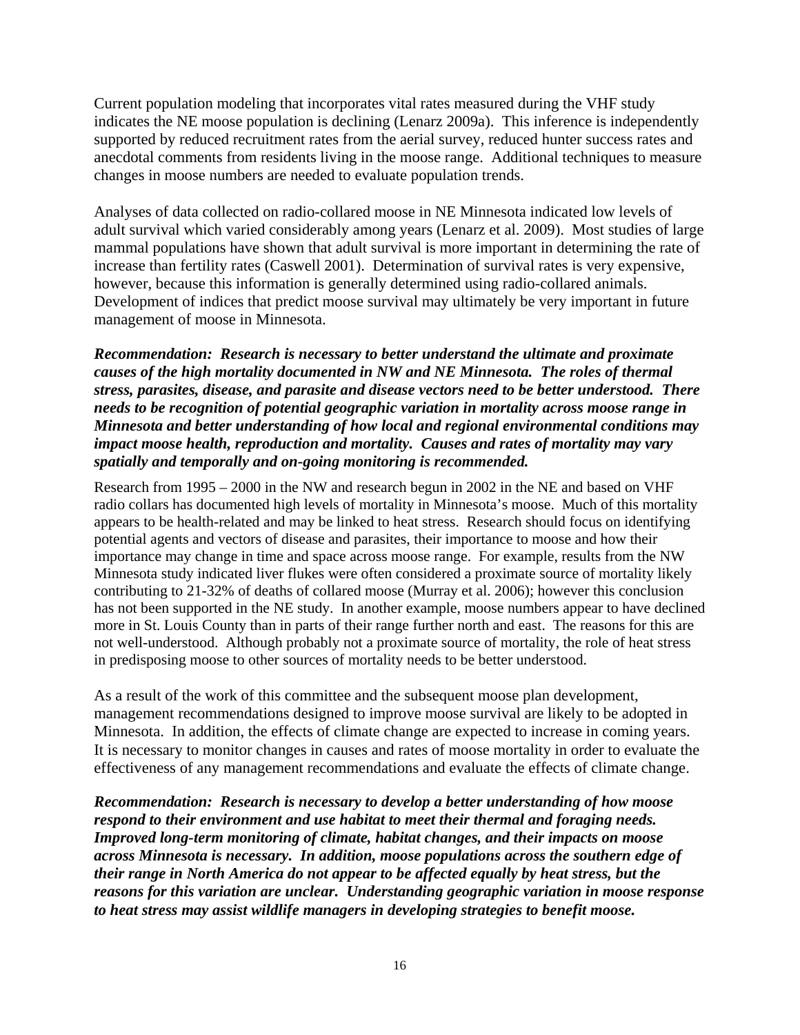Current population modeling that incorporates vital rates measured during the VHF study indicates the NE moose population is declining (Lenarz 2009a). This inference is independently supported by reduced recruitment rates from the aerial survey, reduced hunter success rates and anecdotal comments from residents living in the moose range. Additional techniques to measure changes in moose numbers are needed to evaluate population trends.

Analyses of data collected on radio-collared moose in NE Minnesota indicated low levels of adult survival which varied considerably among years (Lenarz et al. 2009). Most studies of large mammal populations have shown that adult survival is more important in determining the rate of increase than fertility rates (Caswell 2001). Determination of survival rates is very expensive, however, because this information is generally determined using radio-collared animals. Development of indices that predict moose survival may ultimately be very important in future management of moose in Minnesota.

***Recommendation: Research is necessary to better understand the ultimate and proximate causes of the high mortality documented in NW and NE Minnesota. The roles of thermal stress, parasites, disease, and parasite and disease vectors need to be better understood. There needs to be recognition of potential geographic variation in mortality across moose range in Minnesota and better understanding of how local and regional environmental conditions may impact moose health, reproduction and mortality. Causes and rates of mortality may vary spatially and temporally and on-going monitoring is recommended.***

Research from 1995 – 2000 in the NW and research begun in 2002 in the NE and based on VHF radio collars has documented high levels of mortality in Minnesota's moose. Much of this mortality appears to be health-related and may be linked to heat stress. Research should focus on identifying potential agents and vectors of disease and parasites, their importance to moose and how their importance may change in time and space across moose range. For example, results from the NW Minnesota study indicated liver flukes were often considered a proximate source of mortality likely contributing to 21-32% of deaths of collared moose (Murray et al. 2006); however this conclusion has not been supported in the NE study. In another example, moose numbers appear to have declined more in St. Louis County than in parts of their range further north and east. The reasons for this are not well-understood. Although probably not a proximate source of mortality, the role of heat stress in predisposing moose to other sources of mortality needs to be better understood.

As a result of the work of this committee and the subsequent moose plan development, management recommendations designed to improve moose survival are likely to be adopted in Minnesota. In addition, the effects of climate change are expected to increase in coming years. It is necessary to monitor changes in causes and rates of moose mortality in order to evaluate the effectiveness of any management recommendations and evaluate the effects of climate change.

***Recommendation: Research is necessary to develop a better understanding of how moose respond to their environment and use habitat to meet their thermal and foraging needs. Improved long-term monitoring of climate, habitat changes, and their impacts on moose across Minnesota is necessary. In addition, moose populations across the southern edge of their range in North America do not appear to be affected equally by heat stress, but the reasons for this variation are unclear. Understanding geographic variation in moose response to heat stress may assist wildlife managers in developing strategies to benefit moose.***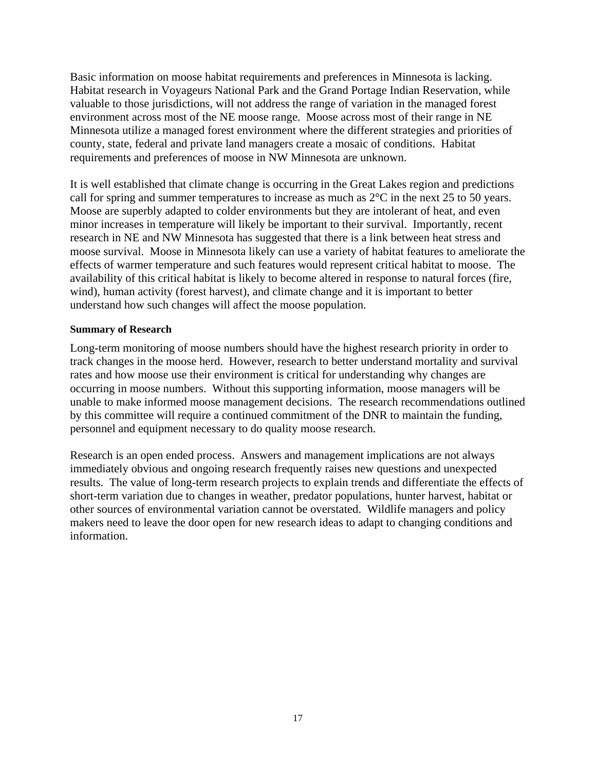Basic information on moose habitat requirements and preferences in Minnesota is lacking. Habitat research in Voyageurs National Park and the Grand Portage Indian Reservation, while valuable to those jurisdictions, will not address the range of variation in the managed forest environment across most of the NE moose range. Moose across most of their range in NE Minnesota utilize a managed forest environment where the different strategies and priorities of county, state, federal and private land managers create a mosaic of conditions. Habitat requirements and preferences of moose in NW Minnesota are unknown.

It is well established that climate change is occurring in the Great Lakes region and predictions call for spring and summer temperatures to increase as much as 2°C in the next 25 to 50 years. Moose are superbly adapted to colder environments but they are intolerant of heat, and even minor increases in temperature will likely be important to their survival. Importantly, recent research in NE and NW Minnesota has suggested that there is a link between heat stress and moose survival. Moose in Minnesota likely can use a variety of habitat features to ameliorate the effects of warmer temperature and such features would represent critical habitat to moose. The availability of this critical habitat is likely to become altered in response to natural forces (fire, wind), human activity (forest harvest), and climate change and it is important to better understand how such changes will affect the moose population.

**Summary of Research**

Long-term monitoring of moose numbers should have the highest research priority in order to track changes in the moose herd. However, research to better understand mortality and survival rates and how moose use their environment is critical for understanding why changes are occurring in moose numbers. Without this supporting information, moose managers will be unable to make informed moose management decisions. The research recommendations outlined by this committee will require a continued commitment of the DNR to maintain the funding, personnel and equipment necessary to do quality moose research.

Research is an open ended process. Answers and management implications are not always immediately obvious and ongoing research frequently raises new questions and unexpected results. The value of long-term research projects to explain trends and differentiate the effects of short-term variation due to changes in weather, predator populations, hunter harvest, habitat or other sources of environmental variation cannot be overstated. Wildlife managers and policy makers need to leave the door open for new research ideas to adapt to changing conditions and information.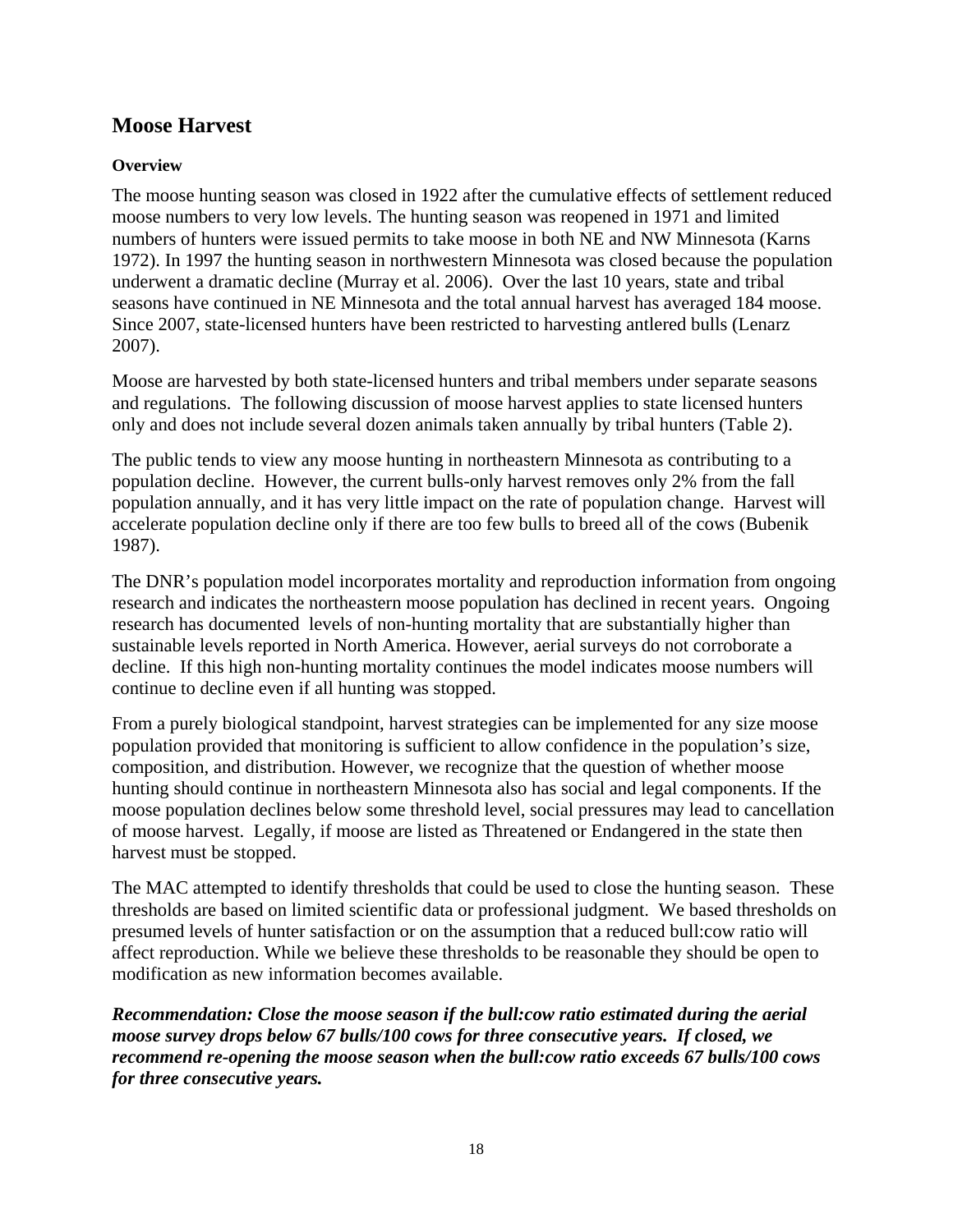## Moose Harvest

### Overview

The moose hunting season was closed in 1922 after the cumulative effects of settlement reduced moose numbers to very low levels. The hunting season was reopened in 1971 and limited numbers of hunters were issued permits to take moose in both NE and NW Minnesota (Karns 1972). In 1997 the hunting season in northwestern Minnesota was closed because the population underwent a dramatic decline (Murray et al. 2006). Over the last 10 years, state and tribal seasons have continued in NE Minnesota and the total annual harvest has averaged 184 moose. Since 2007, state-licensed hunters have been restricted to harvesting antlered bulls (Lenarz 2007).

Moose are harvested by both state-licensed hunters and tribal members under separate seasons and regulations. The following discussion of moose harvest applies to state licensed hunters only and does not include several dozen animals taken annually by tribal hunters (Table 2).

The public tends to view any moose hunting in northeastern Minnesota as contributing to a population decline. However, the current bulls-only harvest removes only 2% from the fall population annually, and it has very little impact on the rate of population change. Harvest will accelerate population decline only if there are too few bulls to breed all of the cows (Bubenik 1987).

The DNR's population model incorporates mortality and reproduction information from ongoing research and indicates the northeastern moose population has declined in recent years. Ongoing research has documented levels of non-hunting mortality that are substantially higher than sustainable levels reported in North America. However, aerial surveys do not corroborate a decline. If this high non-hunting mortality continues the model indicates moose numbers will continue to decline even if all hunting was stopped.

From a purely biological standpoint, harvest strategies can be implemented for any size moose population provided that monitoring is sufficient to allow confidence in the population's size, composition, and distribution. However, we recognize that the question of whether moose hunting should continue in northeastern Minnesota also has social and legal components. If the moose population declines below some threshold level, social pressures may lead to cancellation of moose harvest. Legally, if moose are listed as Threatened or Endangered in the state then harvest must be stopped.

The MAC attempted to identify thresholds that could be used to close the hunting season. These thresholds are based on limited scientific data or professional judgment. We based thresholds on presumed levels of hunter satisfaction or on the assumption that a reduced bull:cow ratio will affect reproduction. While we believe these thresholds to be reasonable they should be open to modification as new information becomes available.

***Recommendation: Close the moose season if the bull:cow ratio estimated during the aerial moose survey drops below 67 bulls/100 cows for three consecutive years. If closed, we recommend re-opening the moose season when the bull:cow ratio exceeds 67 bulls/100 cows for three consecutive years.***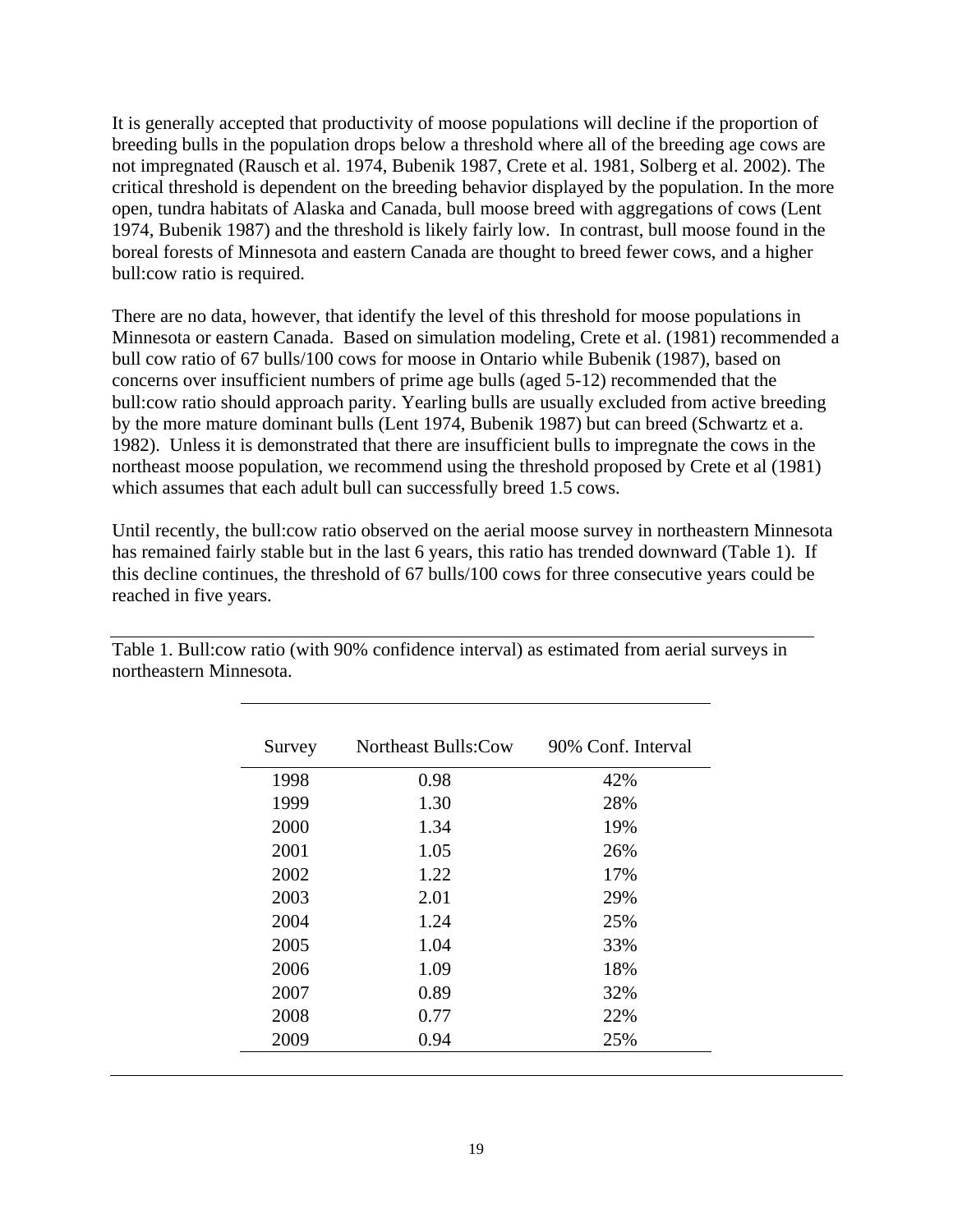It is generally accepted that productivity of moose populations will decline if the proportion of breeding bulls in the population drops below a threshold where all of the breeding age cows are not impregnated (Rausch et al. 1974, Bubenik 1987, Crete et al. 1981, Solberg et al. 2002). The critical threshold is dependent on the breeding behavior displayed by the population. In the more open, tundra habitats of Alaska and Canada, bull moose breed with aggregations of cows (Lent 1974, Bubenik 1987) and the threshold is likely fairly low. In contrast, bull moose found in the boreal forests of Minnesota and eastern Canada are thought to breed fewer cows, and a higher bull:cow ratio is required.

There are no data, however, that identify the level of this threshold for moose populations in Minnesota or eastern Canada. Based on simulation modeling, Crete et al. (1981) recommended a bull cow ratio of 67 bulls/100 cows for moose in Ontario while Bubenik (1987), based on concerns over insufficient numbers of prime age bulls (aged 5-12) recommended that the bull:cow ratio should approach parity. Yearling bulls are usually excluded from active breeding by the more mature dominant bulls (Lent 1974, Bubenik 1987) but can breed (Schwartz et a. 1982). Unless it is demonstrated that there are insufficient bulls to impregnate the cows in the northeast moose population, we recommend using the threshold proposed by Crete et al (1981) which assumes that each adult bull can successfully breed 1.5 cows.

Until recently, the bull:cow ratio observed on the aerial moose survey in northeastern Minnesota has remained fairly stable but in the last 6 years, this ratio has trended downward (Table 1). If this decline continues, the threshold of 67 bulls/100 cows for three consecutive years could be reached in five years.

Table 1. Bull:cow ratio (with 90% confidence interval) as estimated from aerial surveys in northeastern Minnesota.

| Survey | Northeast Bulls:Cow | 90% Conf. Interval |
|---|---|---|
| 1998 | 0.98 | 42% |
| 1999 | 1.30 | 28% |
| 2000 | 1.34 | 19% |
| 2001 | 1.05 | 26% |
| 2002 | 1.22 | 17% |
| 2003 | 2.01 | 29% |
| 2004 | 1.24 | 25% |
| 2005 | 1.04 | 33% |
| 2006 | 1.09 | 18% |
| 2007 | 0.89 | 32% |
| 2008 | 0.77 | 22% |
| 2009 | 0.94 | 25% |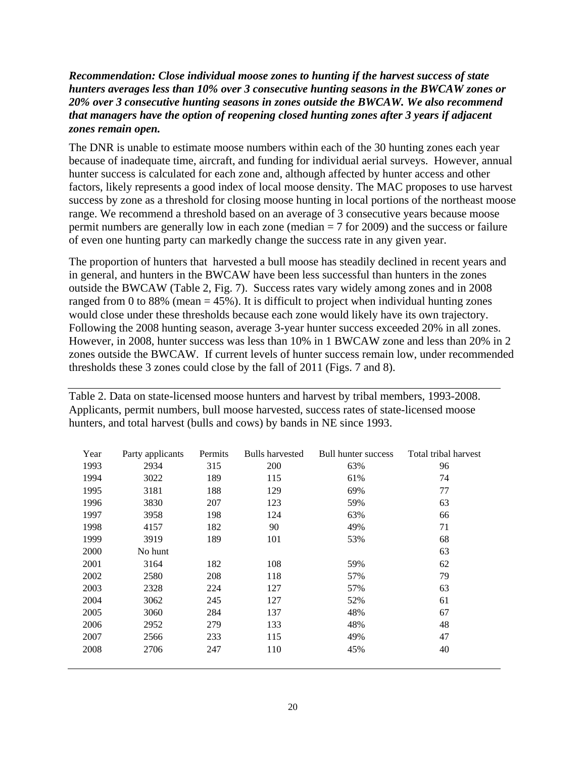***Recommendation: Close individual moose zones to hunting if the harvest success of state hunters averages less than 10% over 3 consecutive hunting seasons in the BWCAW zones or 20% over 3 consecutive hunting seasons in zones outside the BWCAW. We also recommend that managers have the option of reopening closed hunting zones after 3 years if adjacent zones remain open.***

The DNR is unable to estimate moose numbers within each of the 30 hunting zones each year because of inadequate time, aircraft, and funding for individual aerial surveys. However, annual hunter success is calculated for each zone and, although affected by hunter access and other factors, likely represents a good index of local moose density. The MAC proposes to use harvest success by zone as a threshold for closing moose hunting in local portions of the northeast moose range. We recommend a threshold based on an average of 3 consecutive years because moose permit numbers are generally low in each zone (median = 7 for 2009) and the success or failure of even one hunting party can markedly change the success rate in any given year.

The proportion of hunters that harvested a bull moose has steadily declined in recent years and in general, and hunters in the BWCAW have been less successful than hunters in the zones outside the BWCAW (Table 2, Fig. 7). Success rates vary widely among zones and in 2008 ranged from 0 to 88% (mean = 45%). It is difficult to project when individual hunting zones would close under these thresholds because each zone would likely have its own trajectory. Following the 2008 hunting season, average 3-year hunter success exceeded 20% in all zones. However, in 2008, hunter success was less than 10% in 1 BWCAW zone and less than 20% in 2 zones outside the BWCAW. If current levels of hunter success remain low, under recommended thresholds these 3 zones could close by the fall of 2011 (Figs. 7 and 8).

Table 2. Data on state-licensed moose hunters and harvest by tribal members, 1993-2008. Applicants, permit numbers, bull moose harvested, success rates of state-licensed moose hunters, and total harvest (bulls and cows) by bands in NE since 1993.

| Year | Party applicants | Permits | Bulls harvested | Bull hunter success | Total tribal harvest |
|---|---|---|---|---|---|
| 1993 | 2934 | 315 | 200 | 63% | 96 |
| 1994 | 3022 | 189 | 115 | 61% | 74 |
| 1995 | 3181 | 188 | 129 | 69% | 77 |
| 1996 | 3830 | 207 | 123 | 59% | 63 |
| 1997 | 3958 | 198 | 124 | 63% | 66 |
| 1998 | 4157 | 182 | 90 | 49% | 71 |
| 1999 | 3919 | 189 | 101 | 53% | 68 |
| 2000 | No hunt | | | | 63 |
| 2001 | 3164 | 182 | 108 | 59% | 62 |
| 2002 | 2580 | 208 | 118 | 57% | 79 |
| 2003 | 2328 | 224 | 127 | 57% | 63 |
| 2004 | 3062 | 245 | 127 | 52% | 61 |
| 2005 | 3060 | 284 | 137 | 48% | 67 |
| 2006 | 2952 | 279 | 133 | 48% | 48 |
| 2007 | 2566 | 233 | 115 | 49% | 47 |
| 2008 | 2706 | 247 | 110 | 45% | 40 |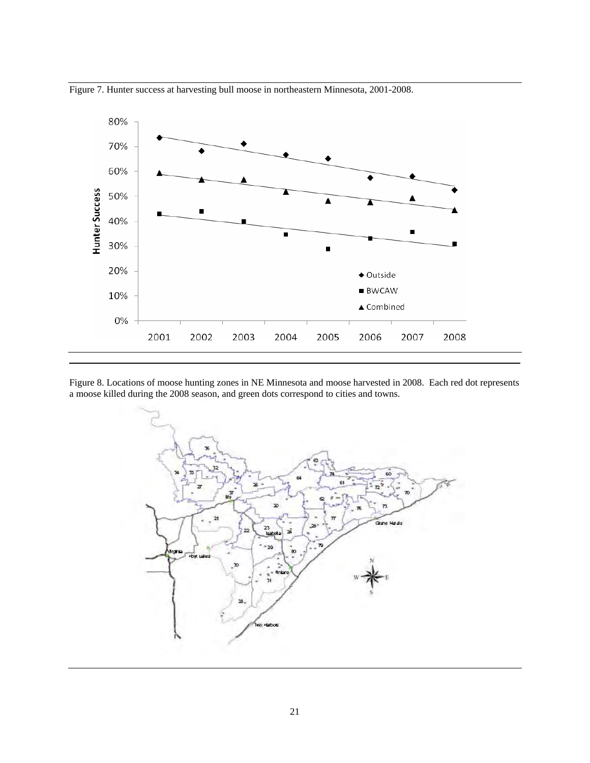Figure 7. Hunter success at harvesting bull moose in northeastern Minnesota, 2001-2008.

Figure 8. Locations of moose hunting zones in NE Minnesota and moose harvested in 2008. Each red dot represents a moose killed during the 2008 season, and green dots correspond to cities and towns.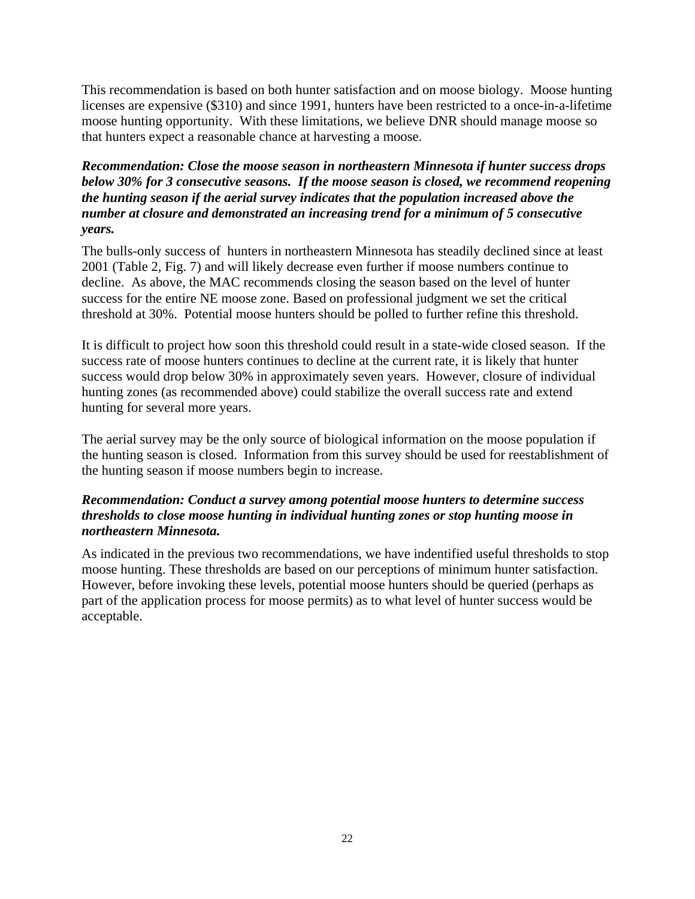This recommendation is based on both hunter satisfaction and on moose biology. Moose hunting licenses are expensive ($310) and since 1991, hunters have been restricted to a once-in-a-lifetime moose hunting opportunity. With these limitations, we believe DNR should manage moose so that hunters expect a reasonable chance at harvesting a moose.

***Recommendation: Close the moose season in northeastern Minnesota if hunter success drops below 30% for 3 consecutive seasons. If the moose season is closed, we recommend reopening the hunting season if the aerial survey indicates that the population increased above the number at closure and demonstrated an increasing trend for a minimum of 5 consecutive years.***

The bulls-only success of hunters in northeastern Minnesota has steadily declined since at least 2001 (Table 2, Fig. 7) and will likely decrease even further if moose numbers continue to decline. As above, the MAC recommends closing the season based on the level of hunter success for the entire NE moose zone. Based on professional judgment we set the critical threshold at 30%. Potential moose hunters should be polled to further refine this threshold.

It is difficult to project how soon this threshold could result in a state-wide closed season. If the success rate of moose hunters continues to decline at the current rate, it is likely that hunter success would drop below 30% in approximately seven years. However, closure of individual hunting zones (as recommended above) could stabilize the overall success rate and extend hunting for several more years.

The aerial survey may be the only source of biological information on the moose population if the hunting season is closed. Information from this survey should be used for reestablishment of the hunting season if moose numbers begin to increase.

***Recommendation: Conduct a survey among potential moose hunters to determine success thresholds to close moose hunting in individual hunting zones or stop hunting moose in northeastern Minnesota.***

As indicated in the previous two recommendations, we have indentified useful thresholds to stop moose hunting. These thresholds are based on our perceptions of minimum hunter satisfaction. However, before invoking these levels, potential moose hunters should be queried (perhaps as part of the application process for moose permits) as to what level of hunter success would be acceptable.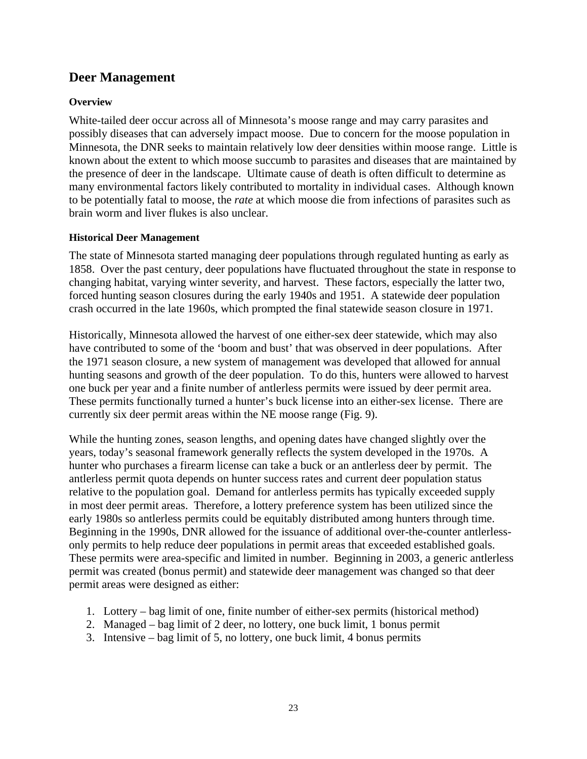## Deer Management

### Overview

White-tailed deer occur across all of Minnesota's moose range and may carry parasites and possibly diseases that can adversely impact moose. Due to concern for the moose population in Minnesota, the DNR seeks to maintain relatively low deer densities within moose range. Little is known about the extent to which moose succumb to parasites and diseases that are maintained by the presence of deer in the landscape. Ultimate cause of death is often difficult to determine as many environmental factors likely contributed to mortality in individual cases. Although known to be potentially fatal to moose, the *rate* at which moose die from infections of parasites such as brain worm and liver flukes is also unclear.

### Historical Deer Management

The state of Minnesota started managing deer populations through regulated hunting as early as 1858. Over the past century, deer populations have fluctuated throughout the state in response to changing habitat, varying winter severity, and harvest. These factors, especially the latter two, forced hunting season closures during the early 1940s and 1951. A statewide deer population crash occurred in the late 1960s, which prompted the final statewide season closure in 1971.

Historically, Minnesota allowed the harvest of one either-sex deer statewide, which may also have contributed to some of the 'boom and bust' that was observed in deer populations. After the 1971 season closure, a new system of management was developed that allowed for annual hunting seasons and growth of the deer population. To do this, hunters were allowed to harvest one buck per year and a finite number of antlerless permits were issued by deer permit area. These permits functionally turned a hunter's buck license into an either-sex license. There are currently six deer permit areas within the NE moose range (Fig. 9).

While the hunting zones, season lengths, and opening dates have changed slightly over the years, today's seasonal framework generally reflects the system developed in the 1970s. A hunter who purchases a firearm license can take a buck or an antlerless deer by permit. The antlerless permit quota depends on hunter success rates and current deer population status relative to the population goal. Demand for antlerless permits has typically exceeded supply in most deer permit areas. Therefore, a lottery preference system has been utilized since the early 1980s so antlerless permits could be equitably distributed among hunters through time. Beginning in the 1990s, DNR allowed for the issuance of additional over-the-counter antlerless-only permits to help reduce deer populations in permit areas that exceeded established goals. These permits were area-specific and limited in number. Beginning in 2003, a generic antlerless permit was created (bonus permit) and statewide deer management was changed so that deer permit areas were designed as either:

1. Lottery – bag limit of one, finite number of either-sex permits (historical method)
2. Managed – bag limit of 2 deer, no lottery, one buck limit, 1 bonus permit
3. Intensive – bag limit of 5, no lottery, one buck limit, 4 bonus permits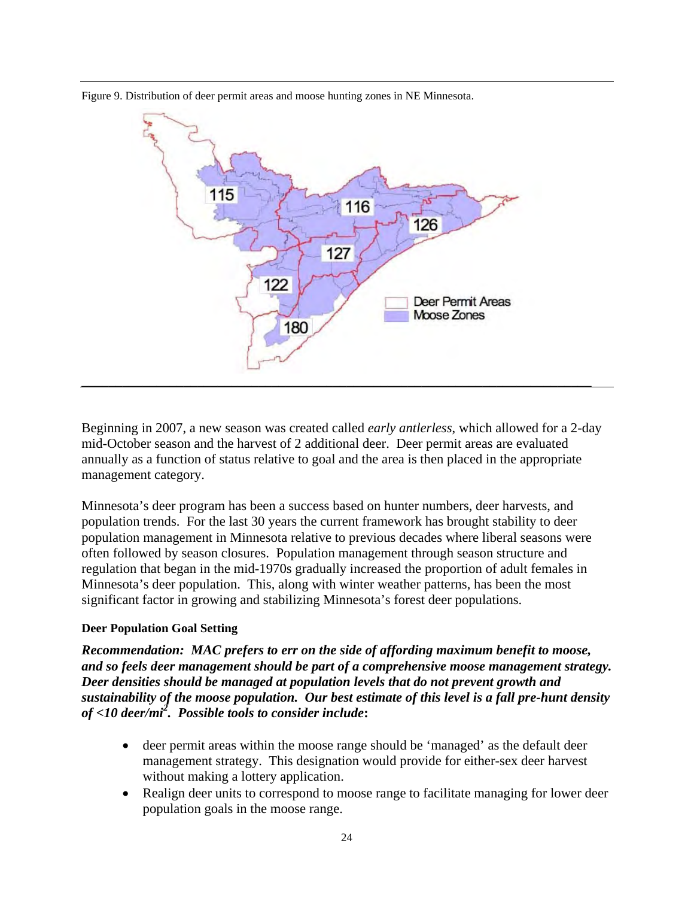Figure 9. Distribution of deer permit areas and moose hunting zones in NE Minnesota.

Beginning in 2007, a new season was created called *early antlerless*, which allowed for a 2-day mid-October season and the harvest of 2 additional deer. Deer permit areas are evaluated annually as a function of status relative to goal and the area is then placed in the appropriate management category.

Minnesota's deer program has been a success based on hunter numbers, deer harvests, and population trends. For the last 30 years the current framework has brought stability to deer population management in Minnesota relative to previous decades where liberal seasons were often followed by season closures. Population management through season structure and regulation that began in the mid-1970s gradually increased the proportion of adult females in Minnesota's deer population. This, along with winter weather patterns, has been the most significant factor in growing and stabilizing Minnesota's forest deer populations.

**Deer Population Goal Setting**

***Recommendation: MAC prefers to err on the side of affording maximum benefit to moose, and so feels deer management should be part of a comprehensive moose management strategy. Deer densities should be managed at population levels that do not prevent growth and sustainability of the moose population. Our best estimate of this level is a fall pre-hunt density of <10 deer/mi$^2$. Possible tools to consider include*:**

- deer permit areas within the moose range should be 'managed' as the default deer management strategy. This designation would provide for either-sex deer harvest without making a lottery application.
- Realign deer units to correspond to moose range to facilitate managing for lower deer population goals in the moose range.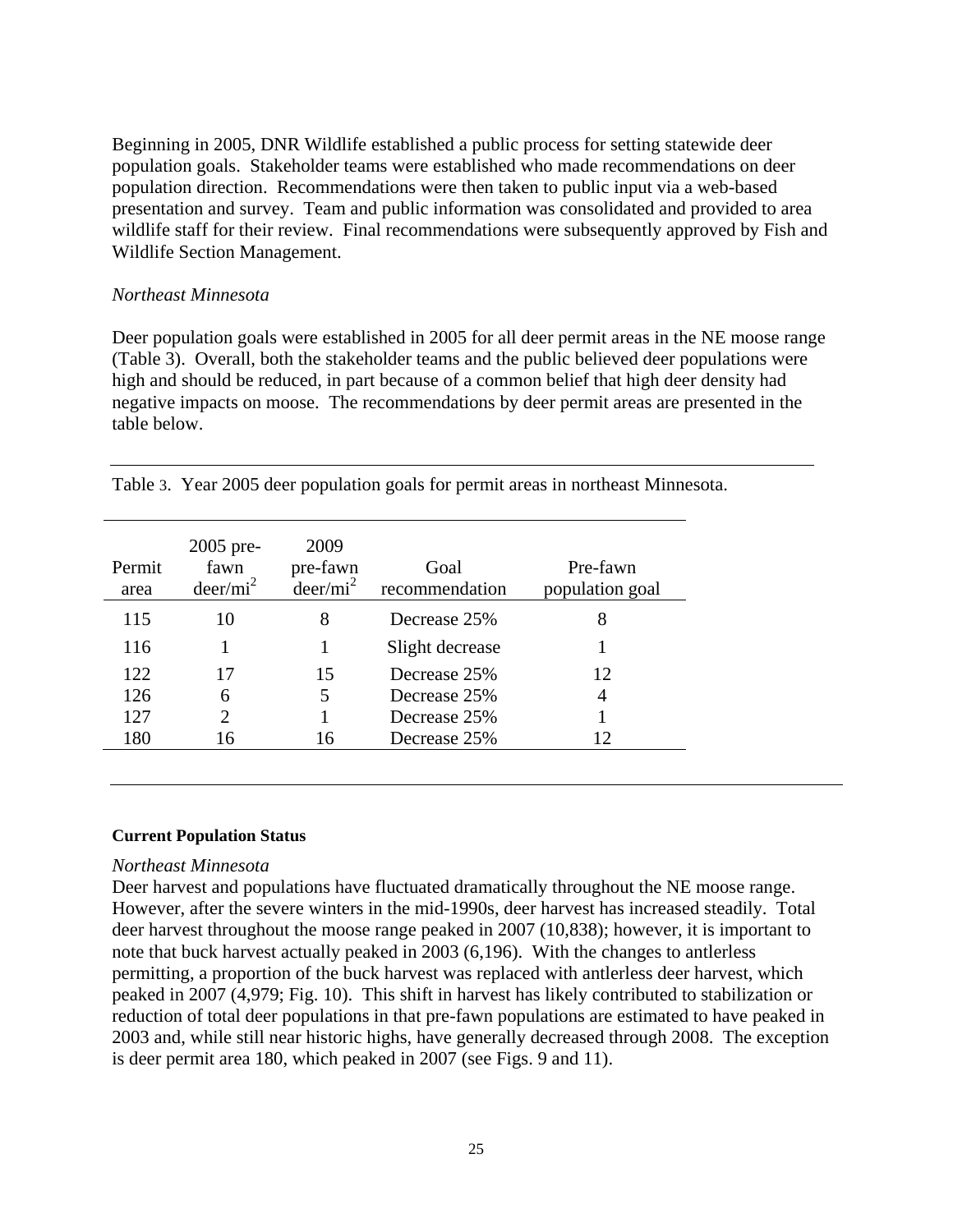Beginning in 2005, DNR Wildlife established a public process for setting statewide deer population goals. Stakeholder teams were established who made recommendations on deer population direction. Recommendations were then taken to public input via a web-based presentation and survey. Team and public information was consolidated and provided to area wildlife staff for their review. Final recommendations were subsequently approved by Fish and Wildlife Section Management.

*Northeast Minnesota*

Deer population goals were established in 2005 for all deer permit areas in the NE moose range (Table 3). Overall, both the stakeholder teams and the public believed deer populations were high and should be reduced, in part because of a common belief that high deer density had negative impacts on moose. The recommendations by deer permit areas are presented in the table below.

Table 3. Year 2005 deer population goals for permit areas in northeast Minnesota.

| Permit area | 2005 pre-fawn deer/mi$^2$ | 2009 pre-fawn deer/mi$^2$ | Goal recommendation | Pre-fawn population goal |
|---|---|---|---|---|
| 115 | 10 | 8 | Decrease 25% | 8 |
| 116 | 1 | 1 | Slight decrease | 1 |
| 122 | 17 | 15 | Decrease 25% | 12 |
| 126 | 6 | 5 | Decrease 25% | 4 |
| 127 | 2 | 1 | Decrease 25% | 1 |
| 180 | 16 | 16 | Decrease 25% | 12 |

**Current Population Status**

*Northeast Minnesota*

Deer harvest and populations have fluctuated dramatically throughout the NE moose range. However, after the severe winters in the mid-1990s, deer harvest has increased steadily. Total deer harvest throughout the moose range peaked in 2007 (10,838); however, it is important to note that buck harvest actually peaked in 2003 (6,196). With the changes to antlerless permitting, a proportion of the buck harvest was replaced with antlerless deer harvest, which peaked in 2007 (4,979; Fig. 10). This shift in harvest has likely contributed to stabilization or reduction of total deer populations in that pre-fawn populations are estimated to have peaked in 2003 and, while still near historic highs, have generally decreased through 2008. The exception is deer permit area 180, which peaked in 2007 (see Figs. 9 and 11).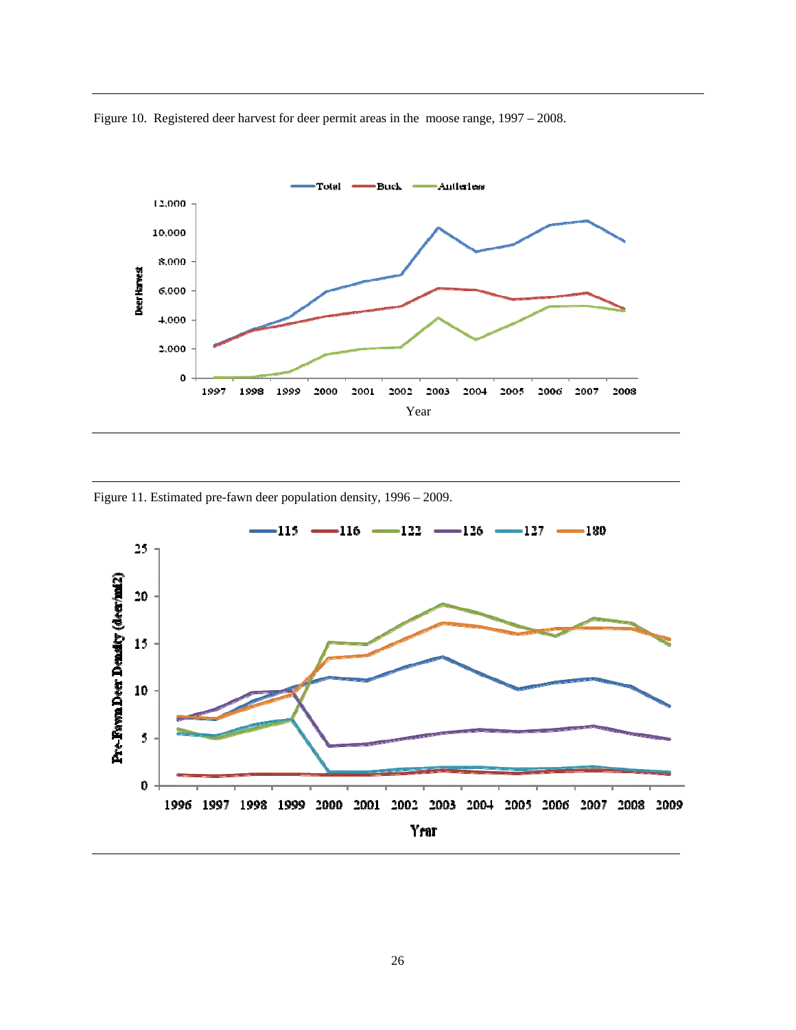Figure 10. Registered deer harvest for deer permit areas in the moose range, 1997 – 2008.

Figure 11. Estimated pre-fawn deer population density, 1996 – 2009.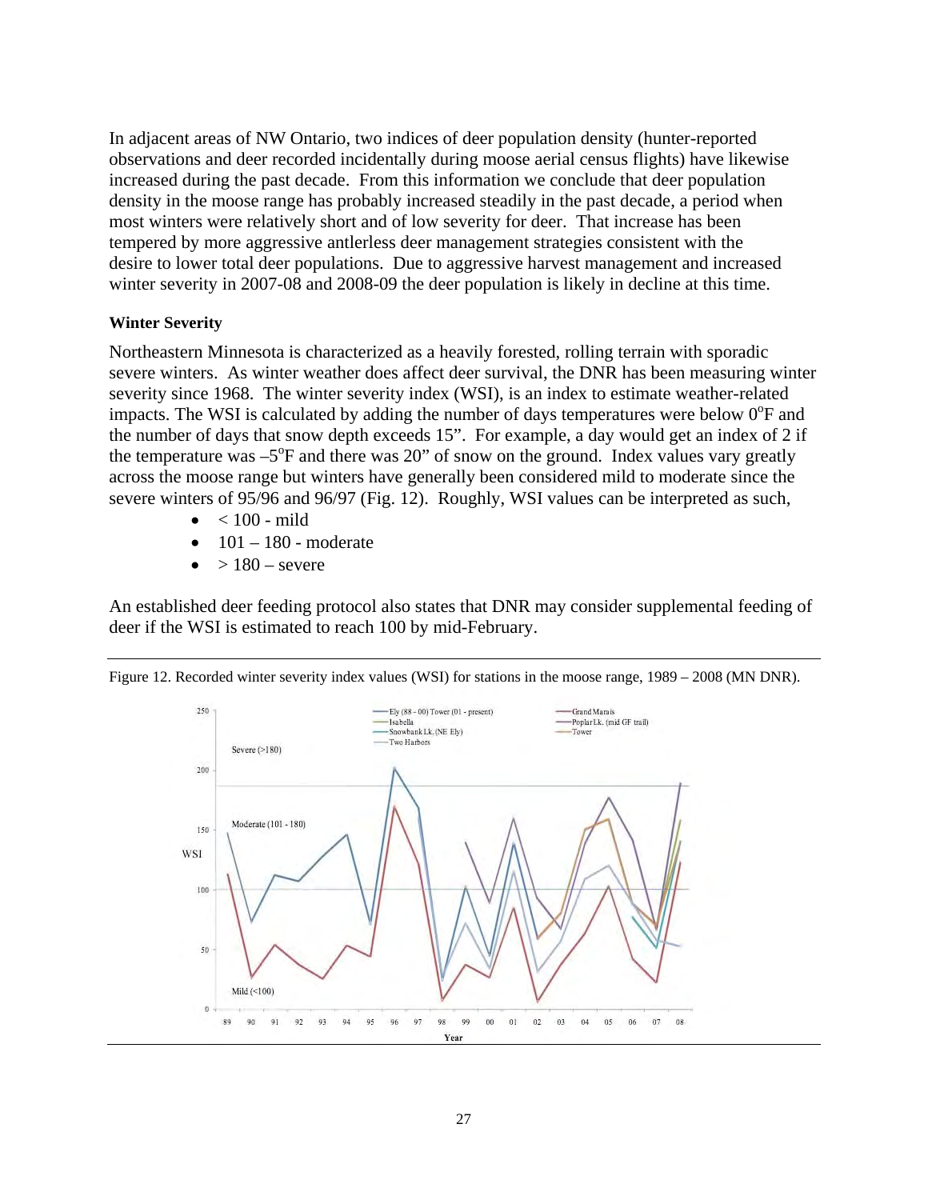In adjacent areas of NW Ontario, two indices of deer population density (hunter-reported observations and deer recorded incidentally during moose aerial census flights) have likewise increased during the past decade. From this information we conclude that deer population density in the moose range has probably increased steadily in the past decade, a period when most winters were relatively short and of low severity for deer. That increase has been tempered by more aggressive antlerless deer management strategies consistent with the desire to lower total deer populations. Due to aggressive harvest management and increased winter severity in 2007-08 and 2008-09 the deer population is likely in decline at this time.

**Winter Severity**

Northeastern Minnesota is characterized as a heavily forested, rolling terrain with sporadic severe winters. As winter weather does affect deer survival, the DNR has been measuring winter severity since 1968. The winter severity index (WSI), is an index to estimate weather-related impacts. The WSI is calculated by adding the number of days temperatures were below 0°F and the number of days that snow depth exceeds 15". For example, a day would get an index of 2 if the temperature was –5°F and there was 20" of snow on the ground. Index values vary greatly across the moose range but winters have generally been considered mild to moderate since the severe winters of 95/96 and 96/97 (Fig. 12). Roughly, WSI values can be interpreted as such,

- < 100 - mild
- 101 – 180 - moderate
- > 180 – severe

An established deer feeding protocol also states that DNR may consider supplemental feeding of deer if the WSI is estimated to reach 100 by mid-February.

Figure 12. Recorded winter severity index values (WSI) for stations in the moose range, 1989 – 2008 (MN DNR).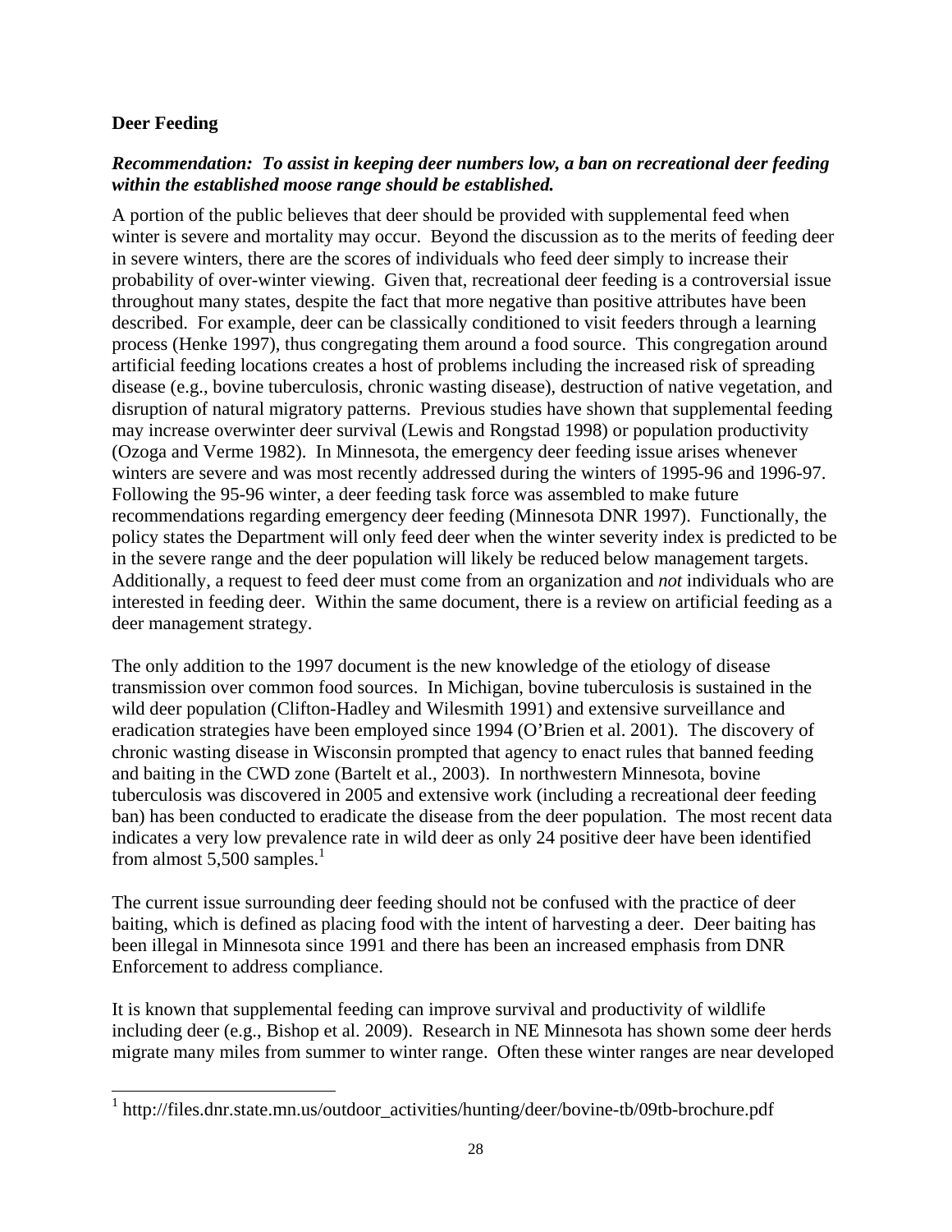**Deer Feeding**

***Recommendation: To assist in keeping deer numbers low, a ban on recreational deer feeding within the established moose range should be established.***

A portion of the public believes that deer should be provided with supplemental feed when winter is severe and mortality may occur. Beyond the discussion as to the merits of feeding deer in severe winters, there are the scores of individuals who feed deer simply to increase their probability of over-winter viewing. Given that, recreational deer feeding is a controversial issue throughout many states, despite the fact that more negative than positive attributes have been described. For example, deer can be classically conditioned to visit feeders through a learning process (Henke 1997), thus congregating them around a food source. This congregation around artificial feeding locations creates a host of problems including the increased risk of spreading disease (e.g., bovine tuberculosis, chronic wasting disease), destruction of native vegetation, and disruption of natural migratory patterns. Previous studies have shown that supplemental feeding may increase overwinter deer survival (Lewis and Rongstad 1998) or population productivity (Ozoga and Verme 1982). In Minnesota, the emergency deer feeding issue arises whenever winters are severe and was most recently addressed during the winters of 1995-96 and 1996-97. Following the 95-96 winter, a deer feeding task force was assembled to make future recommendations regarding emergency deer feeding (Minnesota DNR 1997). Functionally, the policy states the Department will only feed deer when the winter severity index is predicted to be in the severe range and the deer population will likely be reduced below management targets. Additionally, a request to feed deer must come from an organization and *not* individuals who are interested in feeding deer. Within the same document, there is a review on artificial feeding as a deer management strategy.

The only addition to the 1997 document is the new knowledge of the etiology of disease transmission over common food sources. In Michigan, bovine tuberculosis is sustained in the wild deer population (Clifton-Hadley and Wilesmith 1991) and extensive surveillance and eradication strategies have been employed since 1994 (O'Brien et al. 2001). The discovery of chronic wasting disease in Wisconsin prompted that agency to enact rules that banned feeding and baiting in the CWD zone (Bartelt et al., 2003). In northwestern Minnesota, bovine tuberculosis was discovered in 2005 and extensive work (including a recreational deer feeding ban) has been conducted to eradicate the disease from the deer population. The most recent data indicates a very low prevalence rate in wild deer as only 24 positive deer have been identified from almost 5,500 samples.[1]

The current issue surrounding deer feeding should not be confused with the practice of deer baiting, which is defined as placing food with the intent of harvesting a deer. Deer baiting has been illegal in Minnesota since 1991 and there has been an increased emphasis from DNR Enforcement to address compliance.

It is known that supplemental feeding can improve survival and productivity of wildlife including deer (e.g., Bishop et al. 2009). Research in NE Minnesota has shown some deer herds migrate many miles from summer to winter range. Often these winter ranges are near developed

[1] http://files.dnr.state.mn.us/outdoor_activities/hunting/deer/bovine-tb/09tb-brochure.pdf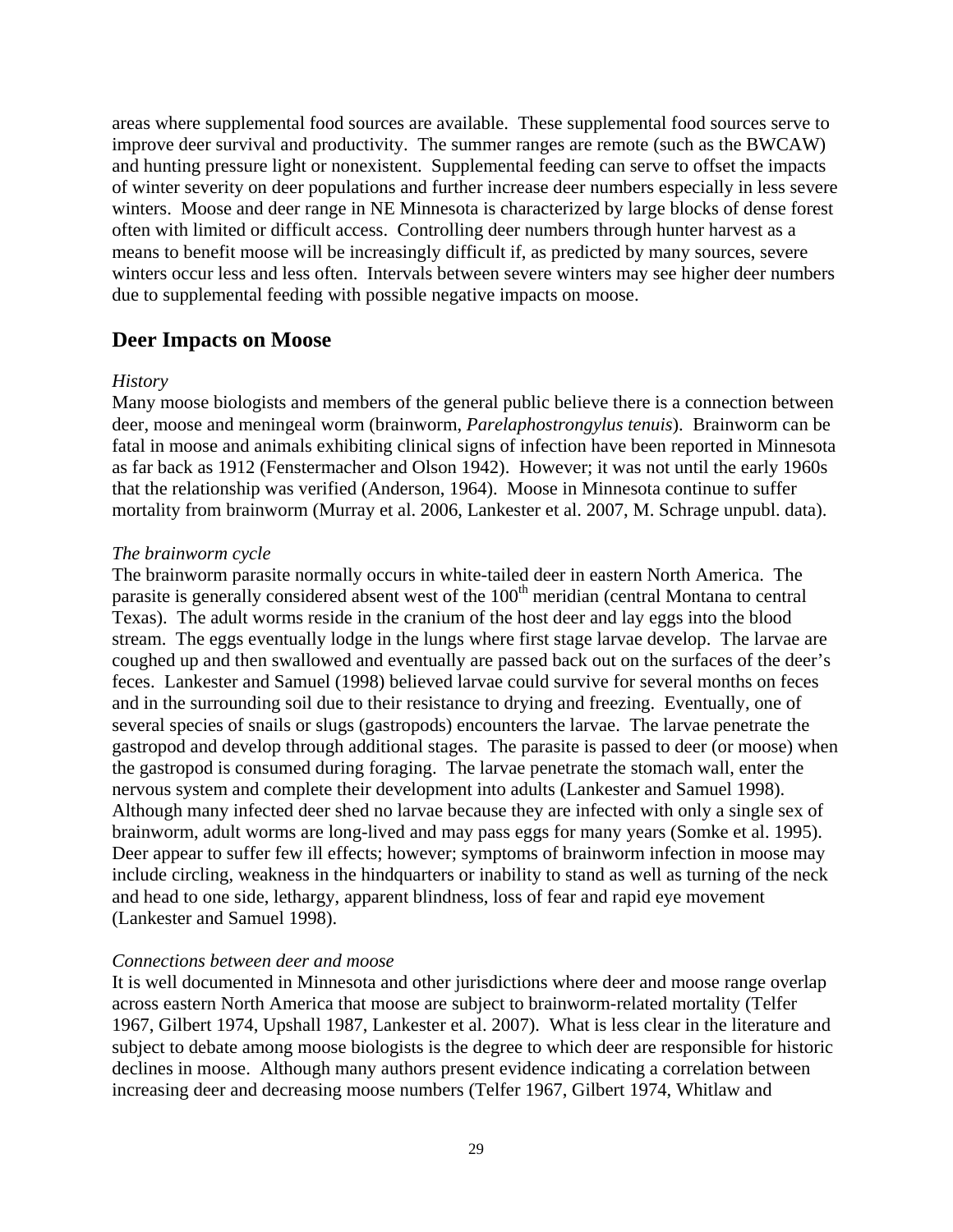areas where supplemental food sources are available. These supplemental food sources serve to improve deer survival and productivity. The summer ranges are remote (such as the BWCAW) and hunting pressure light or nonexistent. Supplemental feeding can serve to offset the impacts of winter severity on deer populations and further increase deer numbers especially in less severe winters. Moose and deer range in NE Minnesota is characterized by large blocks of dense forest often with limited or difficult access. Controlling deer numbers through hunter harvest as a means to benefit moose will be increasingly difficult if, as predicted by many sources, severe winters occur less and less often. Intervals between severe winters may see higher deer numbers due to supplemental feeding with possible negative impacts on moose.

## Deer Impacts on Moose

*History*

Many moose biologists and members of the general public believe there is a connection between deer, moose and meningeal worm (brainworm, *Parelaphostrongylus tenuis*). Brainworm can be fatal in moose and animals exhibiting clinical signs of infection have been reported in Minnesota as far back as 1912 (Fenstermacher and Olson 1942). However; it was not until the early 1960s that the relationship was verified (Anderson, 1964). Moose in Minnesota continue to suffer mortality from brainworm (Murray et al. 2006, Lankester et al. 2007, M. Schrage unpubl. data).

*The brainworm cycle*

The brainworm parasite normally occurs in white-tailed deer in eastern North America. The parasite is generally considered absent west of the 100th meridian (central Montana to central Texas). The adult worms reside in the cranium of the host deer and lay eggs into the blood stream. The eggs eventually lodge in the lungs where first stage larvae develop. The larvae are coughed up and then swallowed and eventually are passed back out on the surfaces of the deer's feces. Lankester and Samuel (1998) believed larvae could survive for several months on feces and in the surrounding soil due to their resistance to drying and freezing. Eventually, one of several species of snails or slugs (gastropods) encounters the larvae. The larvae penetrate the gastropod and develop through additional stages. The parasite is passed to deer (or moose) when the gastropod is consumed during foraging. The larvae penetrate the stomach wall, enter the nervous system and complete their development into adults (Lankester and Samuel 1998). Although many infected deer shed no larvae because they are infected with only a single sex of brainworm, adult worms are long-lived and may pass eggs for many years (Somke et al. 1995). Deer appear to suffer few ill effects; however; symptoms of brainworm infection in moose may include circling, weakness in the hindquarters or inability to stand as well as turning of the neck and head to one side, lethargy, apparent blindness, loss of fear and rapid eye movement (Lankester and Samuel 1998).

*Connections between deer and moose*

It is well documented in Minnesota and other jurisdictions where deer and moose range overlap across eastern North America that moose are subject to brainworm-related mortality (Telfer 1967, Gilbert 1974, Upshall 1987, Lankester et al. 2007). What is less clear in the literature and subject to debate among moose biologists is the degree to which deer are responsible for historic declines in moose. Although many authors present evidence indicating a correlation between increasing deer and decreasing moose numbers (Telfer 1967, Gilbert 1974, Whitlaw and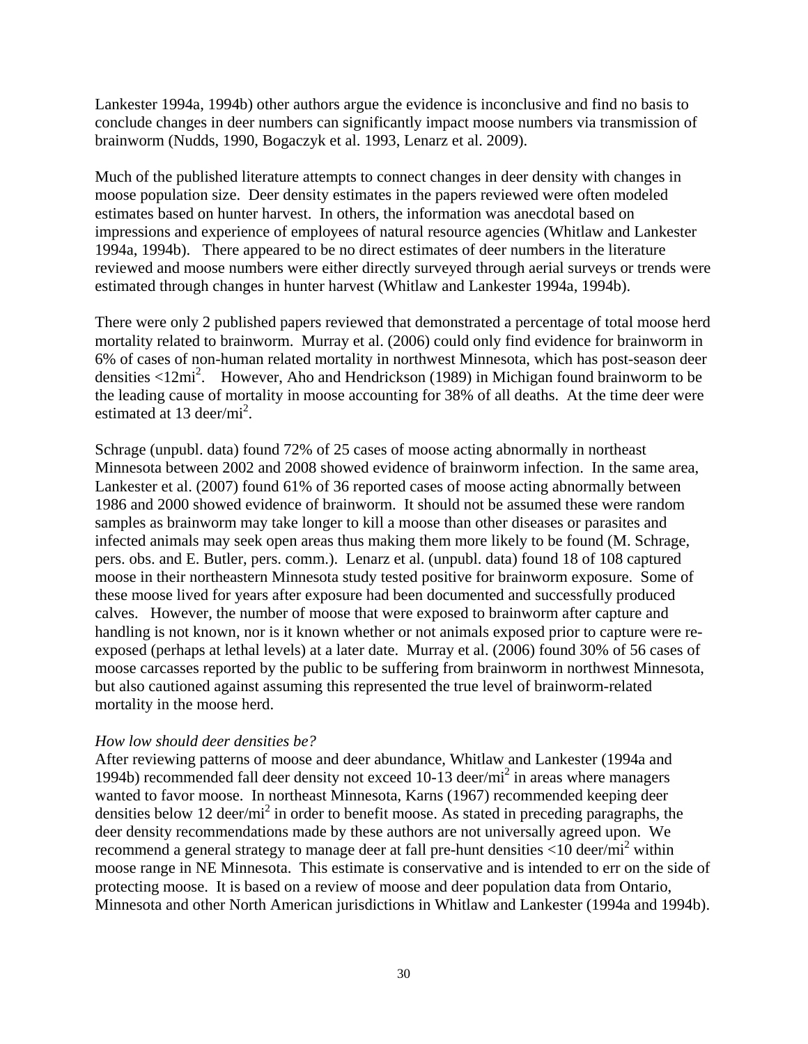Lankester 1994a, 1994b) other authors argue the evidence is inconclusive and find no basis to conclude changes in deer numbers can significantly impact moose numbers via transmission of brainworm (Nudds, 1990, Bogaczyk et al. 1993, Lenarz et al. 2009).

Much of the published literature attempts to connect changes in deer density with changes in moose population size. Deer density estimates in the papers reviewed were often modeled estimates based on hunter harvest. In others, the information was anecdotal based on impressions and experience of employees of natural resource agencies (Whitlaw and Lankester 1994a, 1994b). There appeared to be no direct estimates of deer numbers in the literature reviewed and moose numbers were either directly surveyed through aerial surveys or trends were estimated through changes in hunter harvest (Whitlaw and Lankester 1994a, 1994b).

There were only 2 published papers reviewed that demonstrated a percentage of total moose herd mortality related to brainworm. Murray et al. (2006) could only find evidence for brainworm in 6% of cases of non-human related mortality in northwest Minnesota, which has post-season deer densities <12mi$^2$. However, Aho and Hendrickson (1989) in Michigan found brainworm to be the leading cause of mortality in moose accounting for 38% of all deaths. At the time deer were estimated at 13 deer/mi$^2$.

Schrage (unpubl. data) found 72% of 25 cases of moose acting abnormally in northeast Minnesota between 2002 and 2008 showed evidence of brainworm infection. In the same area, Lankester et al. (2007) found 61% of 36 reported cases of moose acting abnormally between 1986 and 2000 showed evidence of brainworm. It should not be assumed these were random samples as brainworm may take longer to kill a moose than other diseases or parasites and infected animals may seek open areas thus making them more likely to be found (M. Schrage, pers. obs. and E. Butler, pers. comm.). Lenarz et al. (unpubl. data) found 18 of 108 captured moose in their northeastern Minnesota study tested positive for brainworm exposure. Some of these moose lived for years after exposure had been documented and successfully produced calves. However, the number of moose that were exposed to brainworm after capture and handling is not known, nor is it known whether or not animals exposed prior to capture were re-exposed (perhaps at lethal levels) at a later date. Murray et al. (2006) found 30% of 56 cases of moose carcasses reported by the public to be suffering from brainworm in northwest Minnesota, but also cautioned against assuming this represented the true level of brainworm-related mortality in the moose herd.

*How low should deer densities be?*

After reviewing patterns of moose and deer abundance, Whitlaw and Lankester (1994a and 1994b) recommended fall deer density not exceed 10-13 deer/mi$^2$ in areas where managers wanted to favor moose. In northeast Minnesota, Karns (1967) recommended keeping deer densities below 12 deer/mi$^2$ in order to benefit moose. As stated in preceding paragraphs, the deer density recommendations made by these authors are not universally agreed upon. We recommend a general strategy to manage deer at fall pre-hunt densities <10 deer/mi$^2$ within moose range in NE Minnesota. This estimate is conservative and is intended to err on the side of protecting moose. It is based on a review of moose and deer population data from Ontario, Minnesota and other North American jurisdictions in Whitlaw and Lankester (1994a and 1994b).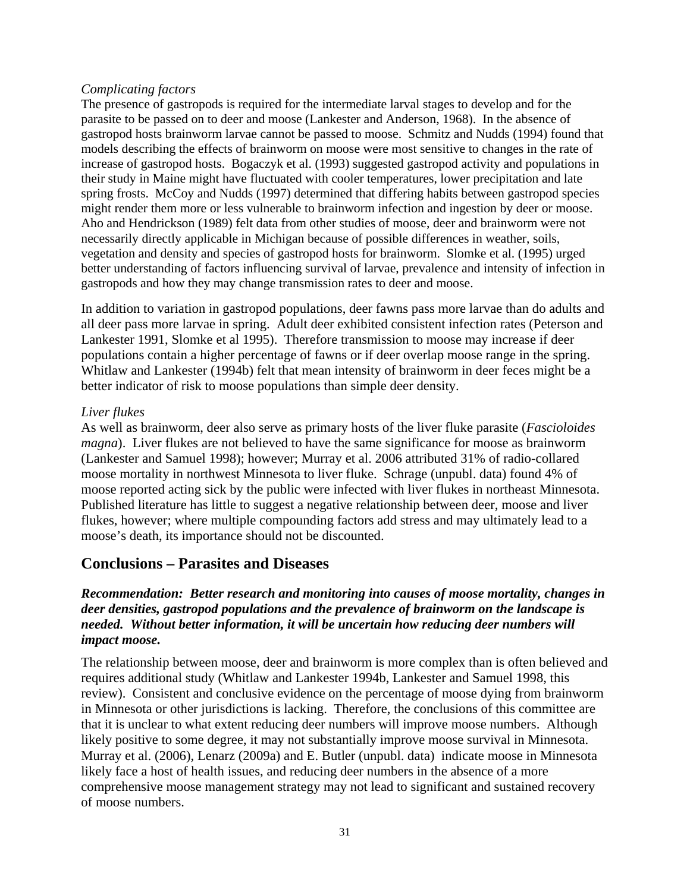*Complicating factors*

The presence of gastropods is required for the intermediate larval stages to develop and for the parasite to be passed on to deer and moose (Lankester and Anderson, 1968). In the absence of gastropod hosts brainworm larvae cannot be passed to moose. Schmitz and Nudds (1994) found that models describing the effects of brainworm on moose were most sensitive to changes in the rate of increase of gastropod hosts. Bogaczyk et al. (1993) suggested gastropod activity and populations in their study in Maine might have fluctuated with cooler temperatures, lower precipitation and late spring frosts. McCoy and Nudds (1997) determined that differing habits between gastropod species might render them more or less vulnerable to brainworm infection and ingestion by deer or moose. Aho and Hendrickson (1989) felt data from other studies of moose, deer and brainworm were not necessarily directly applicable in Michigan because of possible differences in weather, soils, vegetation and density and species of gastropod hosts for brainworm. Slomke et al. (1995) urged better understanding of factors influencing survival of larvae, prevalence and intensity of infection in gastropods and how they may change transmission rates to deer and moose.

In addition to variation in gastropod populations, deer fawns pass more larvae than do adults and all deer pass more larvae in spring. Adult deer exhibited consistent infection rates (Peterson and Lankester 1991, Slomke et al 1995). Therefore transmission to moose may increase if deer populations contain a higher percentage of fawns or if deer overlap moose range in the spring. Whitlaw and Lankester (1994b) felt that mean intensity of brainworm in deer feces might be a better indicator of risk to moose populations than simple deer density.

*Liver flukes*

As well as brainworm, deer also serve as primary hosts of the liver fluke parasite (*Fascioloides magna*). Liver flukes are not believed to have the same significance for moose as brainworm (Lankester and Samuel 1998); however; Murray et al. 2006 attributed 31% of radio-collared moose mortality in northwest Minnesota to liver fluke. Schrage (unpubl. data) found 4% of moose reported acting sick by the public were infected with liver flukes in northeast Minnesota. Published literature has little to suggest a negative relationship between deer, moose and liver flukes, however; where multiple compounding factors add stress and may ultimately lead to a moose's death, its importance should not be discounted.

## Conclusions – Parasites and Diseases

***Recommendation: Better research and monitoring into causes of moose mortality, changes in deer densities, gastropod populations and the prevalence of brainworm on the landscape is needed. Without better information, it will be uncertain how reducing deer numbers will impact moose.***

The relationship between moose, deer and brainworm is more complex than is often believed and requires additional study (Whitlaw and Lankester 1994b, Lankester and Samuel 1998, this review). Consistent and conclusive evidence on the percentage of moose dying from brainworm in Minnesota or other jurisdictions is lacking. Therefore, the conclusions of this committee are that it is unclear to what extent reducing deer numbers will improve moose numbers. Although likely positive to some degree, it may not substantially improve moose survival in Minnesota. Murray et al. (2006), Lenarz (2009a) and E. Butler (unpubl. data) indicate moose in Minnesota likely face a host of health issues, and reducing deer numbers in the absence of a more comprehensive moose management strategy may not lead to significant and sustained recovery of moose numbers.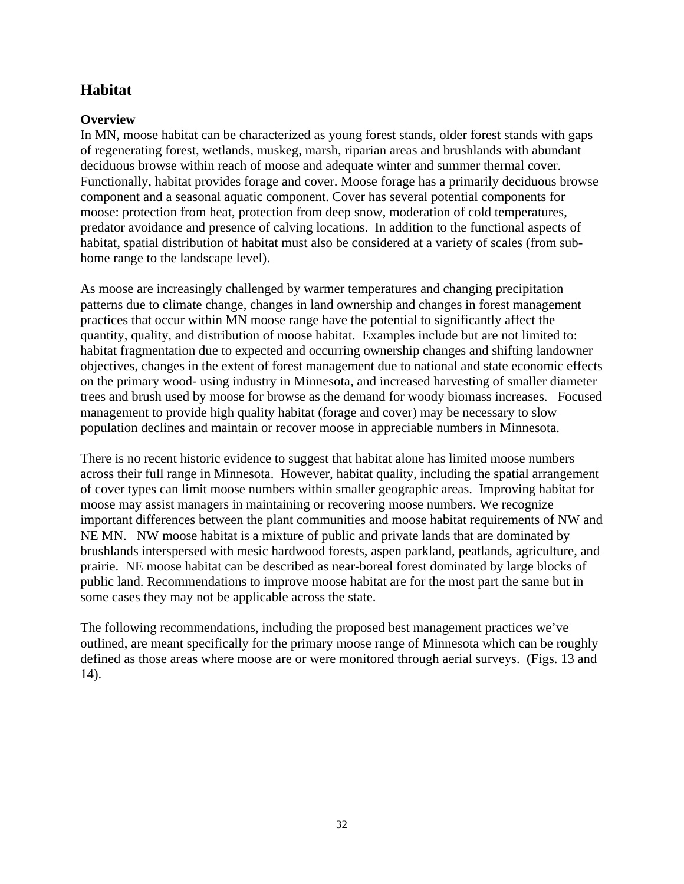## Habitat

### Overview

In MN, moose habitat can be characterized as young forest stands, older forest stands with gaps of regenerating forest, wetlands, muskeg, marsh, riparian areas and brushlands with abundant deciduous browse within reach of moose and adequate winter and summer thermal cover. Functionally, habitat provides forage and cover. Moose forage has a primarily deciduous browse component and a seasonal aquatic component. Cover has several potential components for moose: protection from heat, protection from deep snow, moderation of cold temperatures, predator avoidance and presence of calving locations. In addition to the functional aspects of habitat, spatial distribution of habitat must also be considered at a variety of scales (from sub-home range to the landscape level).

As moose are increasingly challenged by warmer temperatures and changing precipitation patterns due to climate change, changes in land ownership and changes in forest management practices that occur within MN moose range have the potential to significantly affect the quantity, quality, and distribution of moose habitat. Examples include but are not limited to: habitat fragmentation due to expected and occurring ownership changes and shifting landowner objectives, changes in the extent of forest management due to national and state economic effects on the primary wood- using industry in Minnesota, and increased harvesting of smaller diameter trees and brush used by moose for browse as the demand for woody biomass increases. Focused management to provide high quality habitat (forage and cover) may be necessary to slow population declines and maintain or recover moose in appreciable numbers in Minnesota.

There is no recent historic evidence to suggest that habitat alone has limited moose numbers across their full range in Minnesota. However, habitat quality, including the spatial arrangement of cover types can limit moose numbers within smaller geographic areas. Improving habitat for moose may assist managers in maintaining or recovering moose numbers. We recognize important differences between the plant communities and moose habitat requirements of NW and NE MN. NW moose habitat is a mixture of public and private lands that are dominated by brushlands interspersed with mesic hardwood forests, aspen parkland, peatlands, agriculture, and prairie. NE moose habitat can be described as near-boreal forest dominated by large blocks of public land. Recommendations to improve moose habitat are for the most part the same but in some cases they may not be applicable across the state.

The following recommendations, including the proposed best management practices we've outlined, are meant specifically for the primary moose range of Minnesota which can be roughly defined as those areas where moose are or were monitored through aerial surveys. (Figs. 13 and 14).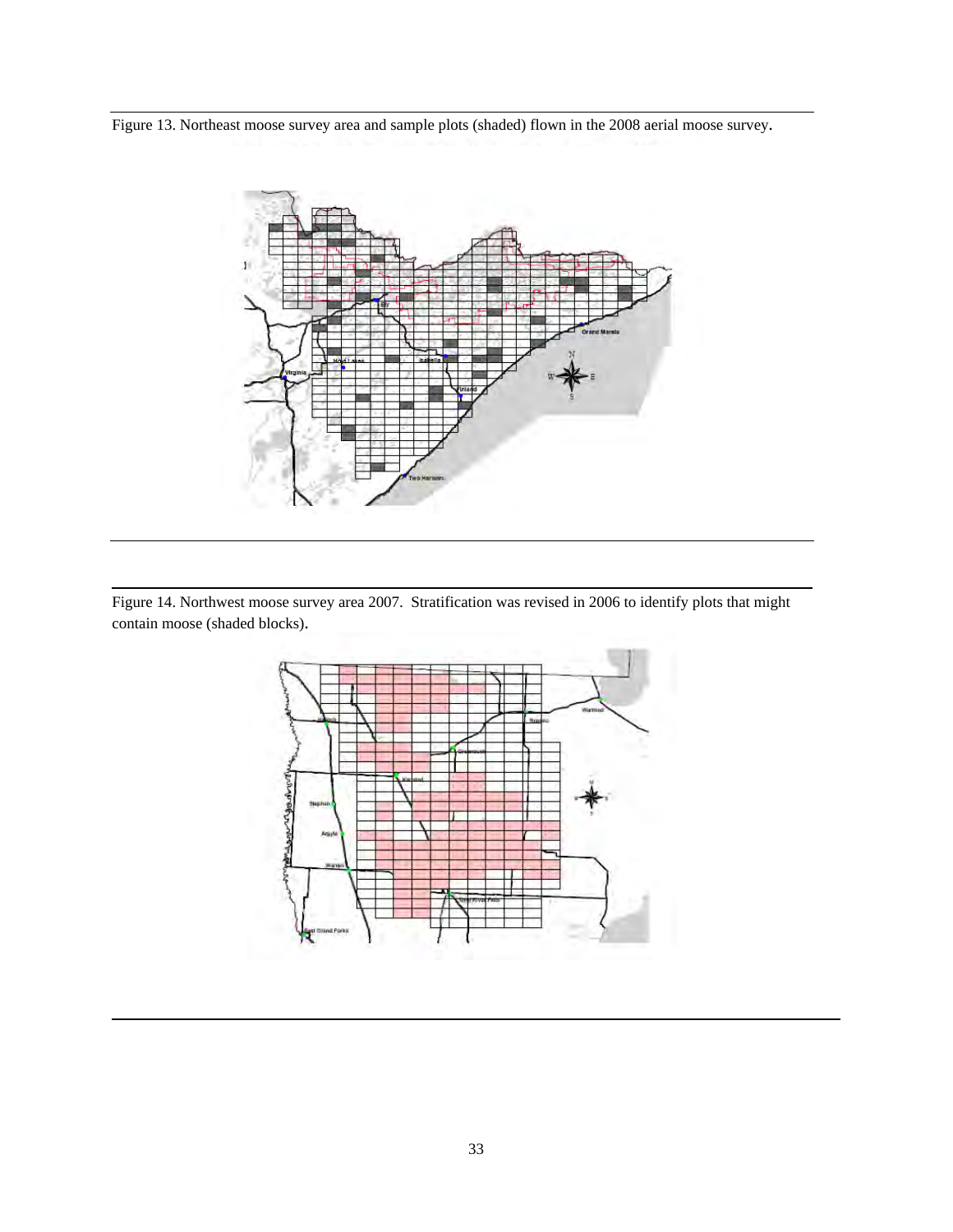Figure 13. Northeast moose survey area and sample plots (shaded) flown in the 2008 aerial moose survey.

Figure 14. Northwest moose survey area 2007. Stratification was revised in 2006 to identify plots that might contain moose (shaded blocks).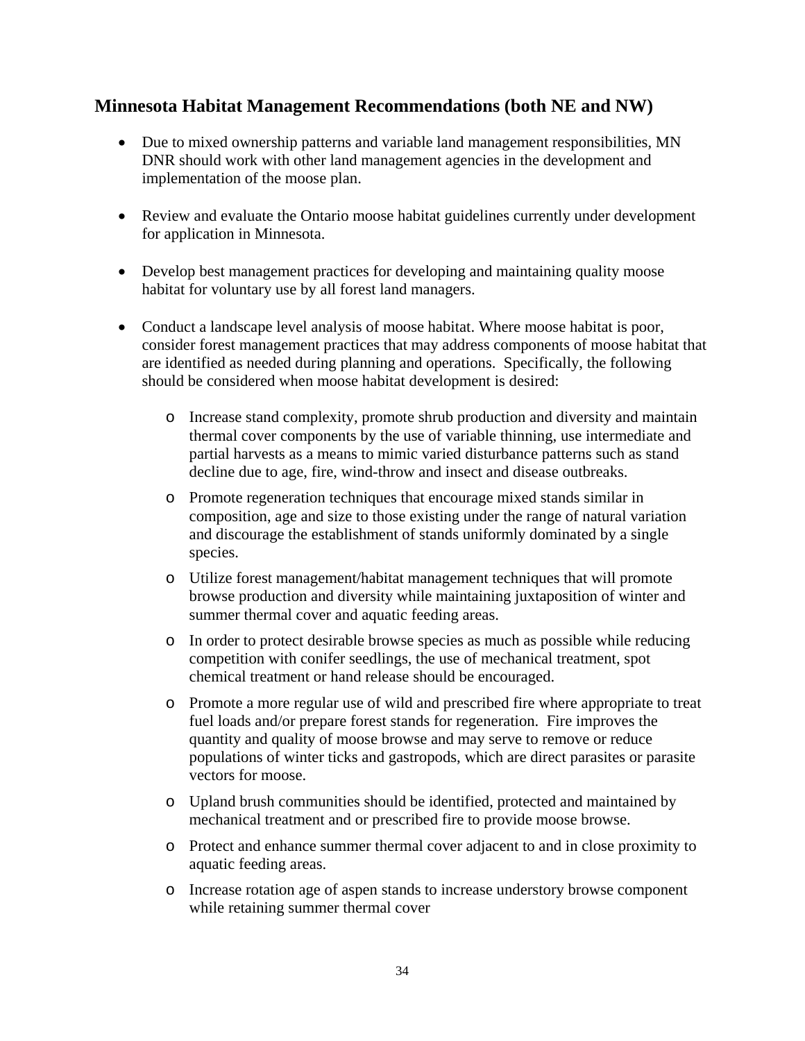## Minnesota Habitat Management Recommendations (both NE and NW)

- Due to mixed ownership patterns and variable land management responsibilities, MN DNR should work with other land management agencies in the development and implementation of the moose plan.

- Review and evaluate the Ontario moose habitat guidelines currently under development for application in Minnesota.

- Develop best management practices for developing and maintaining quality moose habitat for voluntary use by all forest land managers.

- Conduct a landscape level analysis of moose habitat. Where moose habitat is poor, consider forest management practices that may address components of moose habitat that are identified as needed during planning and operations. Specifically, the following should be considered when moose habitat development is desired:

    - Increase stand complexity, promote shrub production and diversity and maintain thermal cover components by the use of variable thinning, use intermediate and partial harvests as a means to mimic varied disturbance patterns such as stand decline due to age, fire, wind-throw and insect and disease outbreaks.
    - Promote regeneration techniques that encourage mixed stands similar in composition, age and size to those existing under the range of natural variation and discourage the establishment of stands uniformly dominated by a single species.
    - Utilize forest management/habitat management techniques that will promote browse production and diversity while maintaining juxtaposition of winter and summer thermal cover and aquatic feeding areas.
    - In order to protect desirable browse species as much as possible while reducing competition with conifer seedlings, the use of mechanical treatment, spot chemical treatment or hand release should be encouraged.
    - Promote a more regular use of wild and prescribed fire where appropriate to treat fuel loads and/or prepare forest stands for regeneration. Fire improves the quantity and quality of moose browse and may serve to remove or reduce populations of winter ticks and gastropods, which are direct parasites or parasite vectors for moose.
    - Upland brush communities should be identified, protected and maintained by mechanical treatment and or prescribed fire to provide moose browse.
    - Protect and enhance summer thermal cover adjacent to and in close proximity to aquatic feeding areas.
    - Increase rotation age of aspen stands to increase understory browse component while retaining summer thermal cover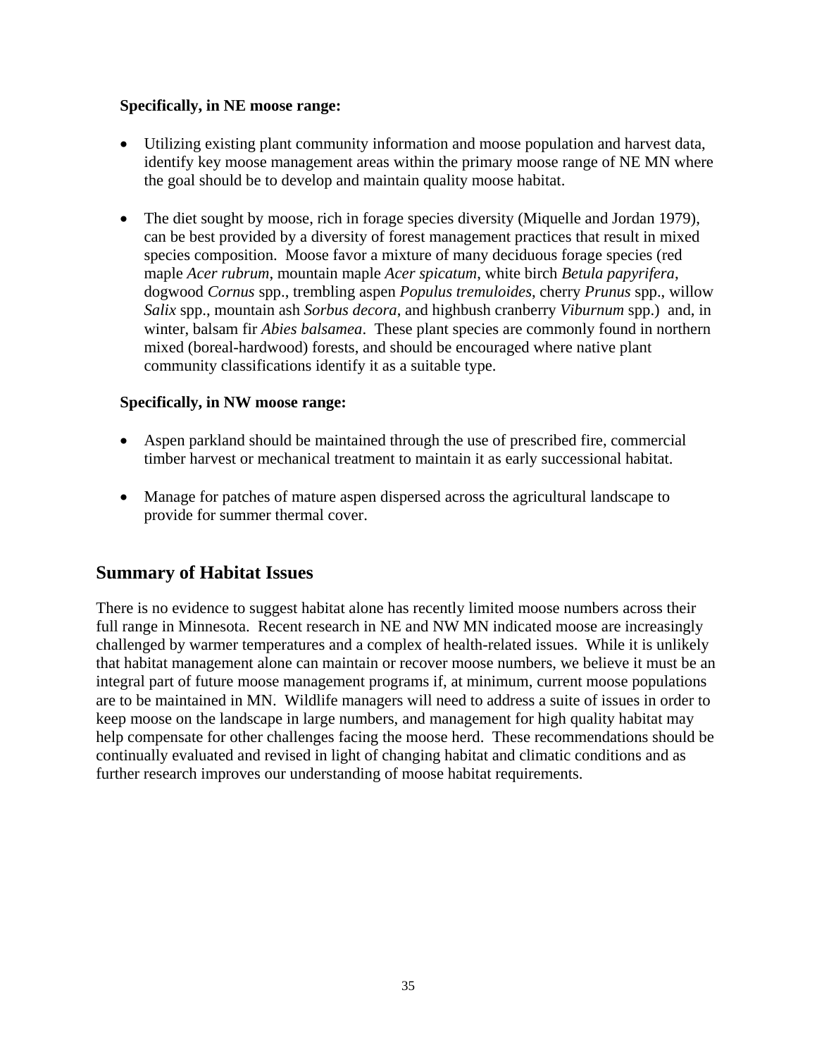**Specifically, in NE moose range:**

- Utilizing existing plant community information and moose population and harvest data, identify key moose management areas within the primary moose range of NE MN where the goal should be to develop and maintain quality moose habitat.

- The diet sought by moose, rich in forage species diversity (Miquelle and Jordan 1979), can be best provided by a diversity of forest management practices that result in mixed species composition. Moose favor a mixture of many deciduous forage species (red maple *Acer rubrum*, mountain maple *Acer spicatum*, white birch *Betula papyrifera*, dogwood *Cornus* spp., trembling aspen *Populus tremuloides*, cherry *Prunus* spp., willow *Salix* spp., mountain ash *Sorbus decora*, and highbush cranberry *Viburnum* spp.) and, in winter, balsam fir *Abies balsamea*. These plant species are commonly found in northern mixed (boreal-hardwood) forests, and should be encouraged where native plant community classifications identify it as a suitable type.

**Specifically, in NW moose range:**

- Aspen parkland should be maintained through the use of prescribed fire, commercial timber harvest or mechanical treatment to maintain it as early successional habitat.

- Manage for patches of mature aspen dispersed across the agricultural landscape to provide for summer thermal cover.

## Summary of Habitat Issues

There is no evidence to suggest habitat alone has recently limited moose numbers across their full range in Minnesota. Recent research in NE and NW MN indicated moose are increasingly challenged by warmer temperatures and a complex of health-related issues. While it is unlikely that habitat management alone can maintain or recover moose numbers, we believe it must be an integral part of future moose management programs if, at minimum, current moose populations are to be maintained in MN. Wildlife managers will need to address a suite of issues in order to keep moose on the landscape in large numbers, and management for high quality habitat may help compensate for other challenges facing the moose herd. These recommendations should be continually evaluated and revised in light of changing habitat and climatic conditions and as further research improves our understanding of moose habitat requirements.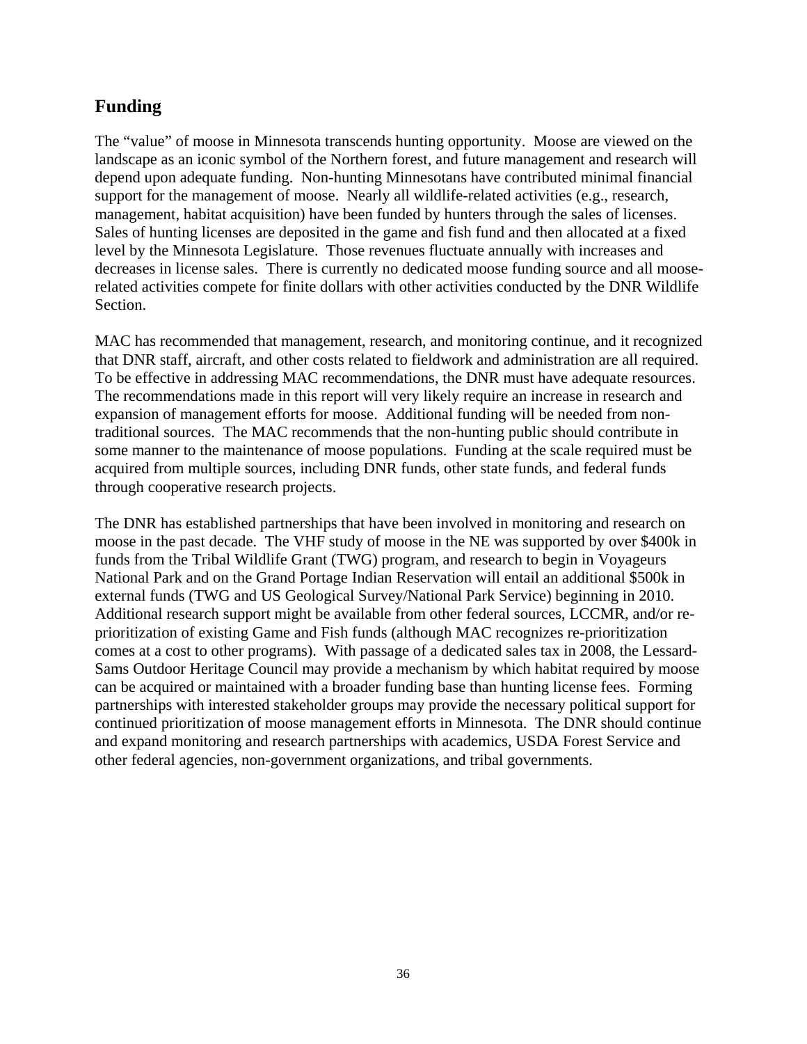## Funding

The "value" of moose in Minnesota transcends hunting opportunity. Moose are viewed on the landscape as an iconic symbol of the Northern forest, and future management and research will depend upon adequate funding. Non-hunting Minnesotans have contributed minimal financial support for the management of moose. Nearly all wildlife-related activities (e.g., research, management, habitat acquisition) have been funded by hunters through the sales of licenses. Sales of hunting licenses are deposited in the game and fish fund and then allocated at a fixed level by the Minnesota Legislature. Those revenues fluctuate annually with increases and decreases in license sales. There is currently no dedicated moose funding source and all moose-related activities compete for finite dollars with other activities conducted by the DNR Wildlife Section.

MAC has recommended that management, research, and monitoring continue, and it recognized that DNR staff, aircraft, and other costs related to fieldwork and administration are all required. To be effective in addressing MAC recommendations, the DNR must have adequate resources. The recommendations made in this report will very likely require an increase in research and expansion of management efforts for moose. Additional funding will be needed from non-traditional sources. The MAC recommends that the non-hunting public should contribute in some manner to the maintenance of moose populations. Funding at the scale required must be acquired from multiple sources, including DNR funds, other state funds, and federal funds through cooperative research projects.

The DNR has established partnerships that have been involved in monitoring and research on moose in the past decade. The VHF study of moose in the NE was supported by over $400k in funds from the Tribal Wildlife Grant (TWG) program, and research to begin in Voyageurs National Park and on the Grand Portage Indian Reservation will entail an additional $500k in external funds (TWG and US Geological Survey/National Park Service) beginning in 2010. Additional research support might be available from other federal sources, LCCMR, and/or re-prioritization of existing Game and Fish funds (although MAC recognizes re-prioritization comes at a cost to other programs). With passage of a dedicated sales tax in 2008, the Lessard-Sams Outdoor Heritage Council may provide a mechanism by which habitat required by moose can be acquired or maintained with a broader funding base than hunting license fees. Forming partnerships with interested stakeholder groups may provide the necessary political support for continued prioritization of moose management efforts in Minnesota. The DNR should continue and expand monitoring and research partnerships with academics, USDA Forest Service and other federal agencies, non-government organizations, and tribal governments.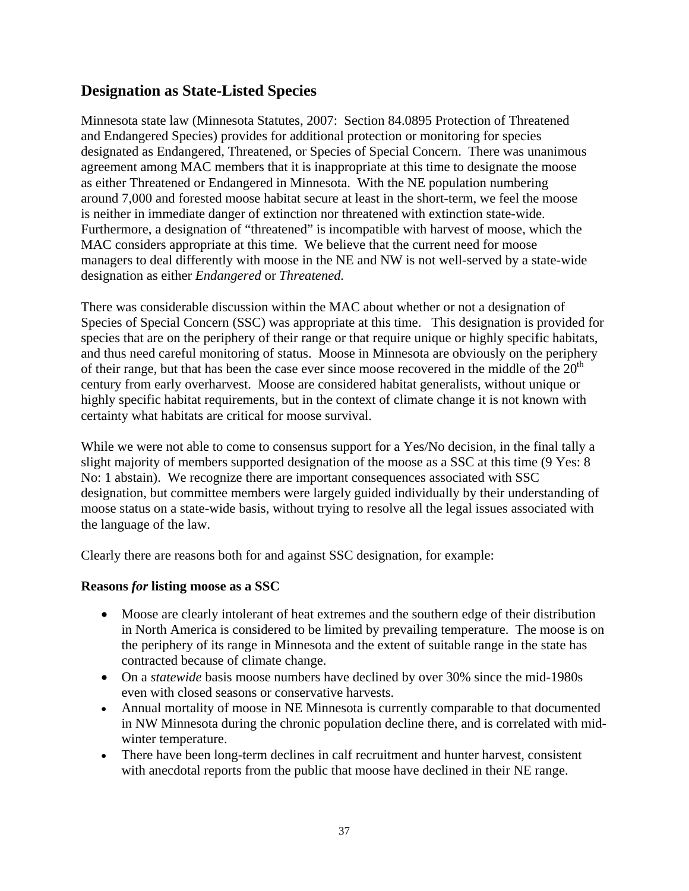## Designation as State-Listed Species

Minnesota state law (Minnesota Statutes, 2007: Section 84.0895 Protection of Threatened and Endangered Species) provides for additional protection or monitoring for species designated as Endangered, Threatened, or Species of Special Concern. There was unanimous agreement among MAC members that it is inappropriate at this time to designate the moose as either Threatened or Endangered in Minnesota. With the NE population numbering around 7,000 and forested moose habitat secure at least in the short-term, we feel the moose is neither in immediate danger of extinction nor threatened with extinction state-wide. Furthermore, a designation of "threatened" is incompatible with harvest of moose, which the MAC considers appropriate at this time. We believe that the current need for moose managers to deal differently with moose in the NE and NW is not well-served by a state-wide designation as either *Endangered* or *Threatened.*

There was considerable discussion within the MAC about whether or not a designation of Species of Special Concern (SSC) was appropriate at this time. This designation is provided for species that are on the periphery of their range or that require unique or highly specific habitats, and thus need careful monitoring of status. Moose in Minnesota are obviously on the periphery of their range, but that has been the case ever since moose recovered in the middle of the 20th century from early overharvest. Moose are considered habitat generalists, without unique or highly specific habitat requirements, but in the context of climate change it is not known with certainty what habitats are critical for moose survival.

While we were not able to come to consensus support for a Yes/No decision, in the final tally a slight majority of members supported designation of the moose as a SSC at this time (9 Yes: 8 No: 1 abstain). We recognize there are important consequences associated with SSC designation, but committee members were largely guided individually by their understanding of moose status on a state-wide basis, without trying to resolve all the legal issues associated with the language of the law.

Clearly there are reasons both for and against SSC designation, for example:

**Reasons *for* listing moose as a SSC**

- Moose are clearly intolerant of heat extremes and the southern edge of their distribution in North America is considered to be limited by prevailing temperature. The moose is on the periphery of its range in Minnesota and the extent of suitable range in the state has contracted because of climate change.
- On a *statewide* basis moose numbers have declined by over 30% since the mid-1980s even with closed seasons or conservative harvests.
- Annual mortality of moose in NE Minnesota is currently comparable to that documented in NW Minnesota during the chronic population decline there, and is correlated with mid-winter temperature.
- There have been long-term declines in calf recruitment and hunter harvest, consistent with anecdotal reports from the public that moose have declined in their NE range.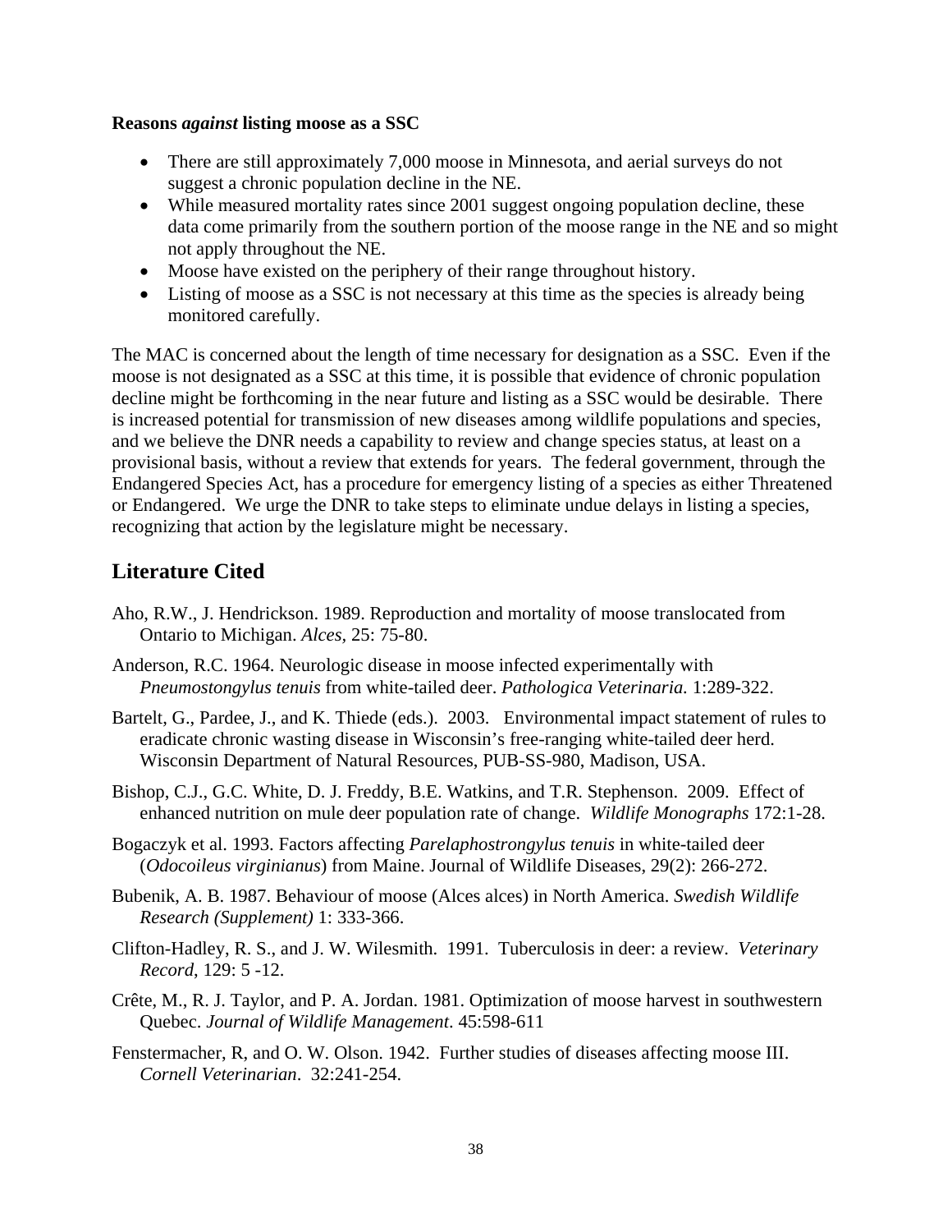**Reasons *against* listing moose as a SSC**

- There are still approximately 7,000 moose in Minnesota, and aerial surveys do not suggest a chronic population decline in the NE.
- While measured mortality rates since 2001 suggest ongoing population decline, these data come primarily from the southern portion of the moose range in the NE and so might not apply throughout the NE.
- Moose have existed on the periphery of their range throughout history.
- Listing of moose as a SSC is not necessary at this time as the species is already being monitored carefully.

The MAC is concerned about the length of time necessary for designation as a SSC. Even if the moose is not designated as a SSC at this time, it is possible that evidence of chronic population decline might be forthcoming in the near future and listing as a SSC would be desirable. There is increased potential for transmission of new diseases among wildlife populations and species, and we believe the DNR needs a capability to review and change species status, at least on a provisional basis, without a review that extends for years. The federal government, through the Endangered Species Act, has a procedure for emergency listing of a species as either Threatened or Endangered. We urge the DNR to take steps to eliminate undue delays in listing a species, recognizing that action by the legislature might be necessary.

## Literature Cited

Aho, R.W., J. Hendrickson. 1989. Reproduction and mortality of moose translocated from Ontario to Michigan. *Alces*, 25: 75-80.

Anderson, R.C. 1964. Neurologic disease in moose infected experimentally with *Pneumostongylus tenuis* from white-tailed deer. *Pathologica Veterinaria.* 1:289-322.

Bartelt, G., Pardee, J., and K. Thiede (eds.). 2003. Environmental impact statement of rules to eradicate chronic wasting disease in Wisconsin's free-ranging white-tailed deer herd. Wisconsin Department of Natural Resources, PUB-SS-980, Madison, USA.

Bishop, C.J., G.C. White, D. J. Freddy, B.E. Watkins, and T.R. Stephenson. 2009. Effect of enhanced nutrition on mule deer population rate of change. *Wildlife Monographs* 172:1-28.

Bogaczyk et al. 1993. Factors affecting *Parelaphostrongylus tenuis* in white-tailed deer (*Odocoileus virginianus*) from Maine. Journal of Wildlife Diseases, 29(2): 266-272.

Bubenik, A. B. 1987. Behaviour of moose (Alces alces) in North America. *Swedish Wildlife Research (Supplement)* 1: 333-366.

Clifton-Hadley, R. S., and J. W. Wilesmith. 1991. Tuberculosis in deer: a review. *Veterinary Record*, 129: 5 -12.

Crête, M., R. J. Taylor, and P. A. Jordan. 1981. Optimization of moose harvest in southwestern Quebec. *Journal of Wildlife Management*. 45:598-611

Fenstermacher, R, and O. W. Olson. 1942. Further studies of diseases affecting moose III. *Cornell Veterinarian*. 32:241-254.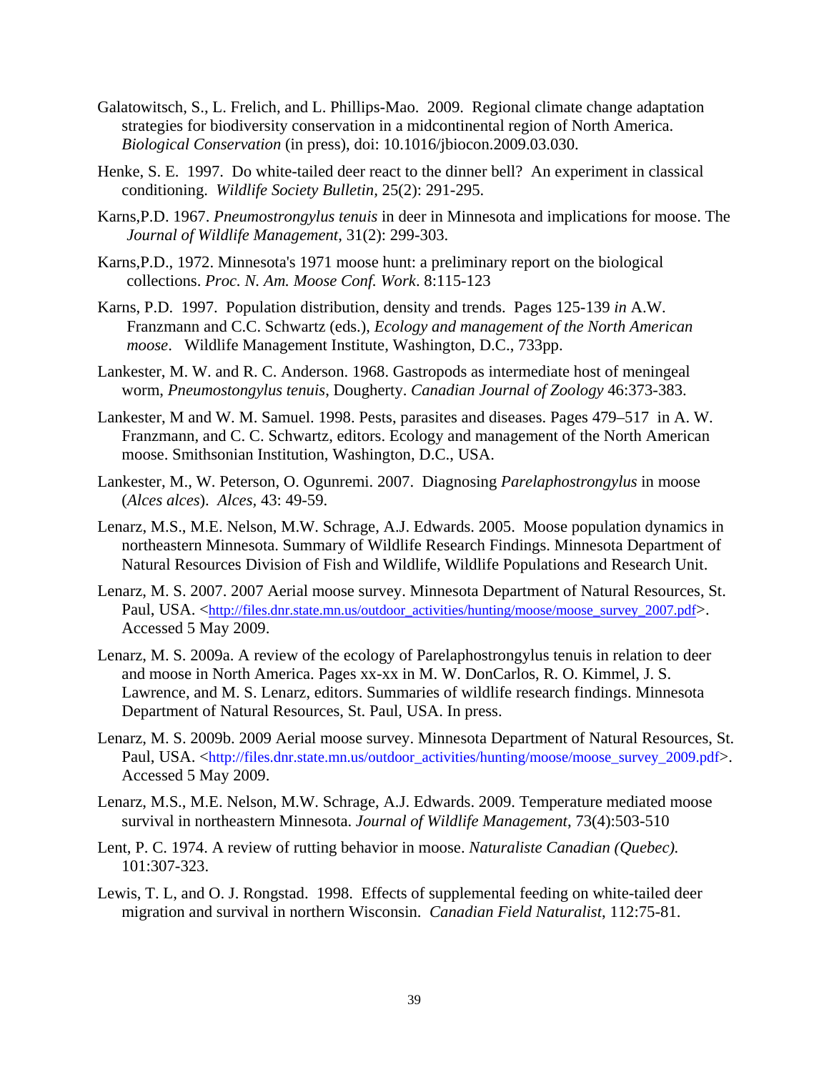Galatowitsch, S., L. Frelich, and L. Phillips-Mao. 2009. Regional climate change adaptation strategies for biodiversity conservation in a midcontinental region of North America. *Biological Conservation* (in press), doi: 10.1016/jbiocon.2009.03.030.

Henke, S. E. 1997. Do white-tailed deer react to the dinner bell? An experiment in classical conditioning. *Wildlife Society Bulletin*, 25(2): 291-295.

Karns,P.D. 1967. *Pneumostrongylus tenuis* in deer in Minnesota and implications for moose. The *Journal of Wildlife Management*, 31(2): 299-303.

Karns,P.D., 1972. Minnesota's 1971 moose hunt: a preliminary report on the biological collections. *Proc. N. Am. Moose Conf. Work*. 8:115-123

Karns, P.D. 1997. Population distribution, density and trends. Pages 125-139 *in* A.W. Franzmann and C.C. Schwartz (eds.), *Ecology and management of the North American moose*. Wildlife Management Institute, Washington, D.C., 733pp.

Lankester, M. W. and R. C. Anderson. 1968. Gastropods as intermediate host of meningeal worm, *Pneumostongylus tenuis*, Dougherty. *Canadian Journal of Zoology* 46:373-383.

Lankester, M and W. M. Samuel. 1998. Pests, parasites and diseases. Pages 479–517 in A. W. Franzmann, and C. C. Schwartz, editors. Ecology and management of the North American moose. Smithsonian Institution, Washington, D.C., USA.

Lankester, M., W. Peterson, O. Ogunremi. 2007. Diagnosing *Parelaphostrongylus* in moose (*Alces alces*). *Alces*, 43: 49-59.

Lenarz, M.S., M.E. Nelson, M.W. Schrage, A.J. Edwards. 2005. Moose population dynamics in northeastern Minnesota. Summary of Wildlife Research Findings. Minnesota Department of Natural Resources Division of Fish and Wildlife, Wildlife Populations and Research Unit.

Lenarz, M. S. 2007. 2007 Aerial moose survey. Minnesota Department of Natural Resources, St. Paul, USA. <http://files.dnr.state.mn.us/outdoor_activities/hunting/moose/moose_survey_2007.pdf>. Accessed 5 May 2009.

Lenarz, M. S. 2009a. A review of the ecology of Parelaphostrongylus tenuis in relation to deer and moose in North America. Pages xx-xx in M. W. DonCarlos, R. O. Kimmel, J. S. Lawrence, and M. S. Lenarz, editors. Summaries of wildlife research findings. Minnesota Department of Natural Resources, St. Paul, USA. In press.

Lenarz, M. S. 2009b. 2009 Aerial moose survey. Minnesota Department of Natural Resources, St. Paul, USA. <http://files.dnr.state.mn.us/outdoor_activities/hunting/moose/moose_survey_2009.pdf>. Accessed 5 May 2009.

Lenarz, M.S., M.E. Nelson, M.W. Schrage, A.J. Edwards. 2009. Temperature mediated moose survival in northeastern Minnesota. *Journal of Wildlife Management*, 73(4):503-510

Lent, P. C. 1974. A review of rutting behavior in moose. *Naturaliste Canadian (Quebec).* 101:307-323.

Lewis, T. L, and O. J. Rongstad. 1998. Effects of supplemental feeding on white-tailed deer migration and survival in northern Wisconsin. *Canadian Field Naturalist*, 112:75-81.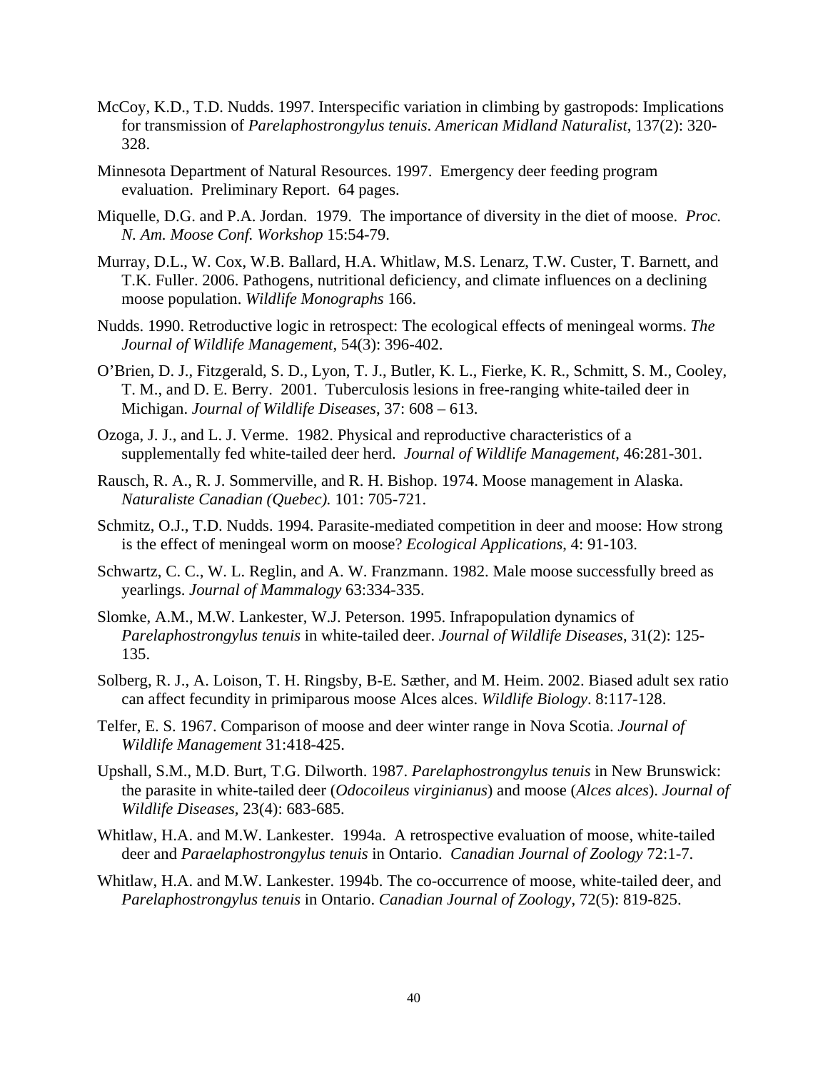McCoy, K.D., T.D. Nudds. 1997. Interspecific variation in climbing by gastropods: Implications for transmission of *Parelaphostrongylus tenuis*. *American Midland Naturalist*, 137(2): 320-328.

Minnesota Department of Natural Resources. 1997. Emergency deer feeding program evaluation. Preliminary Report. 64 pages.

Miquelle, D.G. and P.A. Jordan. 1979. The importance of diversity in the diet of moose. *Proc. N. Am. Moose Conf. Workshop* 15:54-79.

Murray, D.L., W. Cox, W.B. Ballard, H.A. Whitlaw, M.S. Lenarz, T.W. Custer, T. Barnett, and T.K. Fuller. 2006. Pathogens, nutritional deficiency, and climate influences on a declining moose population. *Wildlife Monographs* 166.

Nudds. 1990. Retroductive logic in retrospect: The ecological effects of meningeal worms. *The Journal of Wildlife Management*, 54(3): 396-402.

O'Brien, D. J., Fitzgerald, S. D., Lyon, T. J., Butler, K. L., Fierke, K. R., Schmitt, S. M., Cooley, T. M., and D. E. Berry. 2001. Tuberculosis lesions in free-ranging white-tailed deer in Michigan. *Journal of Wildlife Diseases*, 37: 608 – 613.

Ozoga, J. J., and L. J. Verme. 1982. Physical and reproductive characteristics of a supplementally fed white-tailed deer herd. *Journal of Wildlife Management*, 46:281-301.

Rausch, R. A., R. J. Sommerville, and R. H. Bishop. 1974. Moose management in Alaska. *Naturaliste Canadian (Quebec).* 101: 705-721.

Schmitz, O.J., T.D. Nudds. 1994. Parasite-mediated competition in deer and moose: How strong is the effect of meningeal worm on moose? *Ecological Applications*, 4: 91-103.

Schwartz, C. C., W. L. Reglin, and A. W. Franzmann. 1982. Male moose successfully breed as yearlings. *Journal of Mammalogy* 63:334-335.

Slomke, A.M., M.W. Lankester, W.J. Peterson. 1995. Infrapopulation dynamics of *Parelaphostrongylus tenuis* in white-tailed deer. *Journal of Wildlife Diseases*, 31(2): 125-135.

Solberg, R. J., A. Loison, T. H. Ringsby, B-E. Sæther, and M. Heim. 2002. Biased adult sex ratio can affect fecundity in primiparous moose Alces alces. *Wildlife Biology*. 8:117-128.

Telfer, E. S. 1967. Comparison of moose and deer winter range in Nova Scotia. *Journal of Wildlife Management* 31:418-425.

Upshall, S.M., M.D. Burt, T.G. Dilworth. 1987. *Parelaphostrongylus tenuis* in New Brunswick: the parasite in white-tailed deer (*Odocoileus virginianus*) and moose (*Alces alces*). *Journal of Wildlife Diseases*, 23(4): 683-685.

Whitlaw, H.A. and M.W. Lankester. 1994a. A retrospective evaluation of moose, white-tailed deer and *Paraelaphostrongylus tenuis* in Ontario. *Canadian Journal of Zoology* 72:1-7.

Whitlaw, H.A. and M.W. Lankester. 1994b. The co-occurrence of moose, white-tailed deer, and *Parelaphostrongylus tenuis* in Ontario. *Canadian Journal of Zoology*, 72(5): 819-825.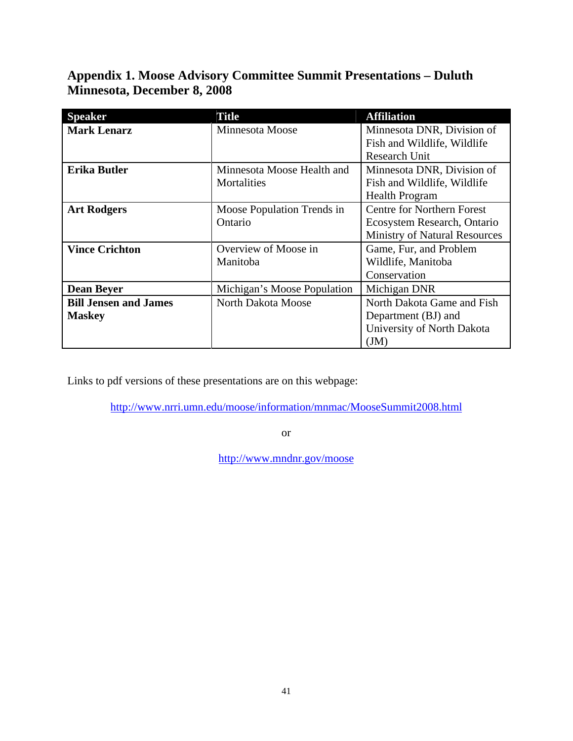## Appendix 1. Moose Advisory Committee Summit Presentations – Duluth Minnesota, December 8, 2008

| Speaker | Title | Affiliation |
|---|---|---|
| **Mark Lenarz** | Minnesota Moose | Minnesota DNR, Division of Fish and Wildlife, Wildlife Research Unit |
| **Erika Butler** | Minnesota Moose Health and Mortalities | Minnesota DNR, Division of Fish and Wildlife, Wildlife Health Program |
| **Art Rodgers** | Moose Population Trends in Ontario | Centre for Northern Forest Ecosystem Research, Ontario Ministry of Natural Resources |
| **Vince Crichton** | Overview of Moose in Manitoba | Game, Fur, and Problem Wildlife, Manitoba Conservation |
| **Dean Beyer** | Michigan's Moose Population | Michigan DNR |
| **Bill Jensen and James Maskey** | North Dakota Moose | North Dakota Game and Fish Department (BJ) and University of North Dakota (JM) |

Links to pdf versions of these presentations are on this webpage:

http://www.nrri.umn.edu/moose/information/mnmac/MooseSummit2008.html

or

http://www.mndnr.gov/moose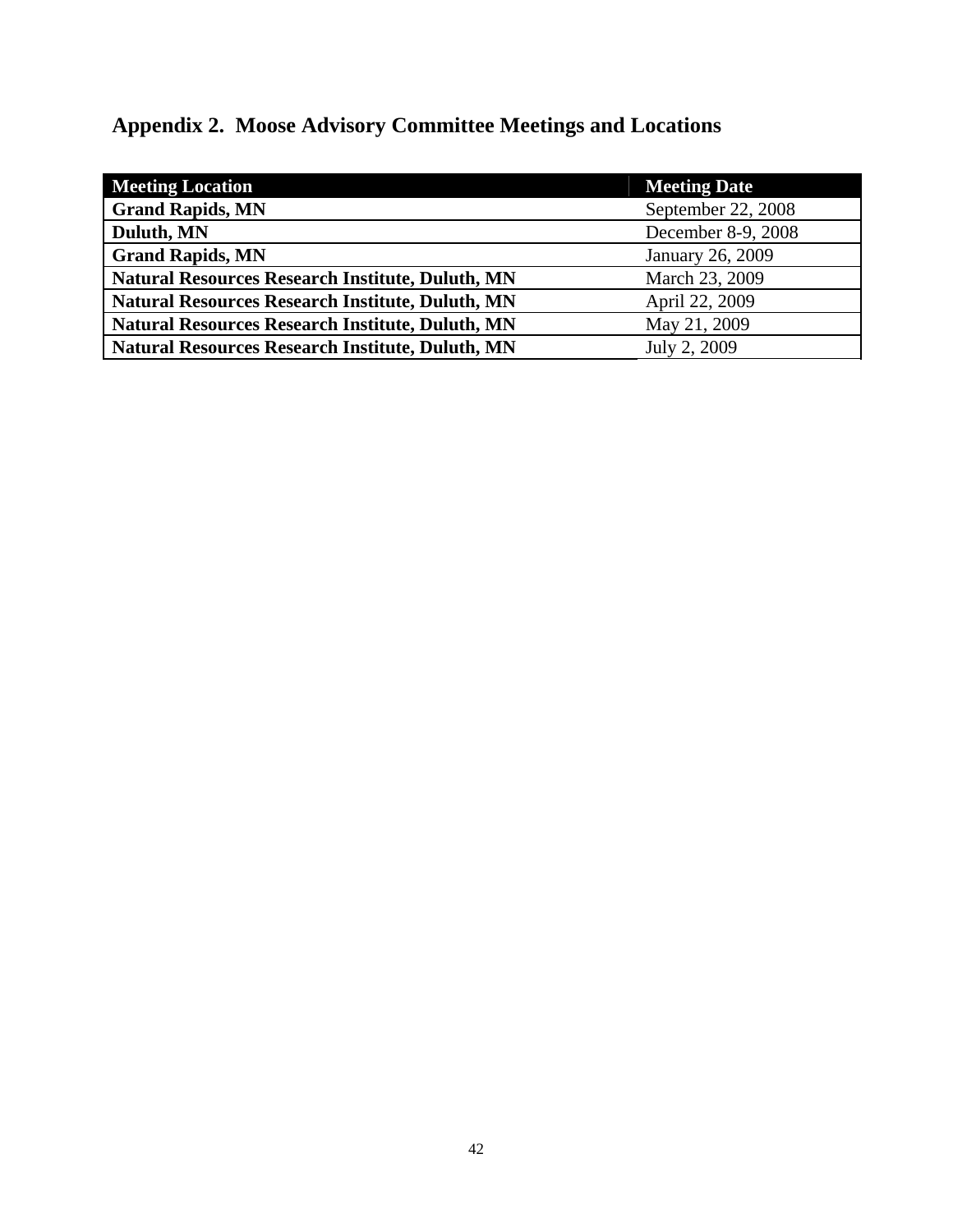## Appendix 2. Moose Advisory Committee Meetings and Locations

| Meeting Location | Meeting Date |
|---|---|
| **Grand Rapids, MN** | September 22, 2008 |
| **Duluth, MN** | December 8-9, 2008 |
| **Grand Rapids, MN** | January 26, 2009 |
| **Natural Resources Research Institute, Duluth, MN** | March 23, 2009 |
| **Natural Resources Research Institute, Duluth, MN** | April 22, 2009 |
| **Natural Resources Research Institute, Duluth, MN** | May 21, 2009 |
| **Natural Resources Research Institute, Duluth, MN** | July 2, 2009 |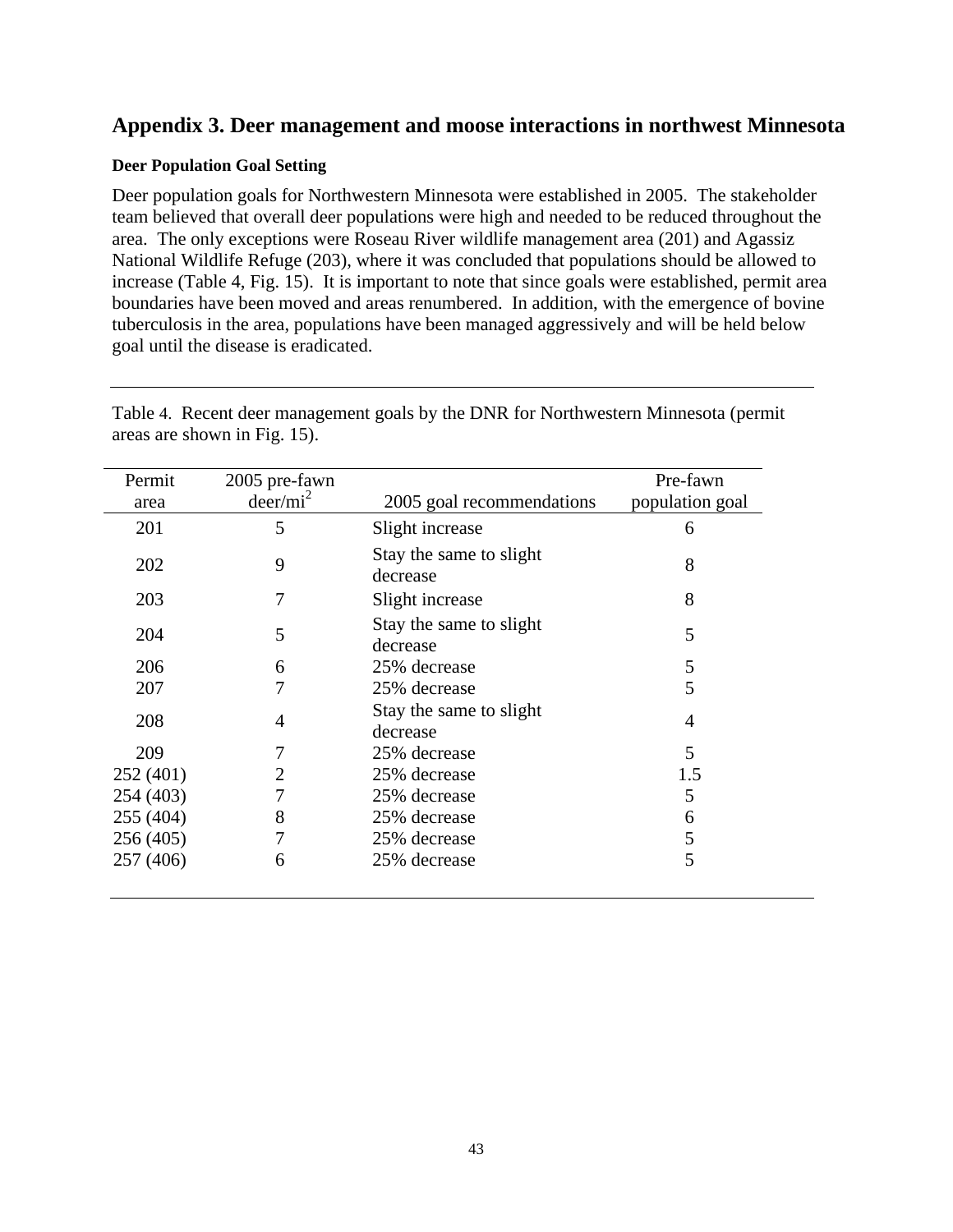## Appendix 3. Deer management and moose interactions in northwest Minnesota

### Deer Population Goal Setting

Deer population goals for Northwestern Minnesota were established in 2005. The stakeholder team believed that overall deer populations were high and needed to be reduced throughout the area. The only exceptions were Roseau River wildlife management area (201) and Agassiz National Wildlife Refuge (203), where it was concluded that populations should be allowed to increase (Table 4, Fig. 15). It is important to note that since goals were established, permit area boundaries have been moved and areas renumbered. In addition, with the emergence of bovine tuberculosis in the area, populations have been managed aggressively and will be held below goal until the disease is eradicated.

Table 4. Recent deer management goals by the DNR for Northwestern Minnesota (permit areas are shown in Fig. 15).

| Permit area | 2005 pre-fawn deer/mi$^2$ | 2005 goal recommendations | Pre-fawn population goal |
|---|---|---|---|
| 201 | 5 | Slight increase | 6 |
| 202 | 9 | Stay the same to slight decrease | 8 |
| 203 | 7 | Slight increase | 8 |
| 204 | 5 | Stay the same to slight decrease | 5 |
| 206 | 6 | 25% decrease | 5 |
| 207 | 7 | 25% decrease | 5 |
| 208 | 4 | Stay the same to slight decrease | 4 |
| 209 | 7 | 25% decrease | 5 |
| 252 (401) | 2 | 25% decrease | 1.5 |
| 254 (403) | 7 | 25% decrease | 5 |
| 255 (404) | 8 | 25% decrease | 6 |
| 256 (405) | 7 | 25% decrease | 5 |
| 257 (406) | 6 | 25% decrease | 5 |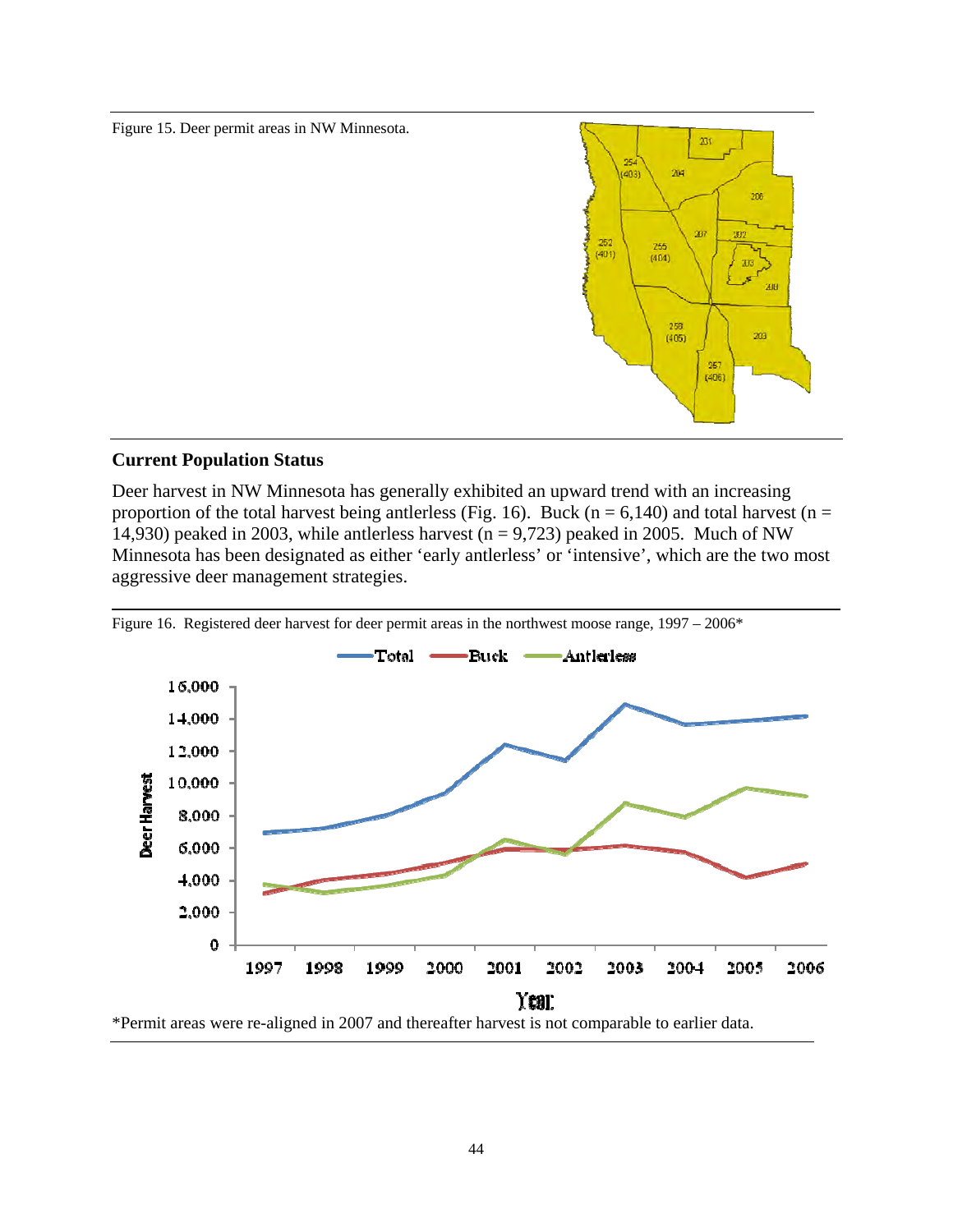Figure 15. Deer permit areas in NW Minnesota.

## Current Population Status

Deer harvest in NW Minnesota has generally exhibited an upward trend with an increasing proportion of the total harvest being antlerless (Fig. 16). Buck (n = 6,140) and total harvest (n = 14,930) peaked in 2003, while antlerless harvest (n = 9,723) peaked in 2005. Much of NW Minnesota has been designated as either 'early antlerless' or 'intensive', which are the two most aggressive deer management strategies.

Figure 16. Registered deer harvest for deer permit areas in the northwest moose range, 1997 – 2006*

*Permit areas were re-aligned in 2007 and thereafter harvest is not comparable to earlier data.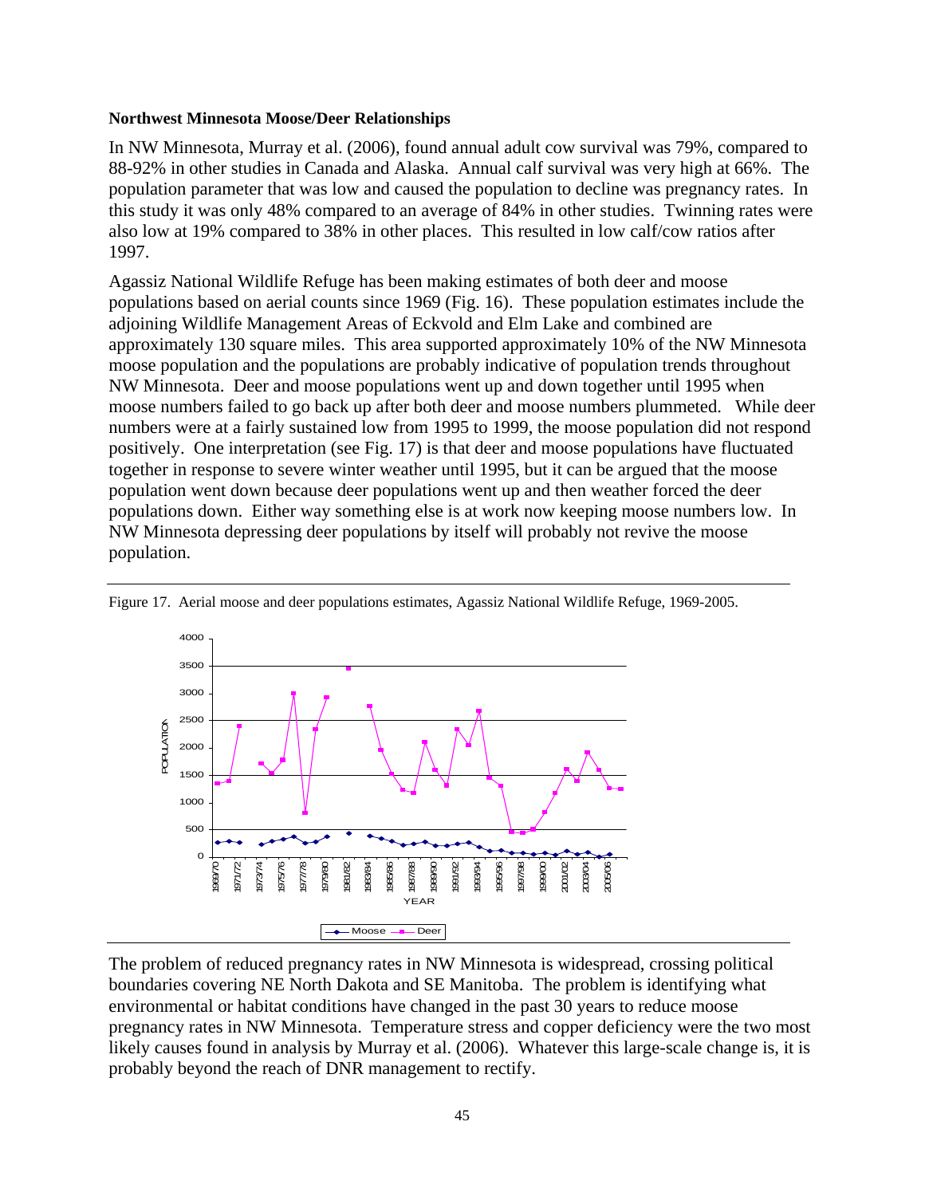**Northwest Minnesota Moose/Deer Relationships**

In NW Minnesota, Murray et al. (2006), found annual adult cow survival was 79%, compared to 88-92% in other studies in Canada and Alaska. Annual calf survival was very high at 66%. The population parameter that was low and caused the population to decline was pregnancy rates. In this study it was only 48% compared to an average of 84% in other studies. Twinning rates were also low at 19% compared to 38% in other places. This resulted in low calf/cow ratios after 1997.

Agassiz National Wildlife Refuge has been making estimates of both deer and moose populations based on aerial counts since 1969 (Fig. 16). These population estimates include the adjoining Wildlife Management Areas of Eckvold and Elm Lake and combined are approximately 130 square miles. This area supported approximately 10% of the NW Minnesota moose population and the populations are probably indicative of population trends throughout NW Minnesota. Deer and moose populations went up and down together until 1995 when moose numbers failed to go back up after both deer and moose numbers plummeted. While deer numbers were at a fairly sustained low from 1995 to 1999, the moose population did not respond positively. One interpretation (see Fig. 17) is that deer and moose populations have fluctuated together in response to severe winter weather until 1995, but it can be argued that the moose population went down because deer populations went up and then weather forced the deer populations down. Either way something else is at work now keeping moose numbers low. In NW Minnesota depressing deer populations by itself will probably not revive the moose population.

Figure 17. Aerial moose and deer populations estimates, Agassiz National Wildlife Refuge, 1969-2005.

POPULATION

4000
3500
3000
2500
2000
1500
1000
500
0

1969/70
1971/72
1973/74
1975/76
1977/78
1979/80
1981/82
1983/84
1985/86
1987/88
1989/90
1991/92
1993/94
1995/96
1997/98
1999/00
2001/02
2003/04
2005/06

YEAR

Moose
Deer

The problem of reduced pregnancy rates in NW Minnesota is widespread, crossing political boundaries covering NE North Dakota and SE Manitoba. The problem is identifying what environmental or habitat conditions have changed in the past 30 years to reduce moose pregnancy rates in NW Minnesota. Temperature stress and copper deficiency were the two most likely causes found in analysis by Murray et al. (2006). Whatever this large-scale change is, it is probably beyond the reach of DNR management to rectify.